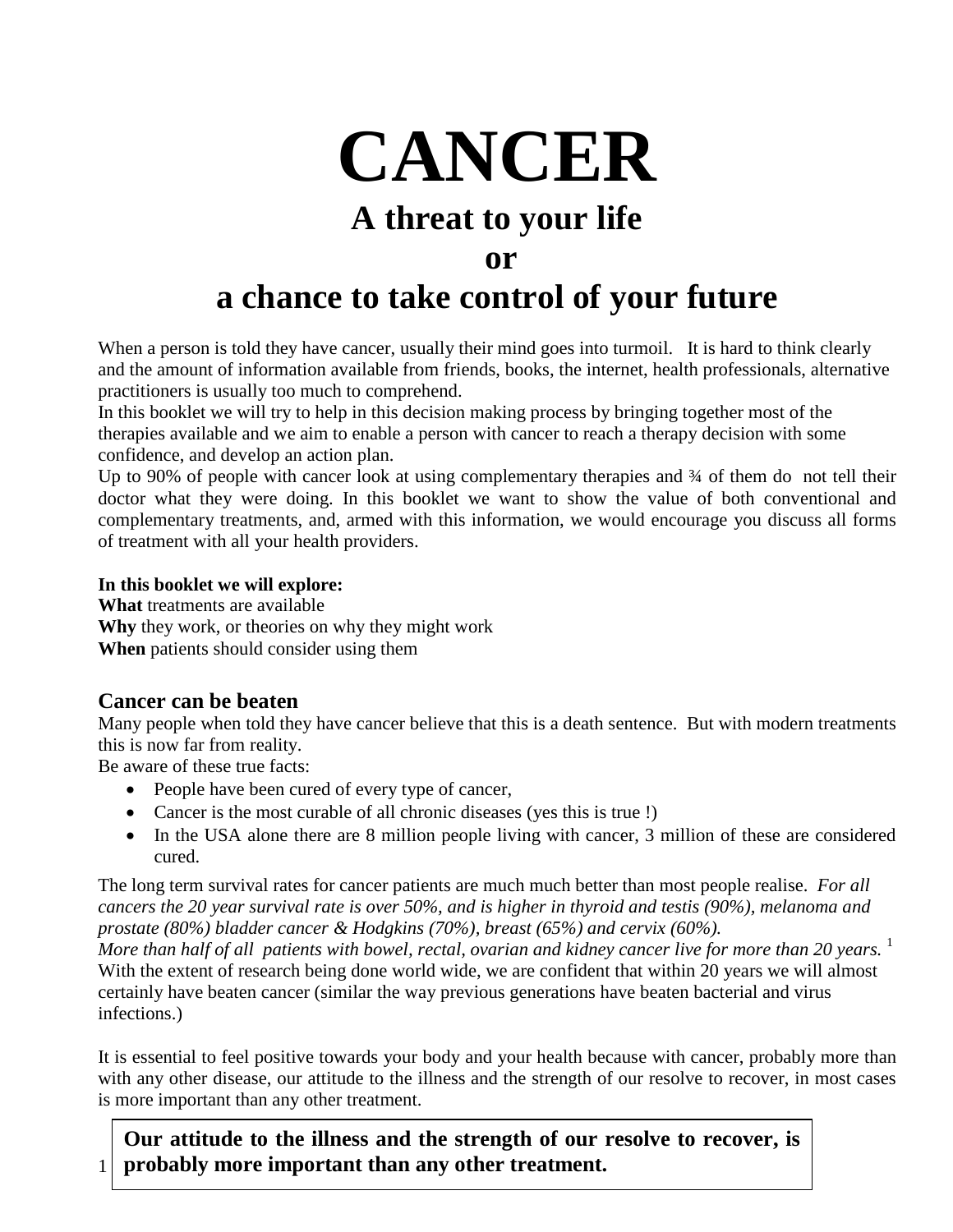# CANCER

## A threat to your life

## or

## a chance to take control of your future

When a person is told they have cancer, usually their mind goes into turmoil. It is hard to think clearly and the amount of information available from friends, books, the internet, health professionals, alternative practitioners is usually too much to comprehend.
In this booklet we will try to help in this decision making process by bringing together most of the therapies available and we aim to enable a person with cancer to reach a therapy decision with some confidence, and develop an action plan.
Up to 90% of people with cancer look at using complementary therapies and ¾ of them do not tell their doctor what they were doing. In this booklet we want to show the value of both conventional and complementary treatments, and, armed with this information, we would encourage you discuss all forms of treatment with all your health providers.

**In this booklet we will explore:**
**What** treatments are available
**Why** they work, or theories on why they might work
**When** patients should consider using them

### Cancer can be beaten

Many people when told they have cancer believe that this is a death sentence. But with modern treatments this is now far from reality.
Be aware of these true facts:

- People have been cured of every type of cancer,
- Cancer is the most curable of all chronic diseases (yes this is true !)
- In the USA alone there are 8 million people living with cancer, 3 million of these are considered cured.

The long term survival rates for cancer patients are much much better than most people realise. *For all cancers the 20 year survival rate is over 50%, and is higher in thyroid and testis (90%), melanoma and prostate (80%) bladder cancer & Hodgkins (70%), breast (65%) and cervix (60%).*
*More than half of all patients with bowel, rectal, ovarian and kidney cancer live for more than 20 years.* [1]
With the extent of research being done world wide, we are confident that within 20 years we will almost certainly have beaten cancer (similar the way previous generations have beaten bacterial and virus infections.)

It is essential to feel positive towards your body and your health because with cancer, probably more than with any other disease, our attitude to the illness and the strength of our resolve to recover, in most cases is more important than any other treatment.

**Our attitude to the illness and the strength of our resolve to recover, is probably more important than any other treatment.**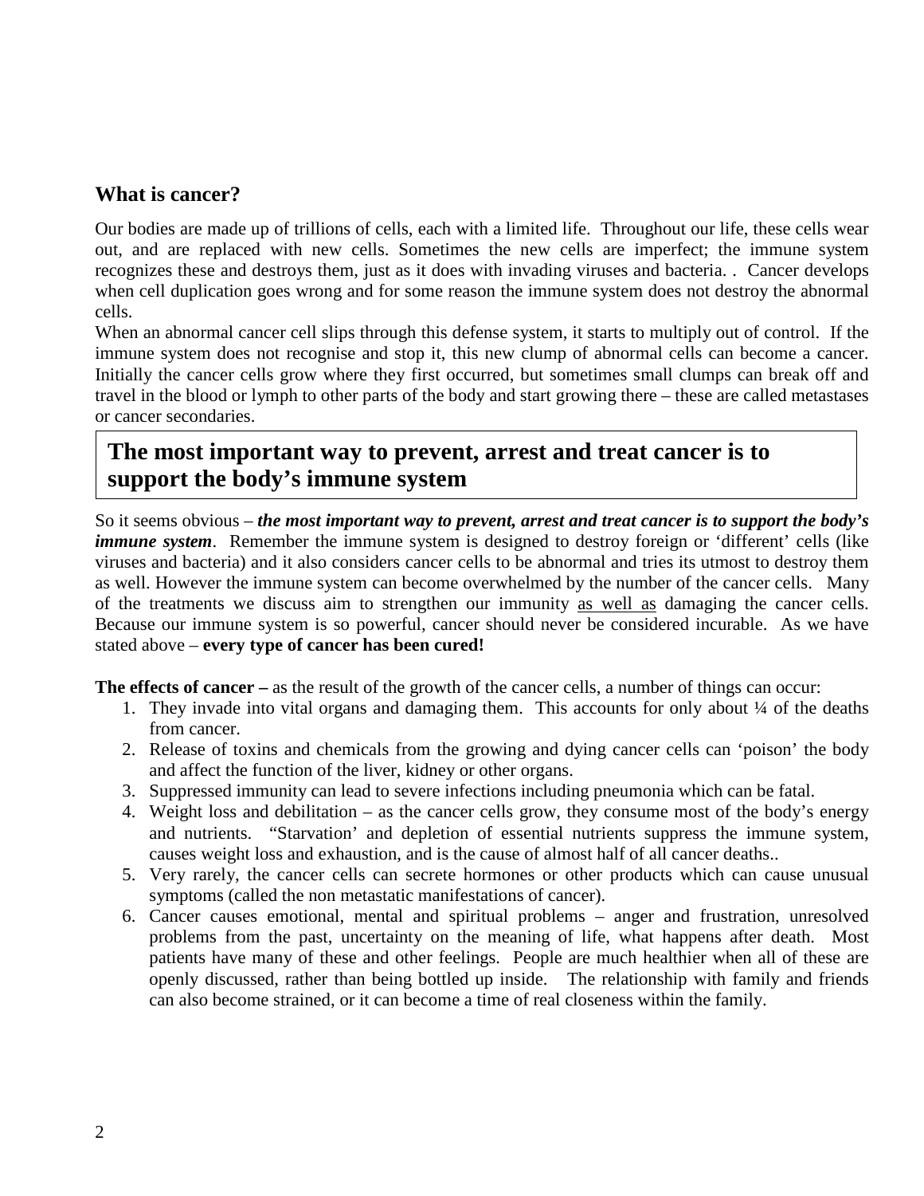## What is cancer?

Our bodies are made up of trillions of cells, each with a limited life. Throughout our life, these cells wear out, and are replaced with new cells. Sometimes the new cells are imperfect; the immune system recognizes these and destroys them, just as it does with invading viruses and bacteria. . Cancer develops when cell duplication goes wrong and for some reason the immune system does not destroy the abnormal cells.

When an abnormal cancer cell slips through this defense system, it starts to multiply out of control. If the immune system does not recognise and stop it, this new clump of abnormal cells can become a cancer. Initially the cancer cells grow where they first occurred, but sometimes small clumps can break off and travel in the blood or lymph to other parts of the body and start growing there – these are called metastases or cancer secondaries.

## The most important way to prevent, arrest and treat cancer is to support the body's immune system

So it seems obvious – ***the most important way to prevent, arrest and treat cancer is to support the body's immune system***. Remember the immune system is designed to destroy foreign or 'different' cells (like viruses and bacteria) and it also considers cancer cells to be abnormal and tries its utmost to destroy them as well. However the immune system can become overwhelmed by the number of the cancer cells. Many of the treatments we discuss aim to strengthen our immunity <u>as well as</u> damaging the cancer cells. Because our immune system is so powerful, cancer should never be considered incurable. As we have stated above – **every type of cancer has been cured!**

**The effects of cancer –** as the result of the growth of the cancer cells, a number of things can occur:

1. They invade into vital organs and damaging them. This accounts for only about ¼ of the deaths from cancer.
2. Release of toxins and chemicals from the growing and dying cancer cells can 'poison' the body and affect the function of the liver, kidney or other organs.
3. Suppressed immunity can lead to severe infections including pneumonia which can be fatal.
4. Weight loss and debilitation – as the cancer cells grow, they consume most of the body's energy and nutrients. "Starvation' and depletion of essential nutrients suppress the immune system, causes weight loss and exhaustion, and is the cause of almost half of all cancer deaths..
5. Very rarely, the cancer cells can secrete hormones or other products which can cause unusual symptoms (called the non metastatic manifestations of cancer).
6. Cancer causes emotional, mental and spiritual problems – anger and frustration, unresolved problems from the past, uncertainty on the meaning of life, what happens after death. Most patients have many of these and other feelings. People are much healthier when all of these are openly discussed, rather than being bottled up inside. The relationship with family and friends can also become strained, or it can become a time of real closeness within the family.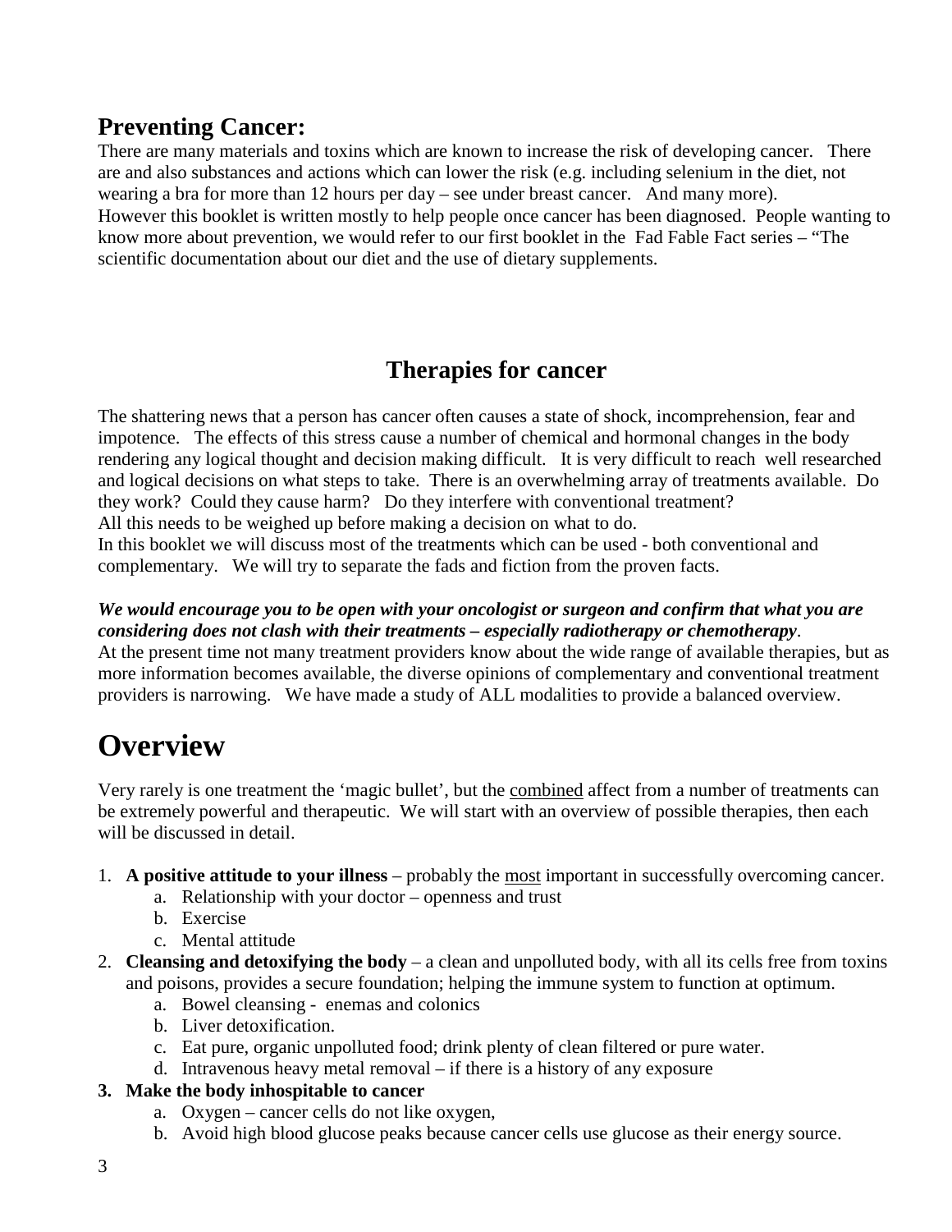## Preventing Cancer:

There are many materials and toxins which are known to increase the risk of developing cancer. There are and also substances and actions which can lower the risk (e.g. including selenium in the diet, not wearing a bra for more than 12 hours per day – see under breast cancer. And many more).
However this booklet is written mostly to help people once cancer has been diagnosed. People wanting to know more about prevention, we would refer to our first booklet in the Fad Fable Fact series – "The scientific documentation about our diet and the use of dietary supplements.

## Therapies for cancer

The shattering news that a person has cancer often causes a state of shock, incomprehension, fear and impotence. The effects of this stress cause a number of chemical and hormonal changes in the body rendering any logical thought and decision making difficult. It is very difficult to reach well researched and logical decisions on what steps to take. There is an overwhelming array of treatments available. Do they work? Could they cause harm? Do they interfere with conventional treatment?
All this needs to be weighed up before making a decision on what to do.
In this booklet we will discuss most of the treatments which can be used - both conventional and complementary. We will try to separate the fads and fiction from the proven facts.

***We would encourage you to be open with your oncologist or surgeon and confirm that what you are considering does not clash with their treatments – especially radiotherapy or chemotherapy*.**
At the present time not many treatment providers know about the wide range of available therapies, but as more information becomes available, the diverse opinions of complementary and conventional treatment providers is narrowing. We have made a study of ALL modalities to provide a balanced overview.

# Overview

Very rarely is one treatment the 'magic bullet', but the <u>combined</u> affect from a number of treatments can be extremely powerful and therapeutic. We will start with an overview of possible therapies, then each will be discussed in detail.

1. **A positive attitude to your illness** – probably the <u>most</u> important in successfully overcoming cancer.
   a. Relationship with your doctor – openness and trust
   b. Exercise
   c. Mental attitude
2. **Cleansing and detoxifying the body** – a clean and unpolluted body, with all its cells free from toxins and poisons, provides a secure foundation; helping the immune system to function at optimum.
   a. Bowel cleansing - enemas and colonics
   b. Liver detoxification.
   c. Eat pure, organic unpolluted food; drink plenty of clean filtered or pure water.
   d. Intravenous heavy metal removal – if there is a history of any exposure
3. **Make the body inhospitable to cancer**
   a. Oxygen – cancer cells do not like oxygen,
   b. Avoid high blood glucose peaks because cancer cells use glucose as their energy source.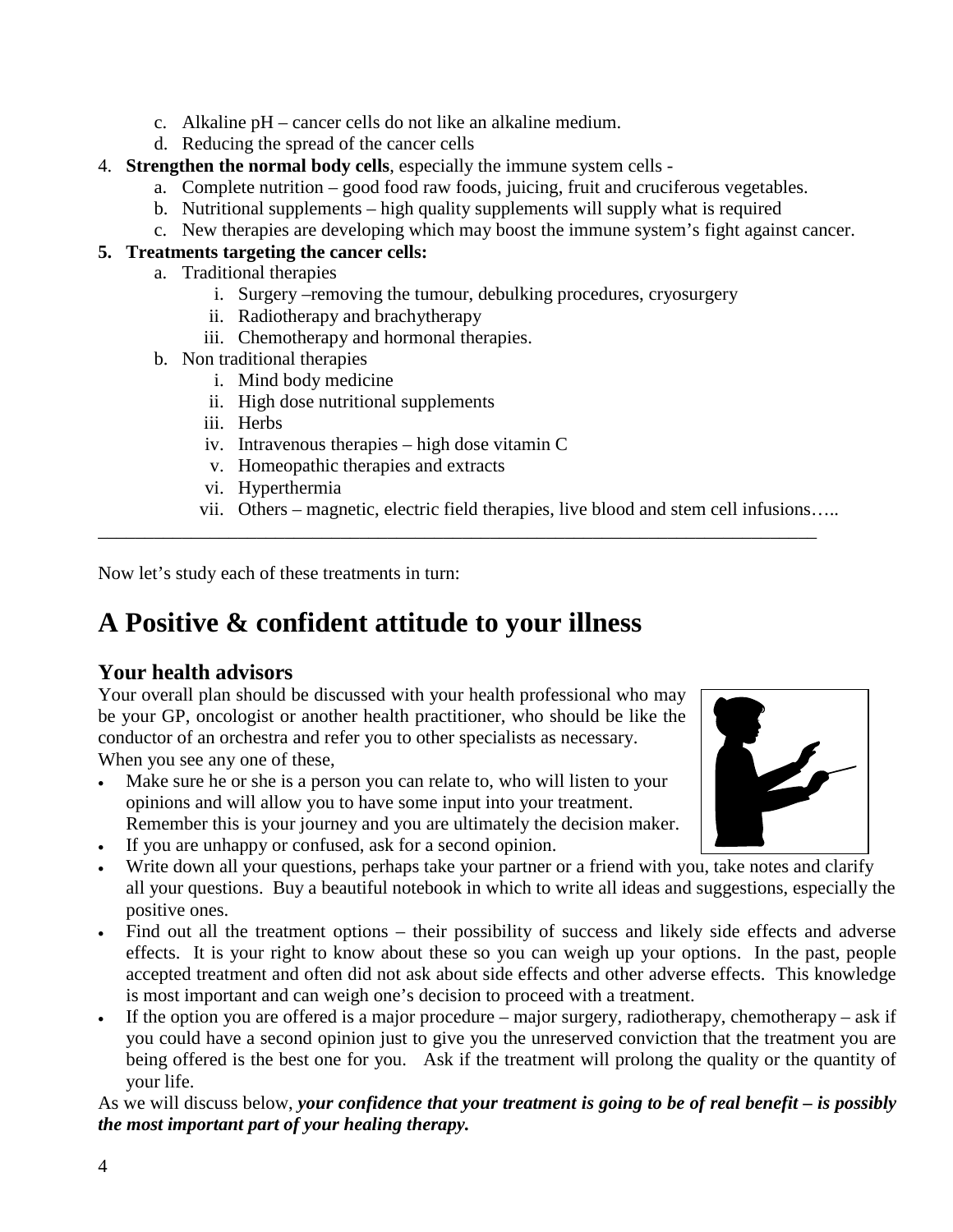c. Alkaline pH – cancer cells do not like an alkaline medium.
   d. Reducing the spread of the cancer cells

4. **Strengthen the normal body cells**, especially the immune system cells -
   a. Complete nutrition – good food raw foods, juicing, fruit and cruciferous vegetables.
   b. Nutritional supplements – high quality supplements will supply what is required
   c. New therapies are developing which may boost the immune system's fight against cancer.

5. **Treatments targeting the cancer cells:**
   a. Traditional therapies
      i. Surgery –removing the tumour, debulking procedures, cryosurgery
      ii. Radiotherapy and brachytherapy
      iii. Chemotherapy and hormonal therapies.
   b. Non traditional therapies
      i. Mind body medicine
      ii. High dose nutritional supplements
      iii. Herbs
      iv. Intravenous therapies – high dose vitamin C
      v. Homeopathic therapies and extracts
      vi. Hyperthermia
      vii. Others – magnetic, electric field therapies, live blood and stem cell infusions…..

---

Now let's study each of these treatments in turn:

# A Positive & confident attitude to your illness

## Your health advisors

Your overall plan should be discussed with your health professional who may be your GP, oncologist or another health practitioner, who should be like the conductor of an orchestra and refer you to other specialists as necessary. When you see any one of these,

- Make sure he or she is a person you can relate to, who will listen to your opinions and will allow you to have some input into your treatment. Remember this is your journey and you are ultimately the decision maker.
- If you are unhappy or confused, ask for a second opinion.
- Write down all your questions, perhaps take your partner or a friend with you, take notes and clarify all your questions. Buy a beautiful notebook in which to write all ideas and suggestions, especially the positive ones.
- Find out all the treatment options – their possibility of success and likely side effects and adverse effects. It is your right to know about these so you can weigh up your options. In the past, people accepted treatment and often did not ask about side effects and other adverse effects. This knowledge is most important and can weigh one's decision to proceed with a treatment.
- If the option you are offered is a major procedure – major surgery, radiotherapy, chemotherapy – ask if you could have a second opinion just to give you the unreserved conviction that the treatment you are being offered is the best one for you. Ask if the treatment will prolong the quality or the quantity of your life.

As we will discuss below, ***your confidence that your treatment is going to be of real benefit – is possibly the most important part of your healing therapy.***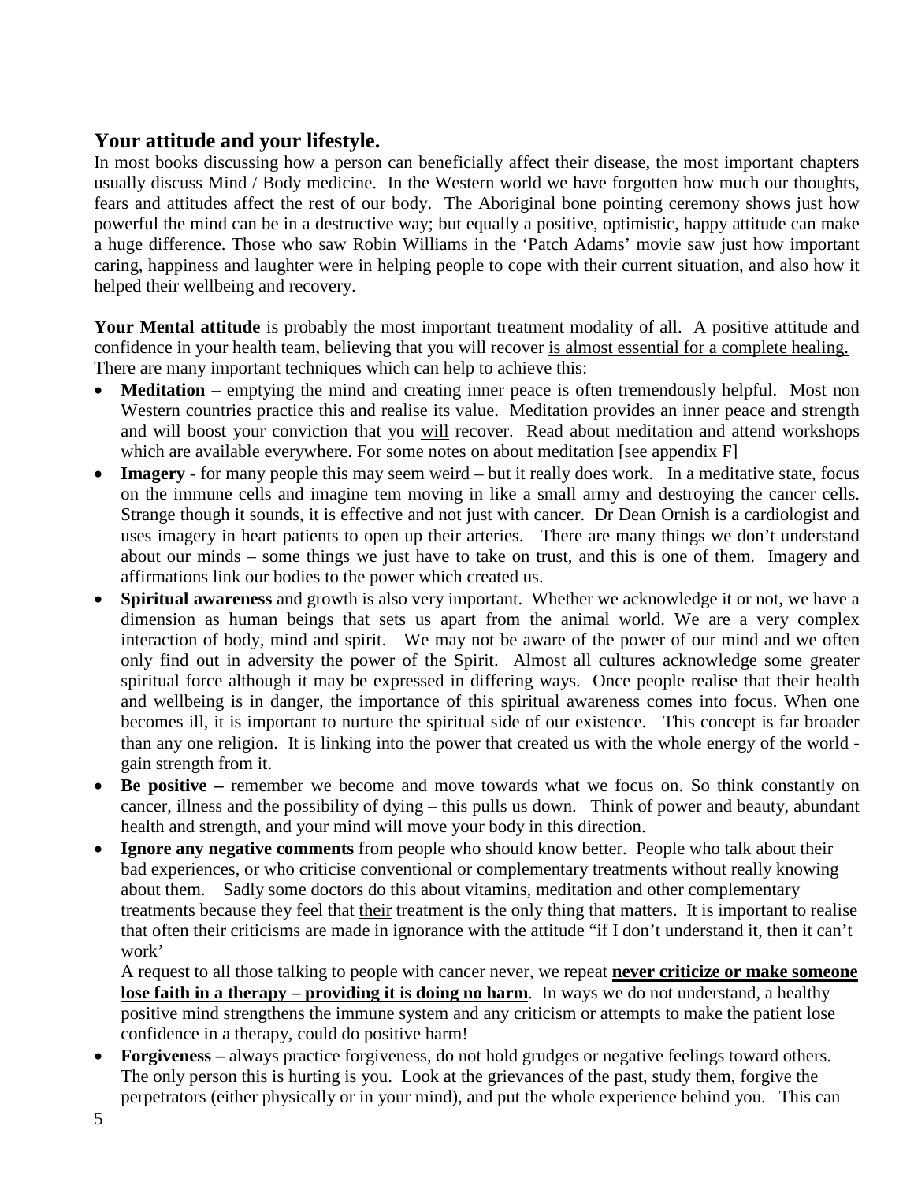## Your attitude and your lifestyle.

In most books discussing how a person can beneficially affect their disease, the most important chapters usually discuss Mind / Body medicine. In the Western world we have forgotten how much our thoughts, fears and attitudes affect the rest of our body. The Aboriginal bone pointing ceremony shows just how powerful the mind can be in a destructive way; but equally a positive, optimistic, happy attitude can make a huge difference. Those who saw Robin Williams in the 'Patch Adams' movie saw just how important caring, happiness and laughter were in helping people to cope with their current situation, and also how it helped their wellbeing and recovery.

**Your Mental attitude** is probably the most important treatment modality of all. A positive attitude and confidence in your health team, believing that you will recover <u>is almost essential for a complete healing.</u> There are many important techniques which can help to achieve this:

- **Meditation** – emptying the mind and creating inner peace is often tremendously helpful. Most non Western countries practice this and realise its value. Meditation provides an inner peace and strength and will boost your conviction that you <u>will</u> recover. Read about meditation and attend workshops which are available everywhere. For some notes on about meditation [see appendix F]
- **Imagery** - for many people this may seem weird – but it really does work. In a meditative state, focus on the immune cells and imagine tem moving in like a small army and destroying the cancer cells. Strange though it sounds, it is effective and not just with cancer. Dr Dean Ornish is a cardiologist and uses imagery in heart patients to open up their arteries. There are many things we don't understand about our minds – some things we just have to take on trust, and this is one of them. Imagery and affirmations link our bodies to the power which created us.
- **Spiritual awareness** and growth is also very important. Whether we acknowledge it or not, we have a dimension as human beings that sets us apart from the animal world. We are a very complex interaction of body, mind and spirit. We may not be aware of the power of our mind and we often only find out in adversity the power of the Spirit. Almost all cultures acknowledge some greater spiritual force although it may be expressed in differing ways. Once people realise that their health and wellbeing is in danger, the importance of this spiritual awareness comes into focus. When one becomes ill, it is important to nurture the spiritual side of our existence. This concept is far broader than any one religion. It is linking into the power that created us with the whole energy of the world - gain strength from it.
- **Be positive –** remember we become and move towards what we focus on. So think constantly on cancer, illness and the possibility of dying – this pulls us down. Think of power and beauty, abundant health and strength, and your mind will move your body in this direction.
- **Ignore any negative comments** from people who should know better. People who talk about their bad experiences, or who criticise conventional or complementary treatments without really knowing about them. Sadly some doctors do this about vitamins, meditation and other complementary treatments because they feel that <u>their</u> treatment is the only thing that matters. It is important to realise that often their criticisms are made in ignorance with the attitude "if I don't understand it, then it can't work'

  A request to all those talking to people with cancer never, we repeat <u>**never criticize or make someone lose faith in a therapy – providing it is doing no harm**</u>. In ways we do not understand, a healthy positive mind strengthens the immune system and any criticism or attempts to make the patient lose confidence in a therapy, could do positive harm!
- **Forgiveness –** always practice forgiveness, do not hold grudges or negative feelings toward others. The only person this is hurting is you. Look at the grievances of the past, study them, forgive the perpetrators (either physically or in your mind), and put the whole experience behind you. This can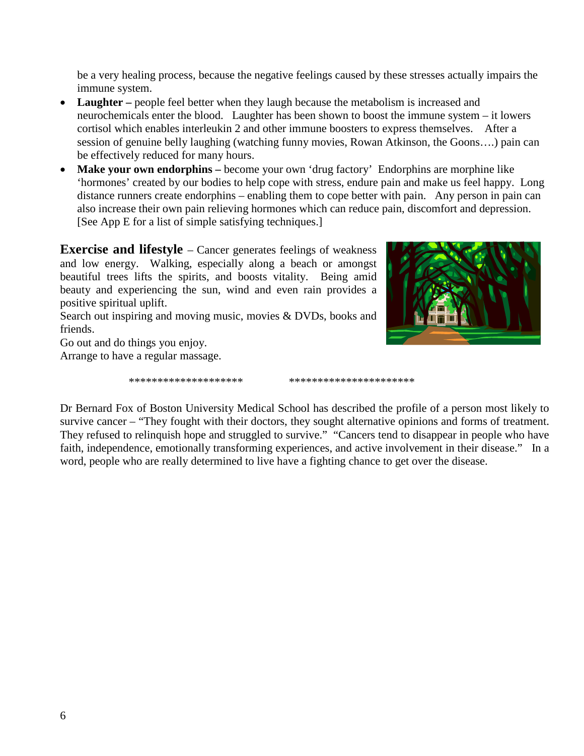be a very healing process, because the negative feelings caused by these stresses actually impairs the immune system.

- **Laughter –** people feel better when they laugh because the metabolism is increased and neurochemicals enter the blood. Laughter has been shown to boost the immune system – it lowers cortisol which enables interleukin 2 and other immune boosters to express themselves. After a session of genuine belly laughing (watching funny movies, Rowan Atkinson, the Goons….) pain can be effectively reduced for many hours.
- **Make your own endorphins –** become your own 'drug factory' Endorphins are morphine like 'hormones' created by our bodies to help cope with stress, endure pain and make us feel happy. Long distance runners create endorphins – enabling them to cope better with pain. Any person in pain can also increase their own pain relieving hormones which can reduce pain, discomfort and depression. [See App E for a list of simple satisfying techniques.]

**Exercise and lifestyle** – Cancer generates feelings of weakness and low energy. Walking, especially along a beach or amongst beautiful trees lifts the spirits, and boosts vitality. Being amid beauty and experiencing the sun, wind and even rain provides a positive spiritual uplift.

Search out inspiring and moving music, movies & DVDs, books and friends.

Go out and do things you enjoy.

Arrange to have a regular massage.

******************** *********************

Dr Bernard Fox of Boston University Medical School has described the profile of a person most likely to survive cancer – "They fought with their doctors, they sought alternative opinions and forms of treatment. They refused to relinquish hope and struggled to survive." "Cancers tend to disappear in people who have faith, independence, emotionally transforming experiences, and active involvement in their disease." In a word, people who are really determined to live have a fighting chance to get over the disease.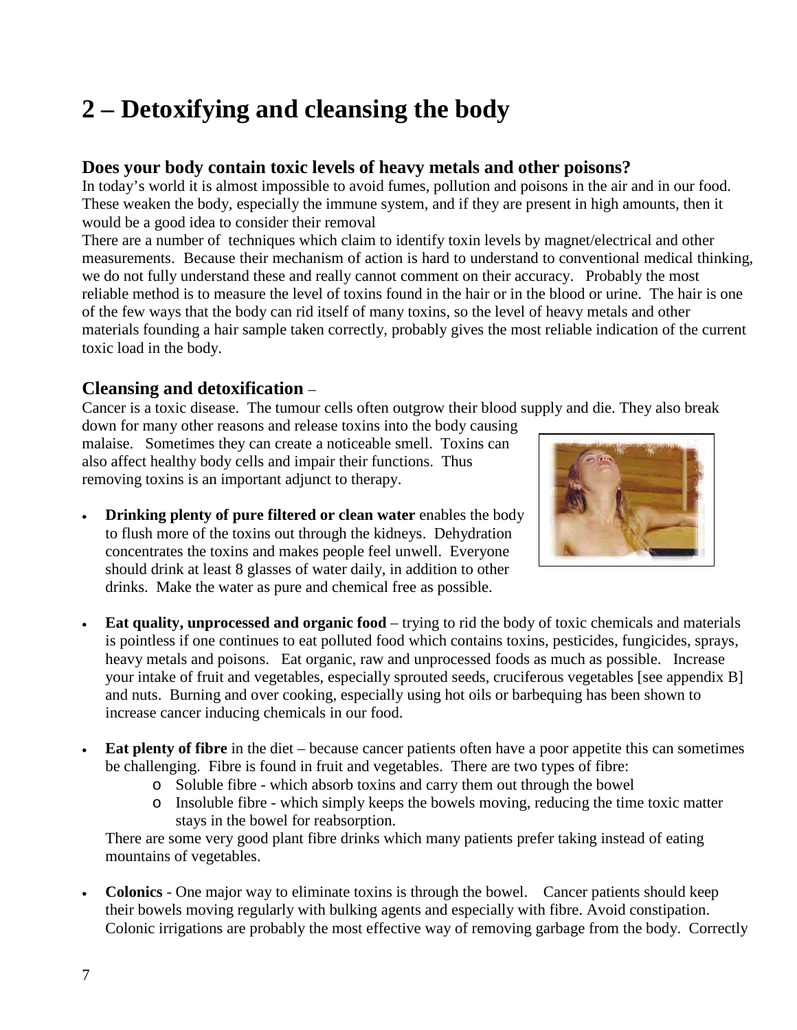# 2 – Detoxifying and cleansing the body

## Does your body contain toxic levels of heavy metals and other poisons?

In today's world it is almost impossible to avoid fumes, pollution and poisons in the air and in our food. These weaken the body, especially the immune system, and if they are present in high amounts, then it would be a good idea to consider their removal

There are a number of techniques which claim to identify toxin levels by magnet/electrical and other measurements. Because their mechanism of action is hard to understand to conventional medical thinking, we do not fully understand these and really cannot comment on their accuracy. Probably the most reliable method is to measure the level of toxins found in the hair or in the blood or urine. The hair is one of the few ways that the body can rid itself of many toxins, so the level of heavy metals and other materials founding a hair sample taken correctly, probably gives the most reliable indication of the current toxic load in the body.

## Cleansing and detoxification –

Cancer is a toxic disease. The tumour cells often outgrow their blood supply and die. They also break down for many other reasons and release toxins into the body causing malaise. Sometimes they can create a noticeable smell. Toxins can also affect healthy body cells and impair their functions. Thus removing toxins is an important adjunct to therapy.

- **Drinking plenty of pure filtered or clean water** enables the body to flush more of the toxins out through the kidneys. Dehydration concentrates the toxins and makes people feel unwell. Everyone should drink at least 8 glasses of water daily, in addition to other drinks. Make the water as pure and chemical free as possible.

- **Eat quality, unprocessed and organic food** – trying to rid the body of toxic chemicals and materials is pointless if one continues to eat polluted food which contains toxins, pesticides, fungicides, sprays, heavy metals and poisons. Eat organic, raw and unprocessed foods as much as possible. Increase your intake of fruit and vegetables, especially sprouted seeds, cruciferous vegetables [see appendix B] and nuts. Burning and over cooking, especially using hot oils or barbequing has been shown to increase cancer inducing chemicals in our food.

- **Eat plenty of fibre** in the diet – because cancer patients often have a poor appetite this can sometimes be challenging. Fibre is found in fruit and vegetables. There are two types of fibre:
  - Soluble fibre - which absorb toxins and carry them out through the bowel
  - Insoluble fibre - which simply keeps the bowels moving, reducing the time toxic matter stays in the bowel for reabsorption.

  There are some very good plant fibre drinks which many patients prefer taking instead of eating mountains of vegetables.

- **Colonics** - One major way to eliminate toxins is through the bowel. Cancer patients should keep their bowels moving regularly with bulking agents and especially with fibre. Avoid constipation. Colonic irrigations are probably the most effective way of removing garbage from the body. Correctly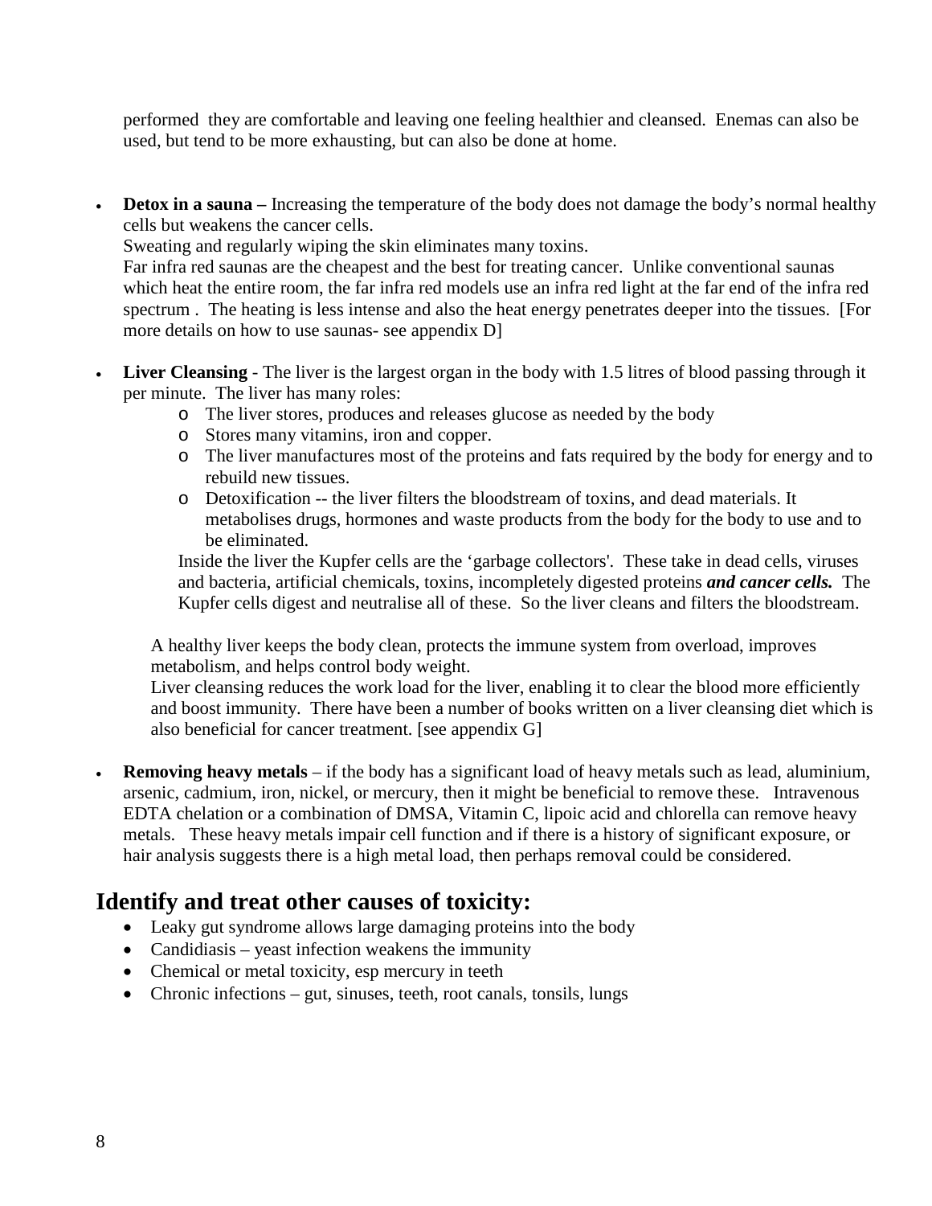performed they are comfortable and leaving one feeling healthier and cleansed. Enemas can also be used, but tend to be more exhausting, but can also be done at home.

- **Detox in a sauna –** Increasing the temperature of the body does not damage the body's normal healthy cells but weakens the cancer cells.
  Sweating and regularly wiping the skin eliminates many toxins.
  Far infra red saunas are the cheapest and the best for treating cancer. Unlike conventional saunas which heat the entire room, the far infra red models use an infra red light at the far end of the infra red spectrum . The heating is less intense and also the heat energy penetrates deeper into the tissues. [For more details on how to use saunas- see appendix D]

- **Liver Cleansing** - The liver is the largest organ in the body with 1.5 litres of blood passing through it per minute. The liver has many roles:
  - The liver stores, produces and releases glucose as needed by the body
  - Stores many vitamins, iron and copper.
  - The liver manufactures most of the proteins and fats required by the body for energy and to rebuild new tissues.
  - Detoxification -- the liver filters the bloodstream of toxins, and dead materials. It metabolises drugs, hormones and waste products from the body for the body to use and to be eliminated.

  Inside the liver the Kupfer cells are the 'garbage collectors'. These take in dead cells, viruses and bacteria, artificial chemicals, toxins, incompletely digested proteins ***and cancer cells.*** The Kupfer cells digest and neutralise all of these. So the liver cleans and filters the bloodstream.

  A healthy liver keeps the body clean, protects the immune system from overload, improves metabolism, and helps control body weight.
  Liver cleansing reduces the work load for the liver, enabling it to clear the blood more efficiently and boost immunity. There have been a number of books written on a liver cleansing diet which is also beneficial for cancer treatment. [see appendix G]

- **Removing heavy metals** – if the body has a significant load of heavy metals such as lead, aluminium, arsenic, cadmium, iron, nickel, or mercury, then it might be beneficial to remove these. Intravenous EDTA chelation or a combination of DMSA, Vitamin C, lipoic acid and chlorella can remove heavy metals. These heavy metals impair cell function and if there is a history of significant exposure, or hair analysis suggests there is a high metal load, then perhaps removal could be considered.

## Identify and treat other causes of toxicity:

- Leaky gut syndrome allows large damaging proteins into the body
- Candidiasis – yeast infection weakens the immunity
- Chemical or metal toxicity, esp mercury in teeth
- Chronic infections – gut, sinuses, teeth, root canals, tonsils, lungs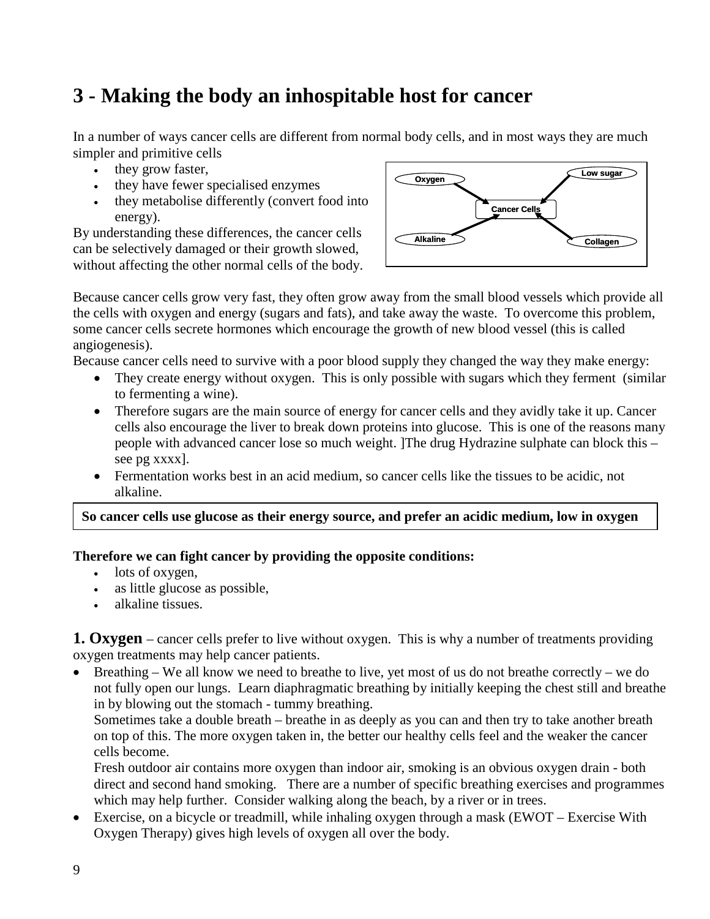# 3 - Making the body an inhospitable host for cancer

In a number of ways cancer cells are different from normal body cells, and in most ways they are much simpler and primitive cells

- they grow faster,
- they have fewer specialised enzymes
- they metabolise differently (convert food into energy).

By understanding these differences, the cancer cells can be selectively damaged or their growth slowed, without affecting the other normal cells of the body.

Oxygen → Cancer Cells ← Low sugar
Alkaline → Cancer Cells ← Collagen

Because cancer cells grow very fast, they often grow away from the small blood vessels which provide all the cells with oxygen and energy (sugars and fats), and take away the waste. To overcome this problem, some cancer cells secrete hormones which encourage the growth of new blood vessel (this is called angiogenesis).

Because cancer cells need to survive with a poor blood supply they changed the way they make energy:

- They create energy without oxygen. This is only possible with sugars which they ferment (similar to fermenting a wine).
- Therefore sugars are the main source of energy for cancer cells and they avidly take it up. Cancer cells also encourage the liver to break down proteins into glucose. This is one of the reasons many people with advanced cancer lose so much weight. ]The drug Hydrazine sulphate can block this – see pg xxxx].
- Fermentation works best in an acid medium, so cancer cells like the tissues to be acidic, not alkaline.

**So cancer cells use glucose as their energy source, and prefer an acidic medium, low in oxygen**

**Therefore we can fight cancer by providing the opposite conditions:**

- lots of oxygen,
- as little glucose as possible,
- alkaline tissues.

**1. Oxygen** – cancer cells prefer to live without oxygen. This is why a number of treatments providing oxygen treatments may help cancer patients.

- Breathing – We all know we need to breathe to live, yet most of us do not breathe correctly – we do not fully open our lungs. Learn diaphragmatic breathing by initially keeping the chest still and breathe in by blowing out the stomach - tummy breathing.
  Sometimes take a double breath – breathe in as deeply as you can and then try to take another breath on top of this. The more oxygen taken in, the better our healthy cells feel and the weaker the cancer cells become.
  Fresh outdoor air contains more oxygen than indoor air, smoking is an obvious oxygen drain - both direct and second hand smoking. There are a number of specific breathing exercises and programmes which may help further. Consider walking along the beach, by a river or in trees.
- Exercise, on a bicycle or treadmill, while inhaling oxygen through a mask (EWOT – Exercise With Oxygen Therapy) gives high levels of oxygen all over the body.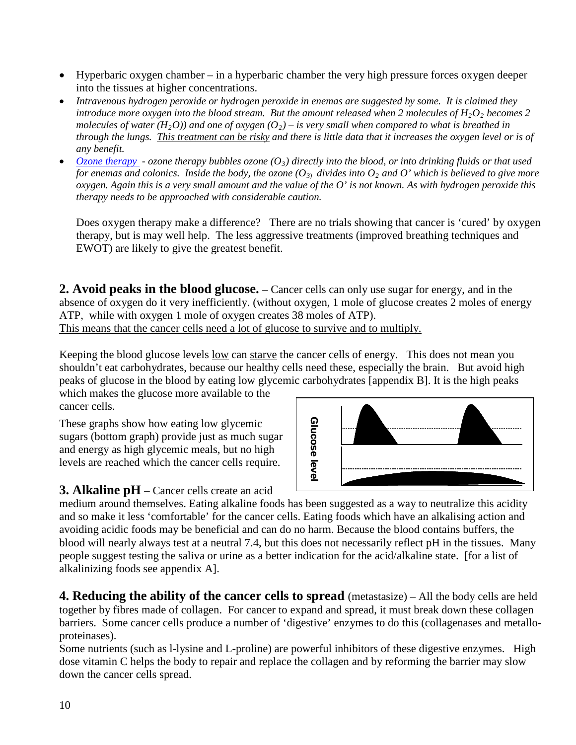- Hyperbaric oxygen chamber – in a hyperbaric chamber the very high pressure forces oxygen deeper into the tissues at higher concentrations.
- *Intravenous hydrogen peroxide or hydrogen peroxide in enemas are suggested by some. It is claimed they introduce more oxygen into the blood stream. But the amount released when 2 molecules of $H_2O_2$ becomes 2 molecules of water ($H_2O$)) and one of oxygen ($O_2$) – is very small when compared to what is breathed in through the lungs. This treatment can be risky and there is little data that it increases the oxygen level or is of any benefit.*
- *Ozone therapy - ozone therapy bubbles ozone ($O_3$) directly into the blood, or into drinking fluids or that used for enemas and colonics. Inside the body, the ozone ($O_3$) divides into $O_2$ and O' which is believed to give more oxygen. Again this is a very small amount and the value of the O' is not known. As with hydrogen peroxide this therapy needs to be approached with considerable caution.*

Does oxygen therapy make a difference? There are no trials showing that cancer is 'cured' by oxygen therapy, but is may well help. The less aggressive treatments (improved breathing techniques and EWOT) are likely to give the greatest benefit.

**2. Avoid peaks in the blood glucose.** – Cancer cells can only use sugar for energy, and in the absence of oxygen do it very inefficiently. (without oxygen, 1 mole of glucose creates 2 moles of energy ATP, while with oxygen 1 mole of oxygen creates 38 moles of ATP).
This means that the cancer cells need a lot of glucose to survive and to multiply.

Keeping the blood glucose levels low can starve the cancer cells of energy. This does not mean you shouldn't eat carbohydrates, because our healthy cells need these, especially the brain. But avoid high peaks of glucose in the blood by eating low glycemic carbohydrates [appendix B]. It is the high peaks which makes the glucose more available to the cancer cells.

These graphs show how eating low glycemic sugars (bottom graph) provide just as much sugar and energy as high glycemic meals, but no high levels are reached which the cancer cells require.

Glucose level

**3. Alkaline pH** – Cancer cells create an acid medium around themselves. Eating alkaline foods has been suggested as a way to neutralize this acidity and so make it less 'comfortable' for the cancer cells. Eating foods which have an alkalising action and avoiding acidic foods may be beneficial and can do no harm. Because the blood contains buffers, the blood will nearly always test at a neutral 7.4, but this does not necessarily reflect pH in the tissues. Many people suggest testing the saliva or urine as a better indication for the acid/alkaline state. [for a list of alkalinizing foods see appendix A].

**4. Reducing the ability of the cancer cells to spread** (metastasize) – All the body cells are held together by fibres made of collagen. For cancer to expand and spread, it must break down these collagen barriers. Some cancer cells produce a number of 'digestive' enzymes to do this (collagenases and metallo-proteinases).
Some nutrients (such as l-lysine and L-proline) are powerful inhibitors of these digestive enzymes. High dose vitamin C helps the body to repair and replace the collagen and by reforming the barrier may slow down the cancer cells spread.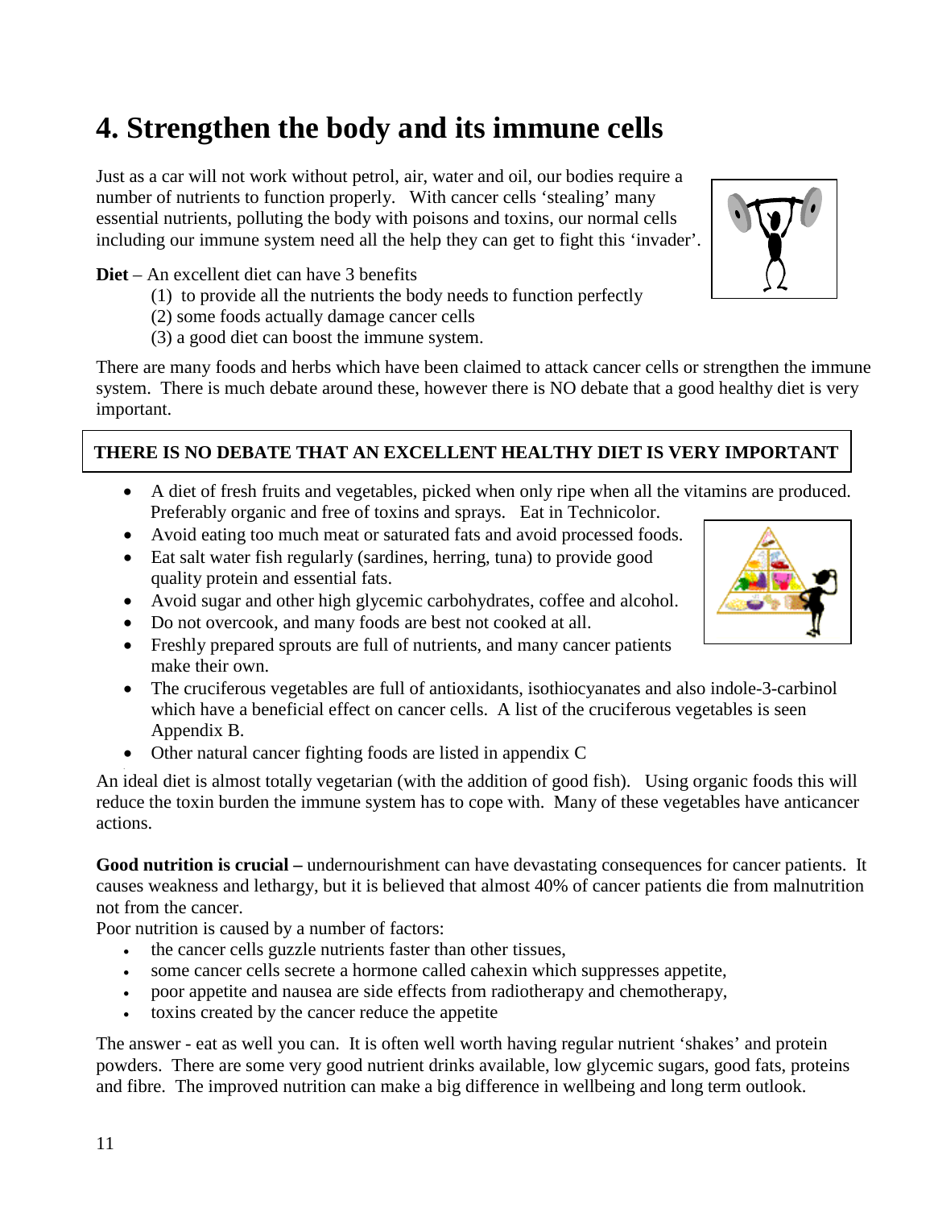# 4. Strengthen the body and its immune cells

Just as a car will not work without petrol, air, water and oil, our bodies require a number of nutrients to function properly. With cancer cells 'stealing' many essential nutrients, polluting the body with poisons and toxins, our normal cells including our immune system need all the help they can get to fight this 'invader'.

**Diet** – An excellent diet can have 3 benefits

(1) to provide all the nutrients the body needs to function perfectly
(2) some foods actually damage cancer cells
(3) a good diet can boost the immune system.

There are many foods and herbs which have been claimed to attack cancer cells or strengthen the immune system. There is much debate around these, however there is NO debate that a good healthy diet is very important.

**THERE IS NO DEBATE THAT AN EXCELLENT HEALTHY DIET IS VERY IMPORTANT**

- A diet of fresh fruits and vegetables, picked when only ripe when all the vitamins are produced. Preferably organic and free of toxins and sprays. Eat in Technicolor.
- Avoid eating too much meat or saturated fats and avoid processed foods.
- Eat salt water fish regularly (sardines, herring, tuna) to provide good quality protein and essential fats.
- Avoid sugar and other high glycemic carbohydrates, coffee and alcohol.
- Do not overcook, and many foods are best not cooked at all.
- Freshly prepared sprouts are full of nutrients, and many cancer patients make their own.
- The cruciferous vegetables are full of antioxidants, isothiocyanates and also indole-3-carbinol which have a beneficial effect on cancer cells. A list of the cruciferous vegetables is seen Appendix B.
- Other natural cancer fighting foods are listed in appendix C

An ideal diet is almost totally vegetarian (with the addition of good fish). Using organic foods this will reduce the toxin burden the immune system has to cope with. Many of these vegetables have anticancer actions.

**Good nutrition is crucial –** undernourishment can have devastating consequences for cancer patients. It causes weakness and lethargy, but it is believed that almost 40% of cancer patients die from malnutrition not from the cancer.

Poor nutrition is caused by a number of factors:

- the cancer cells guzzle nutrients faster than other tissues,
- some cancer cells secrete a hormone called cahexin which suppresses appetite,
- poor appetite and nausea are side effects from radiotherapy and chemotherapy,
- toxins created by the cancer reduce the appetite

The answer - eat as well you can. It is often well worth having regular nutrient 'shakes' and protein powders. There are some very good nutrient drinks available, low glycemic sugars, good fats, proteins and fibre. The improved nutrition can make a big difference in wellbeing and long term outlook.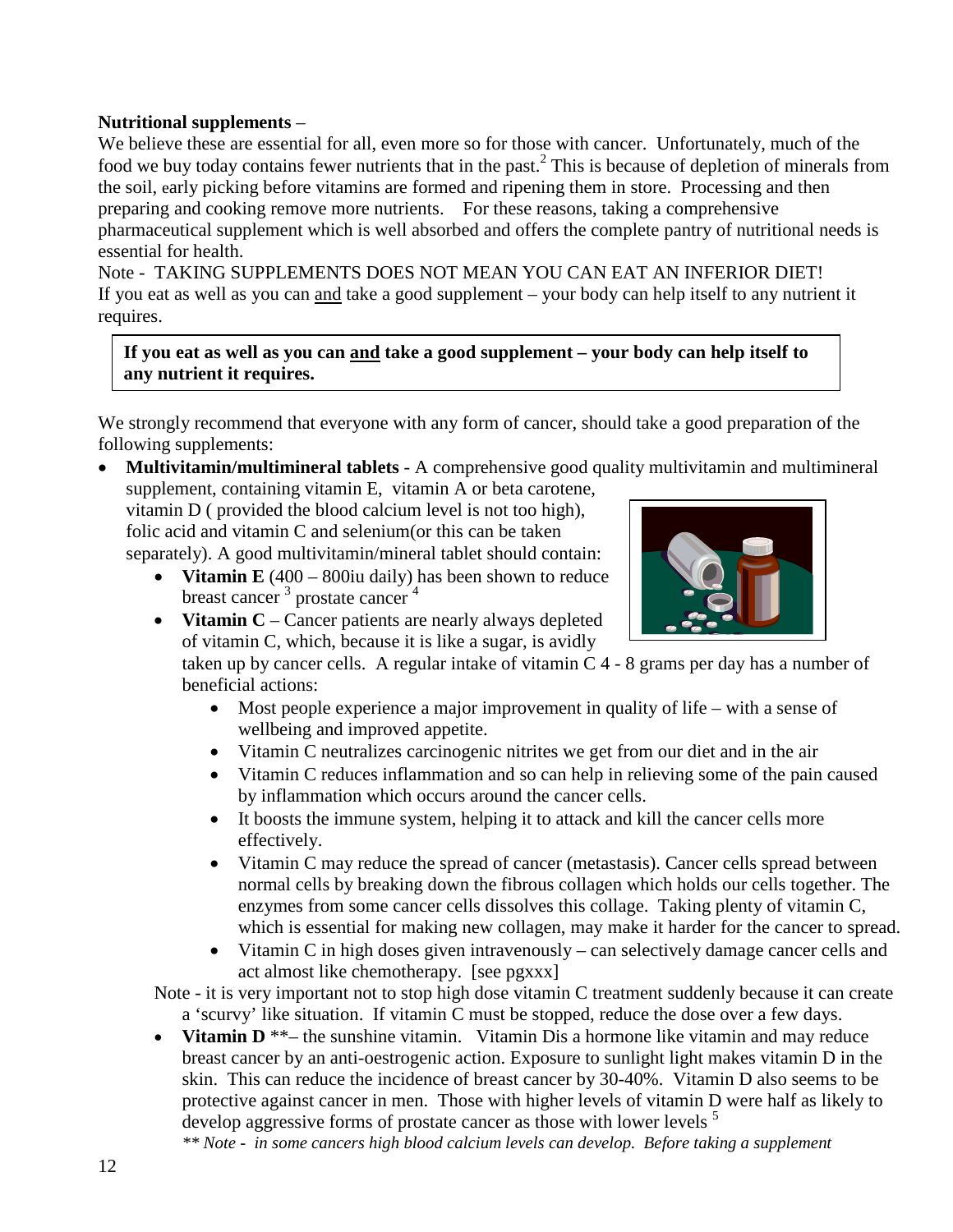**Nutritional supplements** –

We believe these are essential for all, even more so for those with cancer. Unfortunately, much of the food we buy today contains fewer nutrients that in the past.[2] This is because of depletion of minerals from the soil, early picking before vitamins are formed and ripening them in store. Processing and then preparing and cooking remove more nutrients. For these reasons, taking a comprehensive pharmaceutical supplement which is well absorbed and offers the complete pantry of nutritional needs is essential for health.

Note - TAKING SUPPLEMENTS DOES NOT MEAN YOU CAN EAT AN INFERIOR DIET!

If you eat as well as you can <u>and</u> take a good supplement – your body can help itself to any nutrient it requires.

> **If you eat as well as you can <u>and</u> take a good supplement – your body can help itself to any nutrient it requires.**

We strongly recommend that everyone with any form of cancer, should take a good preparation of the following supplements:

- **Multivitamin/multimineral tablets** - A comprehensive good quality multivitamin and multimineral supplement, containing vitamin E, vitamin A or beta carotene, vitamin D ( provided the blood calcium level is not too high), folic acid and vitamin C and selenium(or this can be taken separately). A good multivitamin/mineral tablet should contain:
    - **Vitamin E** (400 – 800iu daily) has been shown to reduce breast cancer [3] prostate cancer [4]
    - **Vitamin C** – Cancer patients are nearly always depleted of vitamin C, which, because it is like a sugar, is avidly taken up by cancer cells. A regular intake of vitamin C 4 - 8 grams per day has a number of beneficial actions:
        - Most people experience a major improvement in quality of life – with a sense of wellbeing and improved appetite.
        - Vitamin C neutralizes carcinogenic nitrites we get from our diet and in the air
        - Vitamin C reduces inflammation and so can help in relieving some of the pain caused by inflammation which occurs around the cancer cells.
        - It boosts the immune system, helping it to attack and kill the cancer cells more effectively.
        - Vitamin C may reduce the spread of cancer (metastasis). Cancer cells spread between normal cells by breaking down the fibrous collagen which holds our cells together. The enzymes from some cancer cells dissolves this collage. Taking plenty of vitamin C, which is essential for making new collagen, may make it harder for the cancer to spread.
        - Vitamin C in high doses given intravenously – can selectively damage cancer cells and act almost like chemotherapy. [see pgxxx]

    Note - it is very important not to stop high dose vitamin C treatment suddenly because it can create a 'scurvy' like situation. If vitamin C must be stopped, reduce the dose over a few days.

    - **Vitamin D** **– the sunshine vitamin. Vitamin Dis a hormone like vitamin and may reduce breast cancer by an anti-oestrogenic action. Exposure to sunlight light makes vitamin D in the skin. This can reduce the incidence of breast cancer by 30-40%. Vitamin D also seems to be protective against cancer in men. Those with higher levels of vitamin D were half as likely to develop aggressive forms of prostate cancer as those with lower levels [5]

    *** Note - in some cancers high blood calcium levels can develop. Before taking a supplement*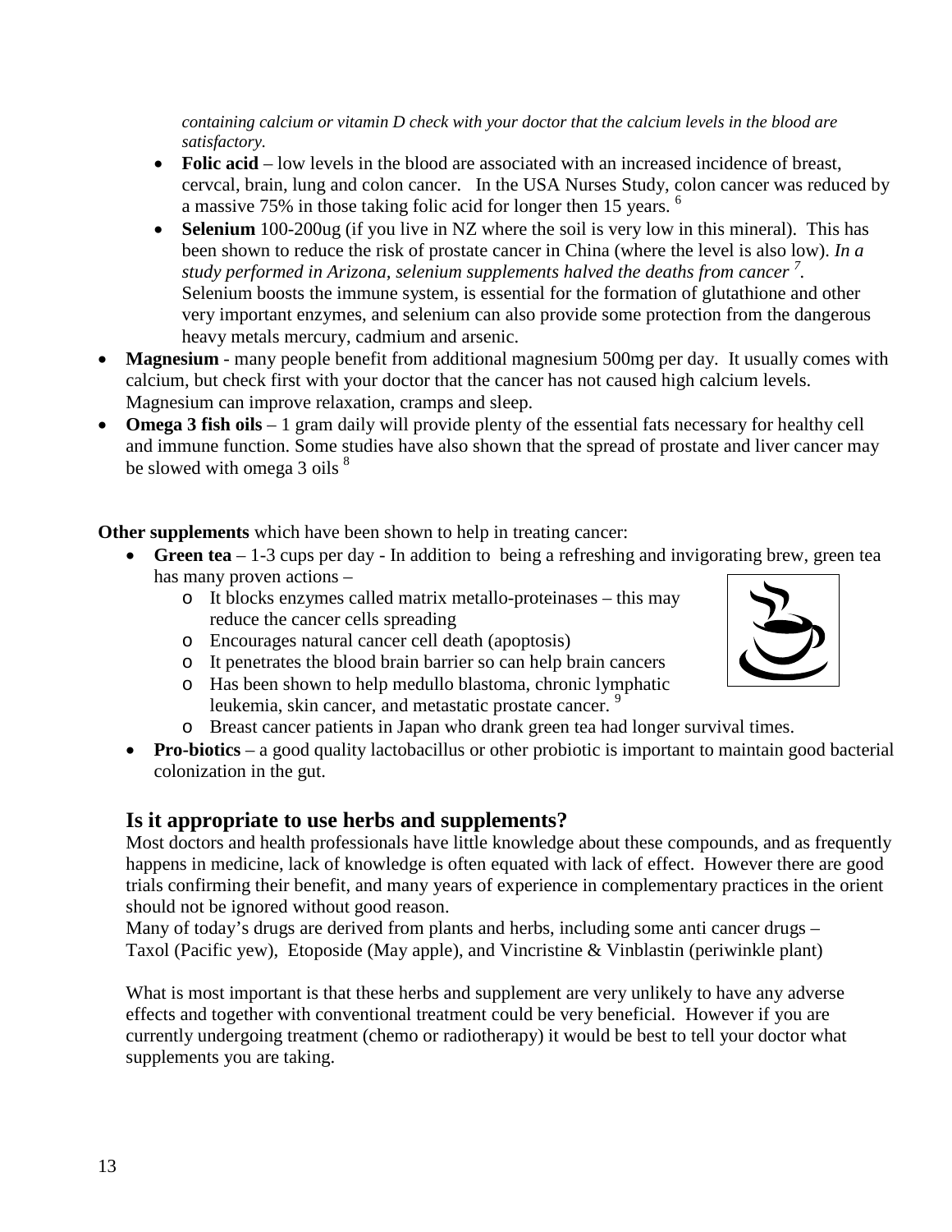*containing calcium or vitamin D check with your doctor that the calcium levels in the blood are satisfactory.*

- **Folic acid** – low levels in the blood are associated with an increased incidence of breast, cervcal, brain, lung and colon cancer. In the USA Nurses Study, colon cancer was reduced by a massive 75% in those taking folic acid for longer then 15 years. [6]
- **Selenium** 100-200ug (if you live in NZ where the soil is very low in this mineral). This has been shown to reduce the risk of prostate cancer in China (where the level is also low). *In a study performed in Arizona, selenium supplements halved the deaths from cancer [7].* Selenium boosts the immune system, is essential for the formation of glutathione and other very important enzymes, and selenium can also provide some protection from the dangerous heavy metals mercury, cadmium and arsenic.

- **Magnesium** - many people benefit from additional magnesium 500mg per day. It usually comes with calcium, but check first with your doctor that the cancer has not caused high calcium levels. Magnesium can improve relaxation, cramps and sleep.
- **Omega 3 fish oils** – 1 gram daily will provide plenty of the essential fats necessary for healthy cell and immune function. Some studies have also shown that the spread of prostate and liver cancer may be slowed with omega 3 oils [8]

**Other supplements** which have been shown to help in treating cancer:

- **Green tea** – 1-3 cups per day - In addition to being a refreshing and invigorating brew, green tea has many proven actions –
  - It blocks enzymes called matrix metallo-proteinases – this may reduce the cancer cells spreading
  - Encourages natural cancer cell death (apoptosis)
  - It penetrates the blood brain barrier so can help brain cancers
  - Has been shown to help medullo blastoma, chronic lymphatic leukemia, skin cancer, and metastatic prostate cancer. [9]
  - Breast cancer patients in Japan who drank green tea had longer survival times.
- **Pro-biotics** – a good quality lactobacillus or other probiotic is important to maintain good bacterial colonization in the gut.

## Is it appropriate to use herbs and supplements?

Most doctors and health professionals have little knowledge about these compounds, and as frequently happens in medicine, lack of knowledge is often equated with lack of effect. However there are good trials confirming their benefit, and many years of experience in complementary practices in the orient should not be ignored without good reason.

Many of today's drugs are derived from plants and herbs, including some anti cancer drugs – Taxol (Pacific yew), Etoposide (May apple), and Vincristine & Vinblastin (periwinkle plant)

What is most important is that these herbs and supplement are very unlikely to have any adverse effects and together with conventional treatment could be very beneficial. However if you are currently undergoing treatment (chemo or radiotherapy) it would be best to tell your doctor what supplements you are taking.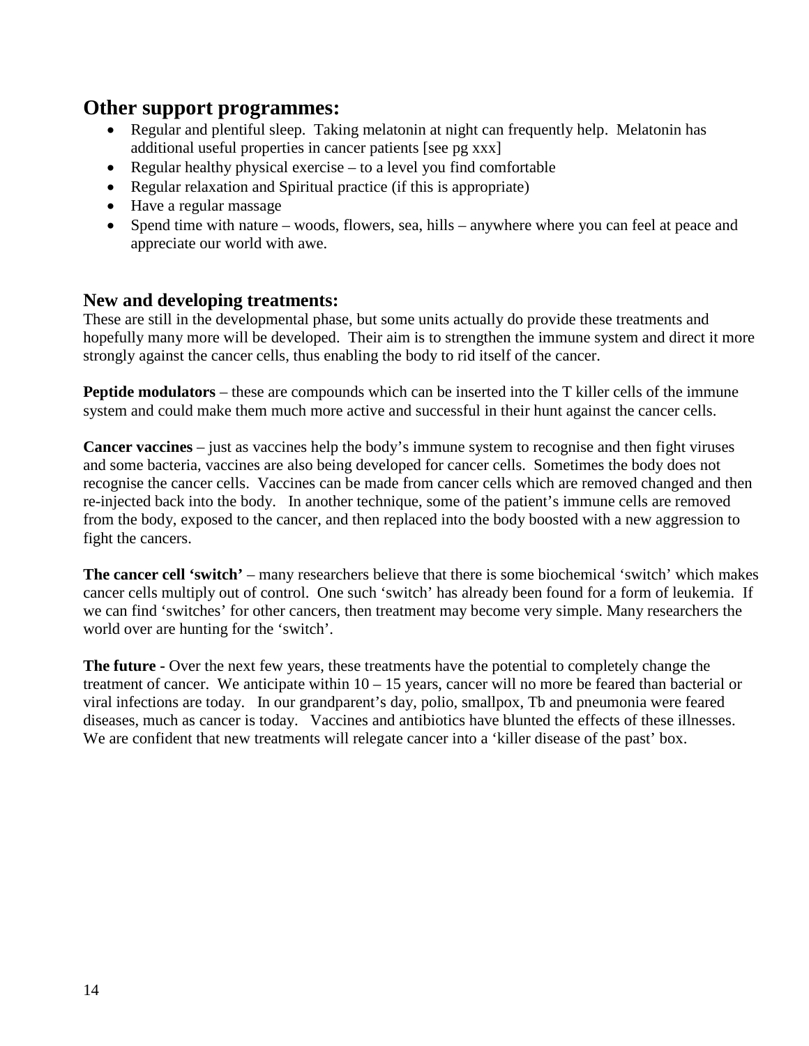## Other support programmes:

- Regular and plentiful sleep. Taking melatonin at night can frequently help. Melatonin has additional useful properties in cancer patients [see pg xxx]
- Regular healthy physical exercise – to a level you find comfortable
- Regular relaxation and Spiritual practice (if this is appropriate)
- Have a regular massage
- Spend time with nature – woods, flowers, sea, hills – anywhere where you can feel at peace and appreciate our world with awe.

## New and developing treatments:

These are still in the developmental phase, but some units actually do provide these treatments and hopefully many more will be developed. Their aim is to strengthen the immune system and direct it more strongly against the cancer cells, thus enabling the body to rid itself of the cancer.

**Peptide modulators** – these are compounds which can be inserted into the T killer cells of the immune system and could make them much more active and successful in their hunt against the cancer cells.

**Cancer vaccines** – just as vaccines help the body's immune system to recognise and then fight viruses and some bacteria, vaccines are also being developed for cancer cells. Sometimes the body does not recognise the cancer cells. Vaccines can be made from cancer cells which are removed changed and then re-injected back into the body. In another technique, some of the patient's immune cells are removed from the body, exposed to the cancer, and then replaced into the body boosted with a new aggression to fight the cancers.

**The cancer cell 'switch'** – many researchers believe that there is some biochemical 'switch' which makes cancer cells multiply out of control. One such 'switch' has already been found for a form of leukemia. If we can find 'switches' for other cancers, then treatment may become very simple. Many researchers the world over are hunting for the 'switch'.

**The future -** Over the next few years, these treatments have the potential to completely change the treatment of cancer. We anticipate within 10 – 15 years, cancer will no more be feared than bacterial or viral infections are today. In our grandparent's day, polio, smallpox, Tb and pneumonia were feared diseases, much as cancer is today. Vaccines and antibiotics have blunted the effects of these illnesses. We are confident that new treatments will relegate cancer into a 'killer disease of the past' box.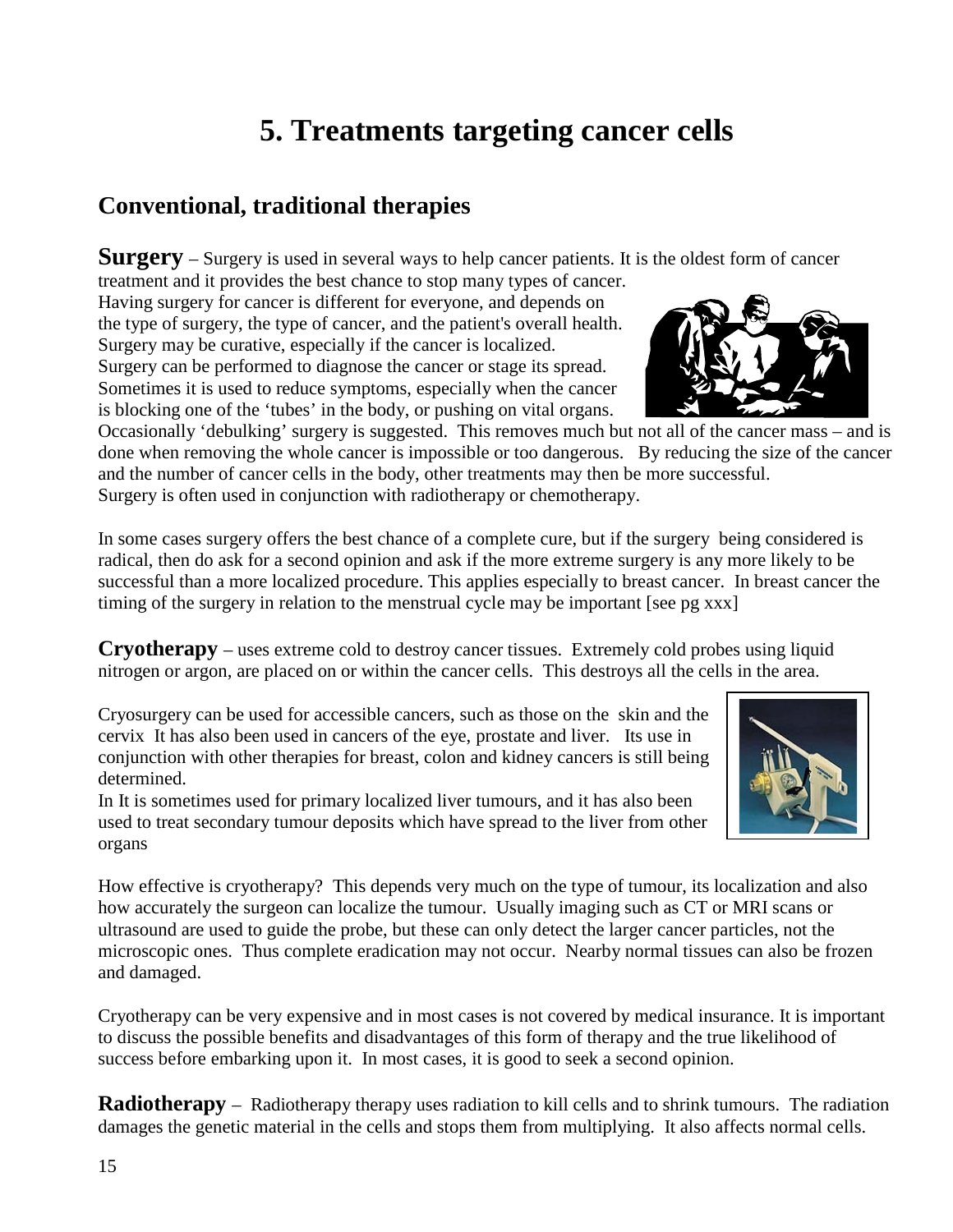# 5. Treatments targeting cancer cells

## Conventional, traditional therapies

**Surgery** – Surgery is used in several ways to help cancer patients. It is the oldest form of cancer treatment and it provides the best chance to stop many types of cancer. Having surgery for cancer is different for everyone, and depends on the type of surgery, the type of cancer, and the patient's overall health. Surgery may be curative, especially if the cancer is localized. Surgery can be performed to diagnose the cancer or stage its spread. Sometimes it is used to reduce symptoms, especially when the cancer is blocking one of the 'tubes' in the body, or pushing on vital organs. Occasionally 'debulking' surgery is suggested. This removes much but not all of the cancer mass – and is done when removing the whole cancer is impossible or too dangerous. By reducing the size of the cancer and the number of cancer cells in the body, other treatments may then be more successful. Surgery is often used in conjunction with radiotherapy or chemotherapy.

In some cases surgery offers the best chance of a complete cure, but if the surgery being considered is radical, then do ask for a second opinion and ask if the more extreme surgery is any more likely to be successful than a more localized procedure. This applies especially to breast cancer. In breast cancer the timing of the surgery in relation to the menstrual cycle may be important [see pg xxx]

**Cryotherapy** – uses extreme cold to destroy cancer tissues. Extremely cold probes using liquid nitrogen or argon, are placed on or within the cancer cells. This destroys all the cells in the area.

Cryosurgery can be used for accessible cancers, such as those on the skin and the cervix It has also been used in cancers of the eye, prostate and liver. Its use in conjunction with other therapies for breast, colon and kidney cancers is still being determined.
In It is sometimes used for primary localized liver tumours, and it has also been used to treat secondary tumour deposits which have spread to the liver from other organs

How effective is cryotherapy? This depends very much on the type of tumour, its localization and also how accurately the surgeon can localize the tumour. Usually imaging such as CT or MRI scans or ultrasound are used to guide the probe, but these can only detect the larger cancer particles, not the microscopic ones. Thus complete eradication may not occur. Nearby normal tissues can also be frozen and damaged.

Cryotherapy can be very expensive and in most cases is not covered by medical insurance. It is important to discuss the possible benefits and disadvantages of this form of therapy and the true likelihood of success before embarking upon it. In most cases, it is good to seek a second opinion.

**Radiotherapy** – Radiotherapy therapy uses radiation to kill cells and to shrink tumours. The radiation damages the genetic material in the cells and stops them from multiplying. It also affects normal cells.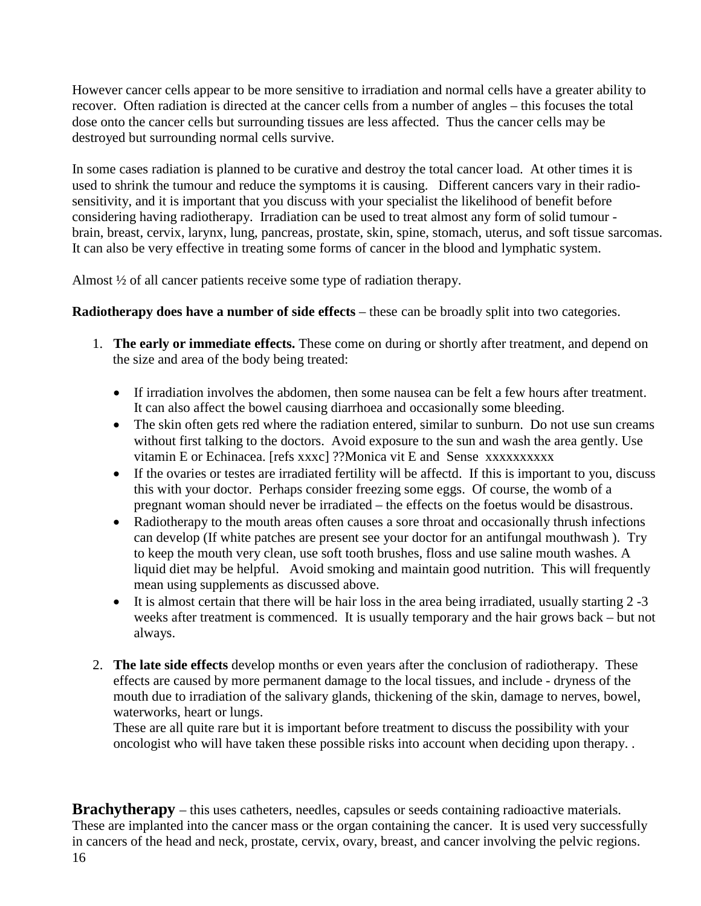However cancer cells appear to be more sensitive to irradiation and normal cells have a greater ability to recover. Often radiation is directed at the cancer cells from a number of angles – this focuses the total dose onto the cancer cells but surrounding tissues are less affected. Thus the cancer cells may be destroyed but surrounding normal cells survive.

In some cases radiation is planned to be curative and destroy the total cancer load. At other times it is used to shrink the tumour and reduce the symptoms it is causing. Different cancers vary in their radio-sensitivity, and it is important that you discuss with your specialist the likelihood of benefit before considering having radiotherapy. Irradiation can be used to treat almost any form of solid tumour - brain, breast, cervix, larynx, lung, pancreas, prostate, skin, spine, stomach, uterus, and soft tissue sarcomas. It can also be very effective in treating some forms of cancer in the blood and lymphatic system.

Almost ½ of all cancer patients receive some type of radiation therapy.

**Radiotherapy does have a number of side effects** – these can be broadly split into two categories.

1. **The early or immediate effects.** These come on during or shortly after treatment, and depend on the size and area of the body being treated:

    - If irradiation involves the abdomen, then some nausea can be felt a few hours after treatment. It can also affect the bowel causing diarrhoea and occasionally some bleeding.
    - The skin often gets red where the radiation entered, similar to sunburn. Do not use sun creams without first talking to the doctors. Avoid exposure to the sun and wash the area gently. Use vitamin E or Echinacea. [refs xxxc] ??Monica vit E and Sense xxxxxxxxxx
    - If the ovaries or testes are irradiated fertility will be affectd. If this is important to you, discuss this with your doctor. Perhaps consider freezing some eggs. Of course, the womb of a pregnant woman should never be irradiated – the effects on the foetus would be disastrous.
    - Radiotherapy to the mouth areas often causes a sore throat and occasionally thrush infections can develop (If white patches are present see your doctor for an antifungal mouthwash ). Try to keep the mouth very clean, use soft tooth brushes, floss and use saline mouth washes. A liquid diet may be helpful. Avoid smoking and maintain good nutrition. This will frequently mean using supplements as discussed above.
    - It is almost certain that there will be hair loss in the area being irradiated, usually starting 2 -3 weeks after treatment is commenced. It is usually temporary and the hair grows back – but not always.

2. **The late side effects** develop months or even years after the conclusion of radiotherapy. These effects are caused by more permanent damage to the local tissues, and include - dryness of the mouth due to irradiation of the salivary glands, thickening of the skin, damage to nerves, bowel, waterworks, heart or lungs.

    These are all quite rare but it is important before treatment to discuss the possibility with your oncologist who will have taken these possible risks into account when deciding upon therapy. .

**Brachytherapy** – this uses catheters, needles, capsules or seeds containing radioactive materials. These are implanted into the cancer mass or the organ containing the cancer. It is used very successfully in cancers of the head and neck, prostate, cervix, ovary, breast, and cancer involving the pelvic regions.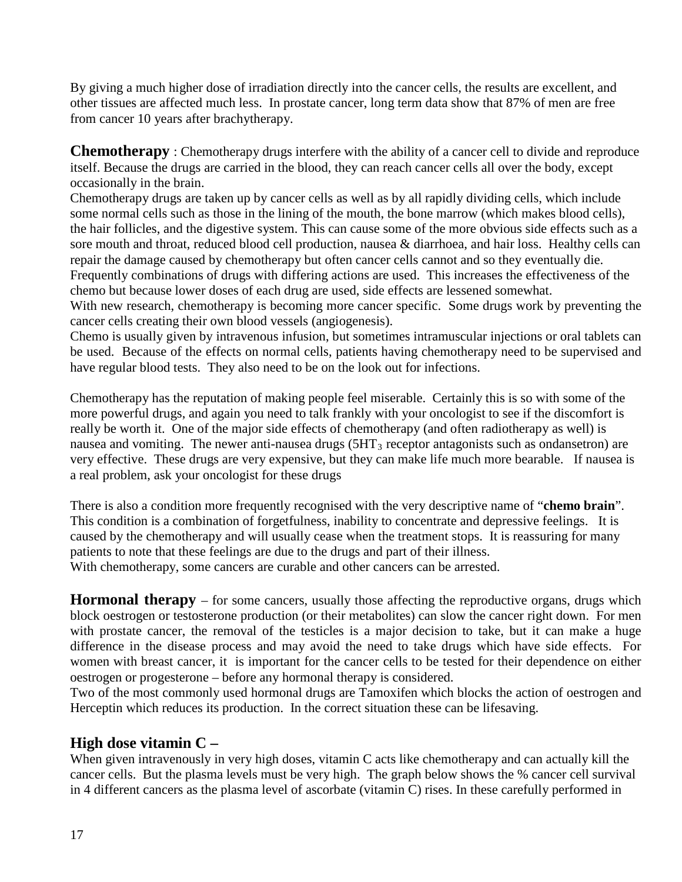By giving a much higher dose of irradiation directly into the cancer cells, the results are excellent, and other tissues are affected much less. In prostate cancer, long term data show that 87% of men are free from cancer 10 years after brachytherapy.

**Chemotherapy** : Chemotherapy drugs interfere with the ability of a cancer cell to divide and reproduce itself. Because the drugs are carried in the blood, they can reach cancer cells all over the body, except occasionally in the brain.

Chemotherapy drugs are taken up by cancer cells as well as by all rapidly dividing cells, which include some normal cells such as those in the lining of the mouth, the bone marrow (which makes blood cells), the hair follicles, and the digestive system. This can cause some of the more obvious side effects such as a sore mouth and throat, reduced blood cell production, nausea & diarrhoea, and hair loss. Healthy cells can repair the damage caused by chemotherapy but often cancer cells cannot and so they eventually die.

Frequently combinations of drugs with differing actions are used. This increases the effectiveness of the chemo but because lower doses of each drug are used, side effects are lessened somewhat.

With new research, chemotherapy is becoming more cancer specific. Some drugs work by preventing the cancer cells creating their own blood vessels (angiogenesis).

Chemo is usually given by intravenous infusion, but sometimes intramuscular injections or oral tablets can be used. Because of the effects on normal cells, patients having chemotherapy need to be supervised and have regular blood tests. They also need to be on the look out for infections.

Chemotherapy has the reputation of making people feel miserable. Certainly this is so with some of the more powerful drugs, and again you need to talk frankly with your oncologist to see if the discomfort is really be worth it. One of the major side effects of chemotherapy (and often radiotherapy as well) is nausea and vomiting. The newer anti-nausea drugs ($5HT_3$ receptor antagonists such as ondansetron) are very effective. These drugs are very expensive, but they can make life much more bearable. If nausea is a real problem, ask your oncologist for these drugs

There is also a condition more frequently recognised with the very descriptive name of "**chemo brain**". This condition is a combination of forgetfulness, inability to concentrate and depressive feelings. It is caused by the chemotherapy and will usually cease when the treatment stops. It is reassuring for many patients to note that these feelings are due to the drugs and part of their illness.

With chemotherapy, some cancers are curable and other cancers can be arrested.

**Hormonal therapy** – for some cancers, usually those affecting the reproductive organs, drugs which block oestrogen or testosterone production (or their metabolites) can slow the cancer right down. For men with prostate cancer, the removal of the testicles is a major decision to take, but it can make a huge difference in the disease process and may avoid the need to take drugs which have side effects. For women with breast cancer, it is important for the cancer cells to be tested for their dependence on either oestrogen or progesterone – before any hormonal therapy is considered.

Two of the most commonly used hormonal drugs are Tamoxifen which blocks the action of oestrogen and Herceptin which reduces its production. In the correct situation these can be lifesaving.

## High dose vitamin C –

When given intravenously in very high doses, vitamin C acts like chemotherapy and can actually kill the cancer cells. But the plasma levels must be very high. The graph below shows the % cancer cell survival in 4 different cancers as the plasma level of ascorbate (vitamin C) rises. In these carefully performed in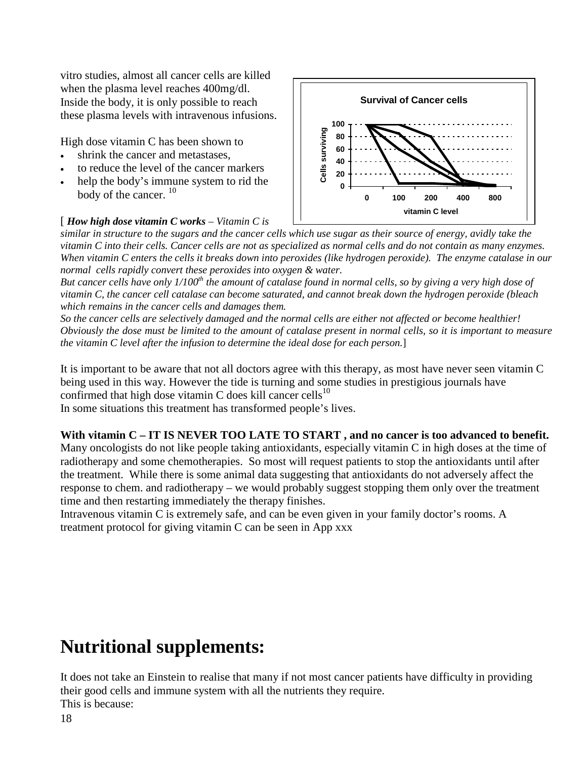vitro studies, almost all cancer cells are killed when the plasma level reaches 400mg/dl. Inside the body, it is only possible to reach these plasma levels with intravenous infusions.

High dose vitamin C has been shown to

- shrink the cancer and metastases,
- to reduce the level of the cancer markers
- help the body's immune system to rid the body of the cancer. [10]

[ ***How high dose vitamin C works*** *– Vitamin C is similar in structure to the sugars and the cancer cells which use sugar as their source of energy, avidly take the vitamin C into their cells. Cancer cells are not as specialized as normal cells and do not contain as many enzymes. When vitamin C enters the cells it breaks down into peroxides (like hydrogen peroxide). The enzyme catalase in our normal cells rapidly convert these peroxides into oxygen & water.*
*But cancer cells have only 1/100^th^ the amount of catalase found in normal cells, so by giving a very high dose of vitamin C, the cancer cell catalase can become saturated, and cannot break down the hydrogen peroxide (bleach which remains in the cancer cells and damages them.*
*So the cancer cells are selectively damaged and the normal cells are either not affected or become healthier! Obviously the dose must be limited to the amount of catalase present in normal cells, so it is important to measure the vitamin C level after the infusion to determine the ideal dose for each person.*]

It is important to be aware that not all doctors agree with this therapy, as most have never seen vitamin C being used in this way. However the tide is turning and some studies in prestigious journals have confirmed that high dose vitamin C does kill cancer cells[10]
In some situations this treatment has transformed people's lives.

**With vitamin C – IT IS NEVER TOO LATE TO START , and no cancer is too advanced to benefit.**
Many oncologists do not like people taking antioxidants, especially vitamin C in high doses at the time of radiotherapy and some chemotherapies. So most will request patients to stop the antioxidants until after the treatment. While there is some animal data suggesting that antioxidants do not adversely affect the response to chem. and radiotherapy – we would probably suggest stopping them only over the treatment time and then restarting immediately the therapy finishes.
Intravenous vitamin C is extremely safe, and can be even given in your family doctor's rooms. A treatment protocol for giving vitamin C can be seen in App xxx

# Nutritional supplements:

It does not take an Einstein to realise that many if not most cancer patients have difficulty in providing their good cells and immune system with all the nutrients they require.
This is because: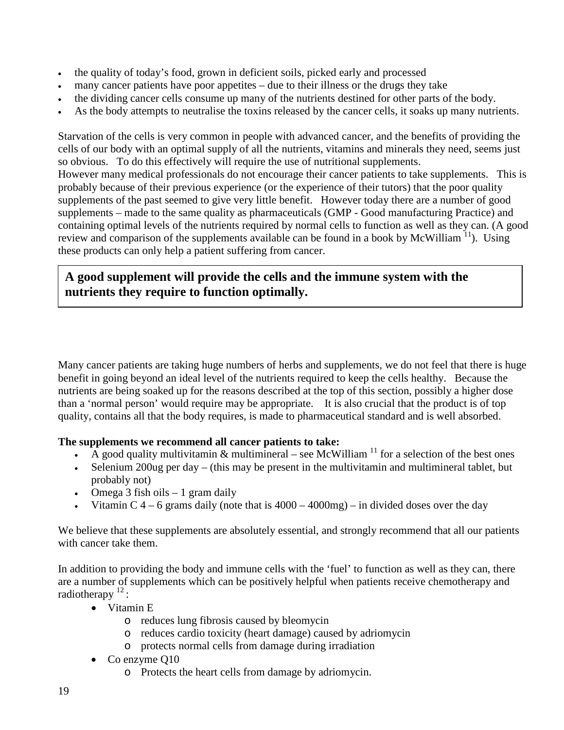- the quality of today's food, grown in deficient soils, picked early and processed
- many cancer patients have poor appetites – due to their illness or the drugs they take
- the dividing cancer cells consume up many of the nutrients destined for other parts of the body.
- As the body attempts to neutralise the toxins released by the cancer cells, it soaks up many nutrients.

Starvation of the cells is very common in people with advanced cancer, and the benefits of providing the cells of our body with an optimal supply of all the nutrients, vitamins and minerals they need, seems just so obvious. To do this effectively will require the use of nutritional supplements.
However many medical professionals do not encourage their cancer patients to take supplements. This is probably because of their previous experience (or the experience of their tutors) that the poor quality supplements of the past seemed to give very little benefit. However today there are a number of good supplements – made to the same quality as pharmaceuticals (GMP - Good manufacturing Practice) and containing optimal levels of the nutrients required by normal cells to function as well as they can. (A good review and comparison of the supplements available can be found in a book by McWilliam [11]). Using these products can only help a patient suffering from cancer.

**A good supplement will provide the cells and the immune system with the nutrients they require to function optimally.**

Many cancer patients are taking huge numbers of herbs and supplements, we do not feel that there is huge benefit in going beyond an ideal level of the nutrients required to keep the cells healthy. Because the nutrients are being soaked up for the reasons described at the top of this section, possibly a higher dose than a 'normal person' would require may be appropriate. It is also crucial that the product is of top quality, contains all that the body requires, is made to pharmaceutical standard and is well absorbed.

**The supplements we recommend all cancer patients to take:**

- A good quality multivitamin & multimineral – see McWilliam [11] for a selection of the best ones
- Selenium 200ug per day – (this may be present in the multivitamin and multimineral tablet, but probably not)
- Omega 3 fish oils – 1 gram daily
- Vitamin C 4 – 6 grams daily (note that is 4000 – 4000mg) – in divided doses over the day

We believe that these supplements are absolutely essential, and strongly recommend that all our patients with cancer take them.

In addition to providing the body and immune cells with the 'fuel' to function as well as they can, there are a number of supplements which can be positively helpful when patients receive chemotherapy and radiotherapy [12]:

- Vitamin E
  - reduces lung fibrosis caused by bleomycin
  - reduces cardio toxicity (heart damage) caused by adriomycin
  - protects normal cells from damage during irradiation
- Co enzyme Q10
  - Protects the heart cells from damage by adriomycin.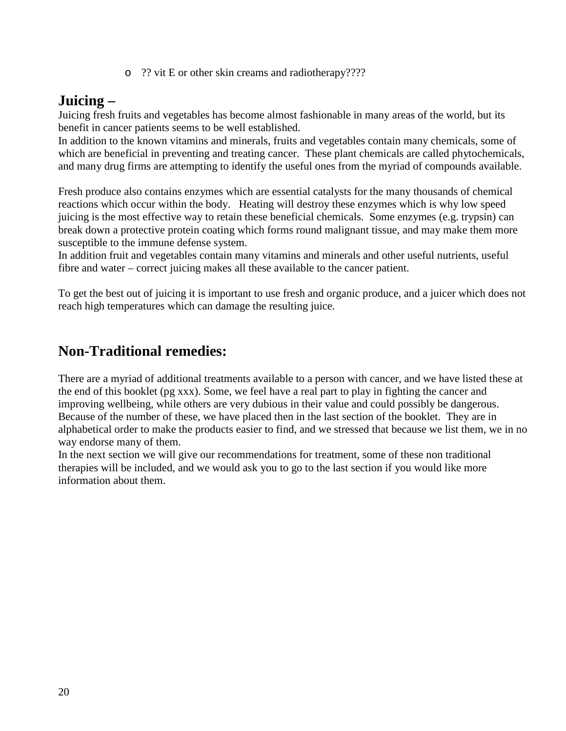- ?? vit E or other skin creams and radiotherapy????

## Juicing –

Juicing fresh fruits and vegetables has become almost fashionable in many areas of the world, but its benefit in cancer patients seems to be well established.
In addition to the known vitamins and minerals, fruits and vegetables contain many chemicals, some of which are beneficial in preventing and treating cancer. These plant chemicals are called phytochemicals, and many drug firms are attempting to identify the useful ones from the myriad of compounds available.

Fresh produce also contains enzymes which are essential catalysts for the many thousands of chemical reactions which occur within the body. Heating will destroy these enzymes which is why low speed juicing is the most effective way to retain these beneficial chemicals. Some enzymes (e.g. trypsin) can break down a protective protein coating which forms round malignant tissue, and may make them more susceptible to the immune defense system.
In addition fruit and vegetables contain many vitamins and minerals and other useful nutrients, useful fibre and water – correct juicing makes all these available to the cancer patient.

To get the best out of juicing it is important to use fresh and organic produce, and a juicer which does not reach high temperatures which can damage the resulting juice.

## Non-Traditional remedies:

There are a myriad of additional treatments available to a person with cancer, and we have listed these at the end of this booklet (pg xxx). Some, we feel have a real part to play in fighting the cancer and improving wellbeing, while others are very dubious in their value and could possibly be dangerous. Because of the number of these, we have placed then in the last section of the booklet. They are in alphabetical order to make the products easier to find, and we stressed that because we list them, we in no way endorse many of them.
In the next section we will give our recommendations for treatment, some of these non traditional therapies will be included, and we would ask you to go to the last section if you would like more information about them.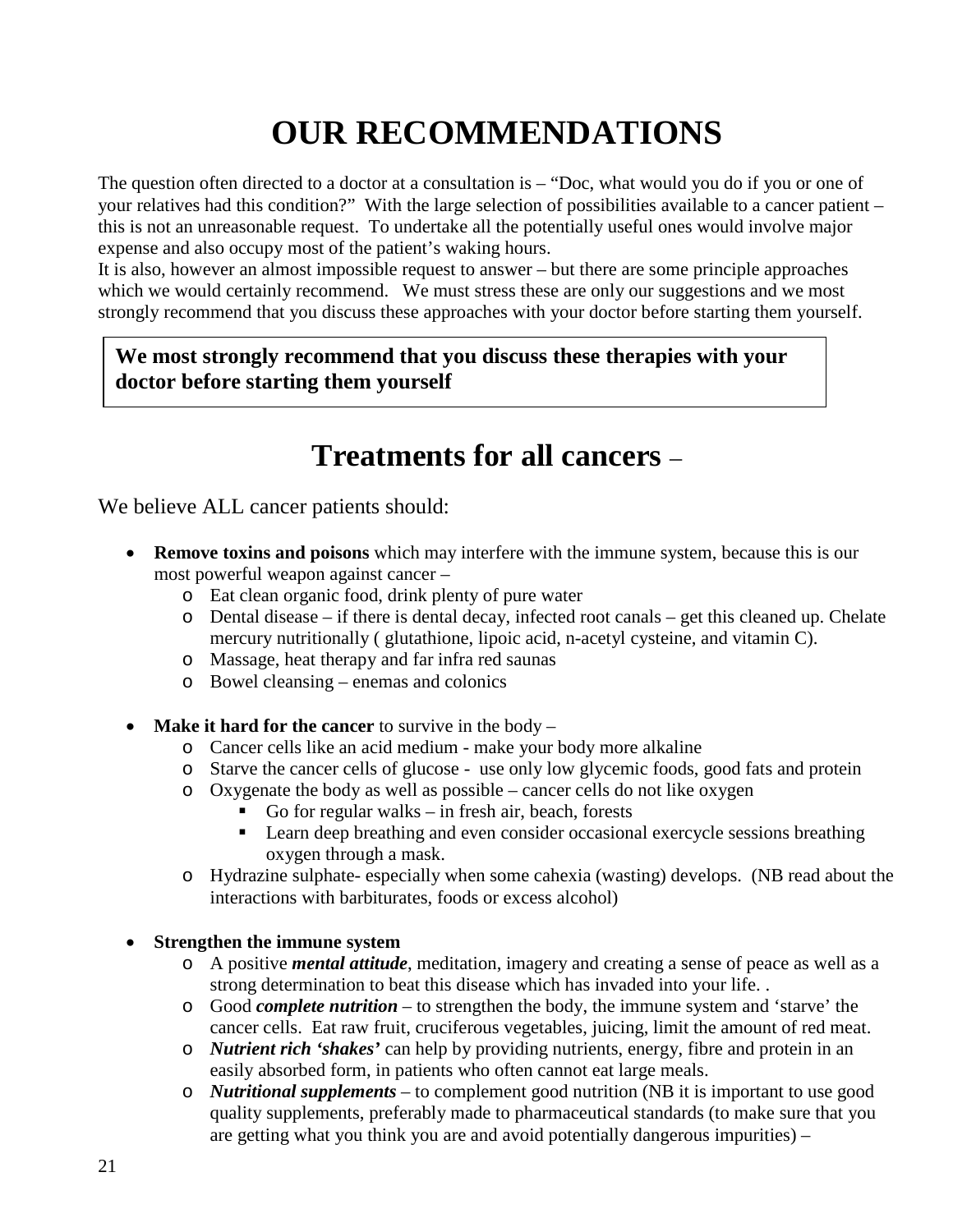# OUR RECOMMENDATIONS

The question often directed to a doctor at a consultation is – "Doc, what would you do if you or one of your relatives had this condition?" With the large selection of possibilities available to a cancer patient – this is not an unreasonable request. To undertake all the potentially useful ones would involve major expense and also occupy most of the patient's waking hours.
It is also, however an almost impossible request to answer – but there are some principle approaches which we would certainly recommend. We must stress these are only our suggestions and we most strongly recommend that you discuss these approaches with your doctor before starting them yourself.

**We most strongly recommend that you discuss these therapies with your doctor before starting them yourself**

## Treatments for all cancers –

We believe ALL cancer patients should:

- **Remove toxins and poisons** which may interfere with the immune system, because this is our most powerful weapon against cancer –
    - Eat clean organic food, drink plenty of pure water
    - Dental disease – if there is dental decay, infected root canals – get this cleaned up. Chelate mercury nutritionally ( glutathione, lipoic acid, n-acetyl cysteine, and vitamin C).
    - Massage, heat therapy and far infra red saunas
    - Bowel cleansing – enemas and colonics

- **Make it hard for the cancer** to survive in the body –
    - Cancer cells like an acid medium - make your body more alkaline
    - Starve the cancer cells of glucose - use only low glycemic foods, good fats and protein
    - Oxygenate the body as well as possible – cancer cells do not like oxygen
        - Go for regular walks – in fresh air, beach, forests
        - Learn deep breathing and even consider occasional exercycle sessions breathing oxygen through a mask.
    - Hydrazine sulphate- especially when some cahexia (wasting) develops. (NB read about the interactions with barbiturates, foods or excess alcohol)

- **Strengthen the immune system**
    - A positive ***mental attitude***, meditation, imagery and creating a sense of peace as well as a strong determination to beat this disease which has invaded into your life. .
    - Good ***complete nutrition*** – to strengthen the body, the immune system and 'starve' the cancer cells. Eat raw fruit, cruciferous vegetables, juicing, limit the amount of red meat.
    - ***Nutrient rich 'shakes'*** can help by providing nutrients, energy, fibre and protein in an easily absorbed form, in patients who often cannot eat large meals.
    - ***Nutritional supplements*** – to complement good nutrition (NB it is important to use good quality supplements, preferably made to pharmaceutical standards (to make sure that you are getting what you think you are and avoid potentially dangerous impurities) –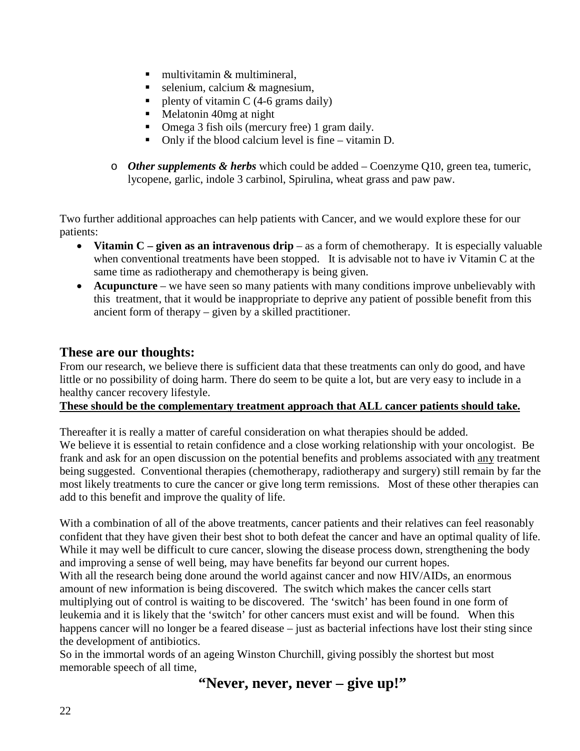- multivitamin & multimineral,
    - selenium, calcium & magnesium,
    - plenty of vitamin C (4-6 grams daily)
    - Melatonin 40mg at night
    - Omega 3 fish oils (mercury free) 1 gram daily.
    - Only if the blood calcium level is fine – vitamin D.
  - ***Other supplements & herbs*** which could be added – Coenzyme Q10, green tea, tumeric, lycopene, garlic, indole 3 carbinol, Spirulina, wheat grass and paw paw.

Two further additional approaches can help patients with Cancer, and we would explore these for our patients:

- **Vitamin C – given as an intravenous drip** – as a form of chemotherapy. It is especially valuable when conventional treatments have been stopped. It is advisable not to have iv Vitamin C at the same time as radiotherapy and chemotherapy is being given.
- **Acupuncture** – we have seen so many patients with many conditions improve unbelievably with this treatment, that it would be inappropriate to deprive any patient of possible benefit from this ancient form of therapy – given by a skilled practitioner.

## These are our thoughts:

From our research, we believe there is sufficient data that these treatments can only do good, and have little or no possibility of doing harm. There do seem to be quite a lot, but are very easy to include in a healthy cancer recovery lifestyle.

<u>**These should be the complementary treatment approach that ALL cancer patients should take.**</u>

Thereafter it is really a matter of careful consideration on what therapies should be added.
We believe it is essential to retain confidence and a close working relationship with your oncologist. Be frank and ask for an open discussion on the potential benefits and problems associated with <u>any</u> treatment being suggested. Conventional therapies (chemotherapy, radiotherapy and surgery) still remain by far the most likely treatments to cure the cancer or give long term remissions. Most of these other therapies can add to this benefit and improve the quality of life.

With a combination of all of the above treatments, cancer patients and their relatives can feel reasonably confident that they have given their best shot to both defeat the cancer and have an optimal quality of life. While it may well be difficult to cure cancer, slowing the disease process down, strengthening the body and improving a sense of well being, may have benefits far beyond our current hopes.
With all the research being done around the world against cancer and now HIV/AIDs, an enormous amount of new information is being discovered. The switch which makes the cancer cells start multiplying out of control is waiting to be discovered. The 'switch' has been found in one form of leukemia and it is likely that the 'switch' for other cancers must exist and will be found. When this happens cancer will no longer be a feared disease – just as bacterial infections have lost their sting since the development of antibiotics.
So in the immortal words of an ageing Winston Churchill, giving possibly the shortest but most memorable speech of all time,

**"Never, never, never – give up!"**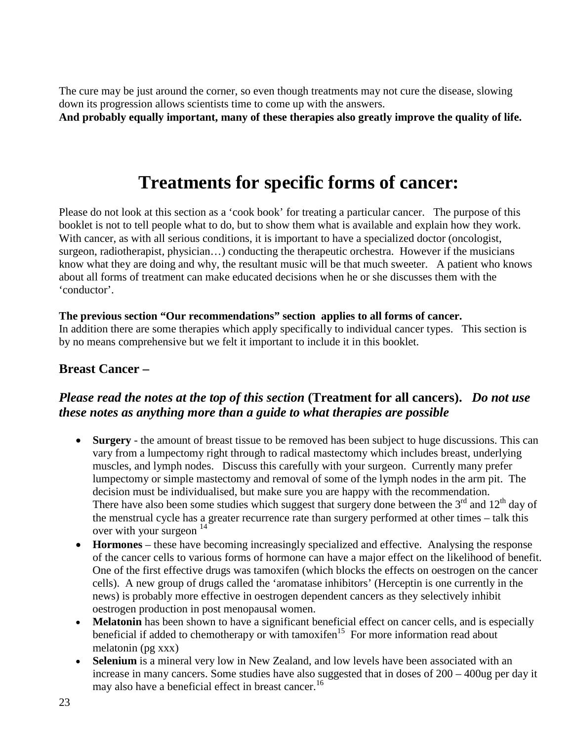The cure may be just around the corner, so even though treatments may not cure the disease, slowing down its progression allows scientists time to come up with the answers.
**And probably equally important, many of these therapies also greatly improve the quality of life.**

# Treatments for specific forms of cancer:

Please do not look at this section as a 'cook book' for treating a particular cancer. The purpose of this booklet is not to tell people what to do, but to show them what is available and explain how they work. With cancer, as with all serious conditions, it is important to have a specialized doctor (oncologist, surgeon, radiotherapist, physician…) conducting the therapeutic orchestra. However if the musicians know what they are doing and why, the resultant music will be that much sweeter. A patient who knows about all forms of treatment can make educated decisions when he or she discusses them with the 'conductor'.

**The previous section "Our recommendations" section applies to all forms of cancer.**
In addition there are some therapies which apply specifically to individual cancer types. This section is by no means comprehensive but we felt it important to include it in this booklet.

## Breast Cancer –

### *Please read the notes at the top of this section* (Treatment for all cancers). *Do not use these notes as anything more than a guide to what therapies are possible*

- **Surgery** - the amount of breast tissue to be removed has been subject to huge discussions. This can vary from a lumpectomy right through to radical mastectomy which includes breast, underlying muscles, and lymph nodes. Discuss this carefully with your surgeon. Currently many prefer lumpectomy or simple mastectomy and removal of some of the lymph nodes in the arm pit. The decision must be individualised, but make sure you are happy with the recommendation.
  There have also been some studies which suggest that surgery done between the 3rd and 12th day of the menstrual cycle has a greater recurrence rate than surgery performed at other times – talk this over with your surgeon [14]
- **Hormones** – these have becoming increasingly specialized and effective. Analysing the response of the cancer cells to various forms of hormone can have a major effect on the likelihood of benefit. One of the first effective drugs was tamoxifen (which blocks the effects on oestrogen on the cancer cells). A new group of drugs called the 'aromatase inhibitors' (Herceptin is one currently in the news) is probably more effective in oestrogen dependent cancers as they selectively inhibit oestrogen production in post menopausal women.
- **Melatonin** has been shown to have a significant beneficial effect on cancer cells, and is especially beneficial if added to chemotherapy or with tamoxifen[15] For more information read about melatonin (pg xxx)
- **Selenium** is a mineral very low in New Zealand, and low levels have been associated with an increase in many cancers. Some studies have also suggested that in doses of 200 – 400ug per day it may also have a beneficial effect in breast cancer.[16]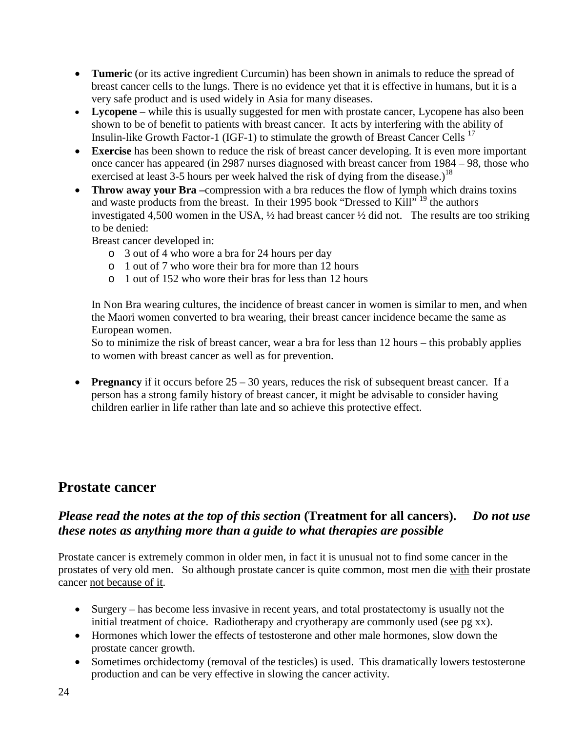- **Tumeric** (or its active ingredient Curcumin) has been shown in animals to reduce the spread of breast cancer cells to the lungs. There is no evidence yet that it is effective in humans, but it is a very safe product and is used widely in Asia for many diseases.
- **Lycopene** – while this is usually suggested for men with prostate cancer, Lycopene has also been shown to be of benefit to patients with breast cancer. It acts by interfering with the ability of Insulin-like Growth Factor-1 (IGF-1) to stimulate the growth of Breast Cancer Cells [17]
- **Exercise** has been shown to reduce the risk of breast cancer developing. It is even more important once cancer has appeared (in 2987 nurses diagnosed with breast cancer from 1984 – 98, those who exercised at least 3-5 hours per week halved the risk of dying from the disease.)[18]
- **Throw away your Bra –** compression with a bra reduces the flow of lymph which drains toxins and waste products from the breast. In their 1995 book "Dressed to Kill" [19] the authors investigated 4,500 women in the USA, ½ had breast cancer ½ did not. The results are too striking to be denied:

  Breast cancer developed in:
  - 3 out of 4 who wore a bra for 24 hours per day
  - 1 out of 7 who wore their bra for more than 12 hours
  - 1 out of 152 who wore their bras for less than 12 hours

  In Non Bra wearing cultures, the incidence of breast cancer in women is similar to men, and when the Maori women converted to bra wearing, their breast cancer incidence became the same as European women.

  So to minimize the risk of breast cancer, wear a bra for less than 12 hours – this probably applies to women with breast cancer as well as for prevention.

- **Pregnancy** if it occurs before 25 – 30 years, reduces the risk of subsequent breast cancer. If a person has a strong family history of breast cancer, it might be advisable to consider having children earlier in life rather than late and so achieve this protective effect.

## Prostate cancer

### *Please read the notes at the top of this section* **(Treatment for all cancers).** *Do not use these notes as anything more than a guide to what therapies are possible*

Prostate cancer is extremely common in older men, in fact it is unusual not to find some cancer in the prostates of very old men. So although prostate cancer is quite common, most men die with their prostate cancer not because of it.

- Surgery – has become less invasive in recent years, and total prostatectomy is usually not the initial treatment of choice. Radiotherapy and cryotherapy are commonly used (see pg xx).
- Hormones which lower the effects of testosterone and other male hormones, slow down the prostate cancer growth.
- Sometimes orchidectomy (removal of the testicles) is used. This dramatically lowers testosterone production and can be very effective in slowing the cancer activity.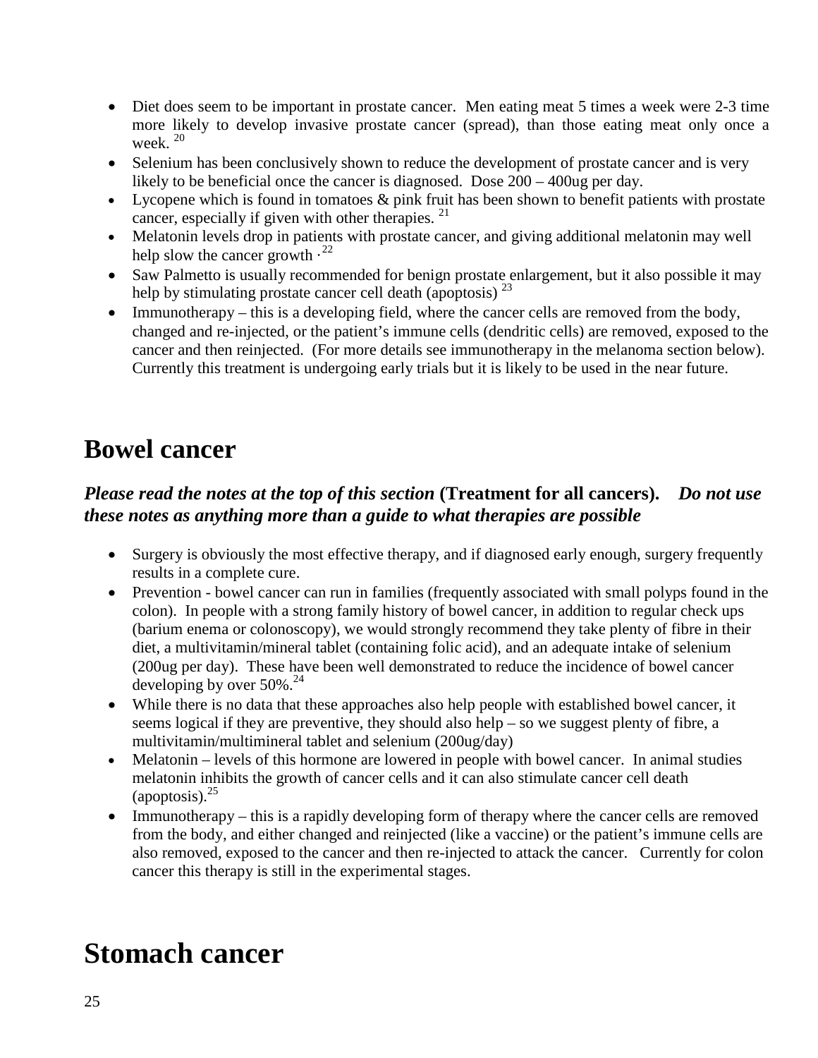- Diet does seem to be important in prostate cancer. Men eating meat 5 times a week were 2-3 time more likely to develop invasive prostate cancer (spread), than those eating meat only once a week. [20]
- Selenium has been conclusively shown to reduce the development of prostate cancer and is very likely to be beneficial once the cancer is diagnosed. Dose 200 – 400ug per day.
- Lycopene which is found in tomatoes & pink fruit has been shown to benefit patients with prostate cancer, especially if given with other therapies. [21]
- Melatonin levels drop in patients with prostate cancer, and giving additional melatonin may well help slow the cancer growth .[22]
- Saw Palmetto is usually recommended for benign prostate enlargement, but it also possible it may help by stimulating prostate cancer cell death (apoptosis) [23]
- Immunotherapy – this is a developing field, where the cancer cells are removed from the body, changed and re-injected, or the patient's immune cells (dendritic cells) are removed, exposed to the cancer and then reinjected. (For more details see immunotherapy in the melanoma section below). Currently this treatment is undergoing early trials but it is likely to be used in the near future.

# Bowel cancer

***Please read the notes at the top of this section* (Treatment for all cancers). *Do not use these notes as anything more than a guide to what therapies are possible***

- Surgery is obviously the most effective therapy, and if diagnosed early enough, surgery frequently results in a complete cure.
- Prevention - bowel cancer can run in families (frequently associated with small polyps found in the colon). In people with a strong family history of bowel cancer, in addition to regular check ups (barium enema or colonoscopy), we would strongly recommend they take plenty of fibre in their diet, a multivitamin/mineral tablet (containing folic acid), and an adequate intake of selenium (200ug per day). These have been well demonstrated to reduce the incidence of bowel cancer developing by over 50%.[24]
- While there is no data that these approaches also help people with established bowel cancer, it seems logical if they are preventive, they should also help – so we suggest plenty of fibre, a multivitamin/multimineral tablet and selenium (200ug/day)
- Melatonin – levels of this hormone are lowered in people with bowel cancer. In animal studies melatonin inhibits the growth of cancer cells and it can also stimulate cancer cell death (apoptosis).[25]
- Immunotherapy – this is a rapidly developing form of therapy where the cancer cells are removed from the body, and either changed and reinjected (like a vaccine) or the patient's immune cells are also removed, exposed to the cancer and then re-injected to attack the cancer. Currently for colon cancer this therapy is still in the experimental stages.

# Stomach cancer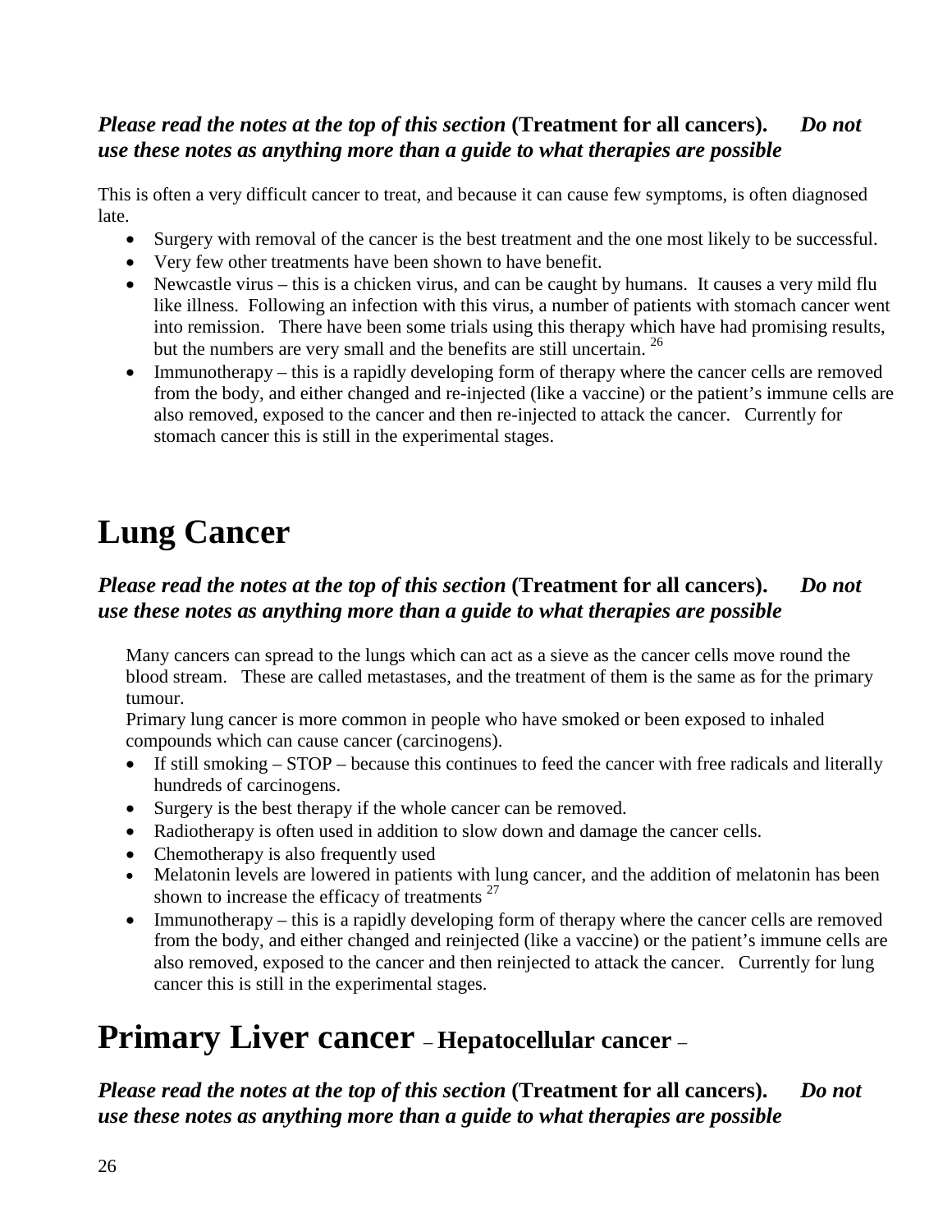***Please read the notes at the top of this section* (Treatment for all cancers). *Do not use these notes as anything more than a guide to what therapies are possible***

This is often a very difficult cancer to treat, and because it can cause few symptoms, is often diagnosed late.

- Surgery with removal of the cancer is the best treatment and the one most likely to be successful.
- Very few other treatments have been shown to have benefit.
- Newcastle virus – this is a chicken virus, and can be caught by humans. It causes a very mild flu like illness. Following an infection with this virus, a number of patients with stomach cancer went into remission. There have been some trials using this therapy which have had promising results, but the numbers are very small and the benefits are still uncertain. [26]
- Immunotherapy – this is a rapidly developing form of therapy where the cancer cells are removed from the body, and either changed and re-injected (like a vaccine) or the patient's immune cells are also removed, exposed to the cancer and then re-injected to attack the cancer. Currently for stomach cancer this is still in the experimental stages.

# Lung Cancer

***Please read the notes at the top of this section* (Treatment for all cancers). *Do not use these notes as anything more than a guide to what therapies are possible***

Many cancers can spread to the lungs which can act as a sieve as the cancer cells move round the blood stream. These are called metastases, and the treatment of them is the same as for the primary tumour.

Primary lung cancer is more common in people who have smoked or been exposed to inhaled compounds which can cause cancer (carcinogens).

- If still smoking – STOP – because this continues to feed the cancer with free radicals and literally hundreds of carcinogens.
- Surgery is the best therapy if the whole cancer can be removed.
- Radiotherapy is often used in addition to slow down and damage the cancer cells.
- Chemotherapy is also frequently used
- Melatonin levels are lowered in patients with lung cancer, and the addition of melatonin has been shown to increase the efficacy of treatments [27]
- Immunotherapy – this is a rapidly developing form of therapy where the cancer cells are removed from the body, and either changed and reinjected (like a vaccine) or the patient's immune cells are also removed, exposed to the cancer and then reinjected to attack the cancer. Currently for lung cancer this is still in the experimental stages.

# Primary Liver cancer – Hepatocellular cancer –

***Please read the notes at the top of this section* (Treatment for all cancers). *Do not use these notes as anything more than a guide to what therapies are possible***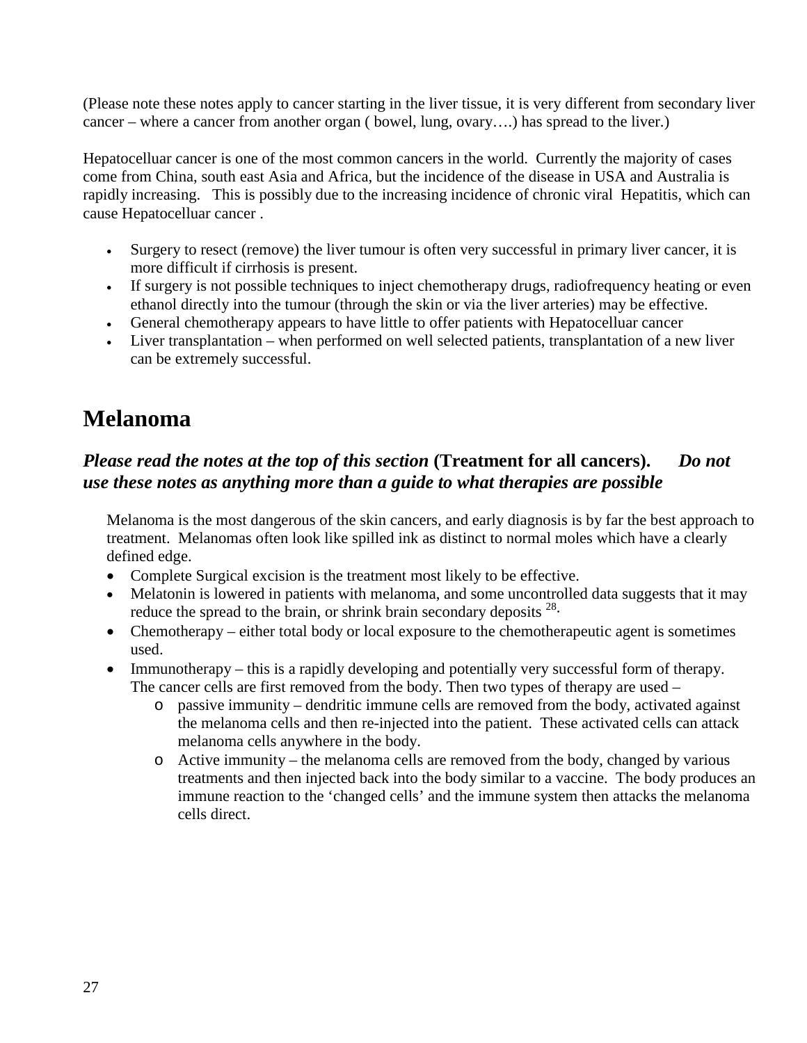(Please note these notes apply to cancer starting in the liver tissue, it is very different from secondary liver cancer – where a cancer from another organ ( bowel, lung, ovary….) has spread to the liver.)

Hepatocelluar cancer is one of the most common cancers in the world. Currently the majority of cases come from China, south east Asia and Africa, but the incidence of the disease in USA and Australia is rapidly increasing. This is possibly due to the increasing incidence of chronic viral Hepatitis, which can cause Hepatocelluar cancer .

- Surgery to resect (remove) the liver tumour is often very successful in primary liver cancer, it is more difficult if cirrhosis is present.
- If surgery is not possible techniques to inject chemotherapy drugs, radiofrequency heating or even ethanol directly into the tumour (through the skin or via the liver arteries) may be effective.
- General chemotherapy appears to have little to offer patients with Hepatocelluar cancer
- Liver transplantation – when performed on well selected patients, transplantation of a new liver can be extremely successful.

# Melanoma

## *Please read the notes at the top of this section* **(Treatment for all cancers).** *Do not use these notes as anything more than a guide to what therapies are possible*

Melanoma is the most dangerous of the skin cancers, and early diagnosis is by far the best approach to treatment. Melanomas often look like spilled ink as distinct to normal moles which have a clearly defined edge.

- Complete Surgical excision is the treatment most likely to be effective.
- Melatonin is lowered in patients with melanoma, and some uncontrolled data suggests that it may reduce the spread to the brain, or shrink brain secondary deposits [28].
- Chemotherapy – either total body or local exposure to the chemotherapeutic agent is sometimes used.
- Immunotherapy – this is a rapidly developing and potentially very successful form of therapy. The cancer cells are first removed from the body. Then two types of therapy are used –
    - passive immunity – dendritic immune cells are removed from the body, activated against the melanoma cells and then re-injected into the patient. These activated cells can attack melanoma cells anywhere in the body.
    - Active immunity – the melanoma cells are removed from the body, changed by various treatments and then injected back into the body similar to a vaccine. The body produces an immune reaction to the 'changed cells' and the immune system then attacks the melanoma cells direct.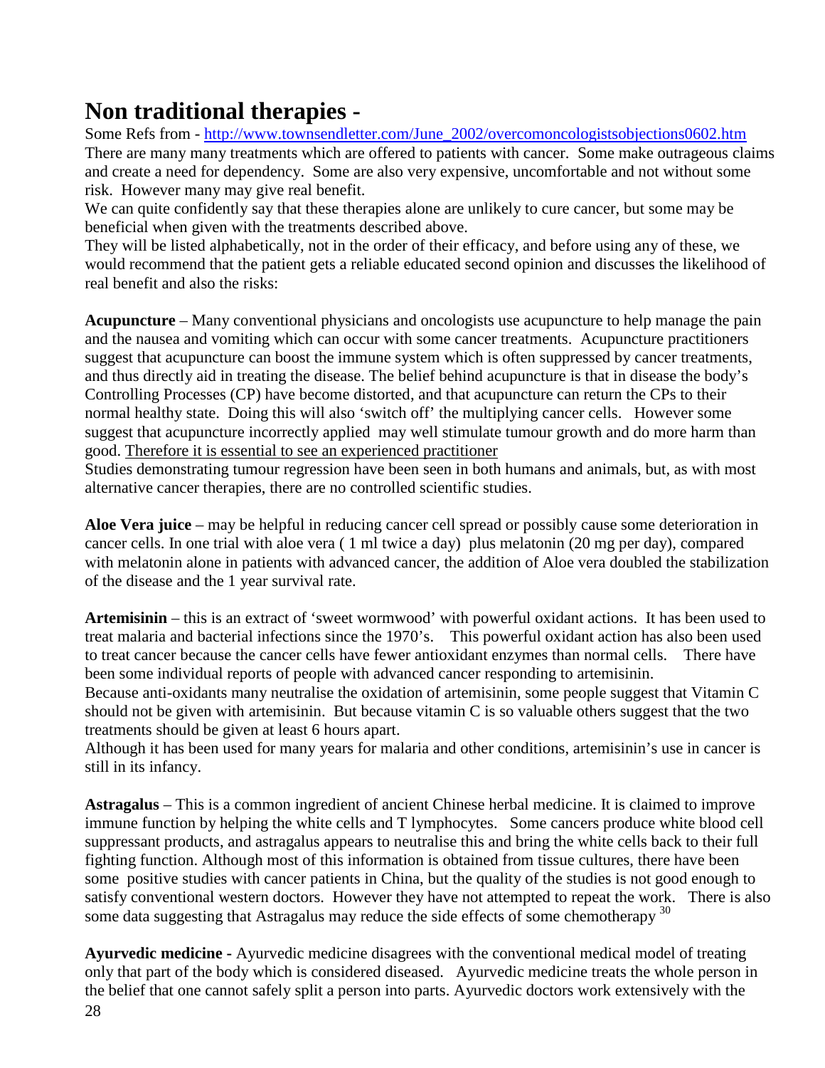# Non traditional therapies -

Some Refs from - http://www.townsendletter.com/June_2002/overcomoncologistsobjections0602.htm

There are many many treatments which are offered to patients with cancer. Some make outrageous claims and create a need for dependency. Some are also very expensive, uncomfortable and not without some risk. However many may give real benefit.

We can quite confidently say that these therapies alone are unlikely to cure cancer, but some may be beneficial when given with the treatments described above.

They will be listed alphabetically, not in the order of their efficacy, and before using any of these, we would recommend that the patient gets a reliable educated second opinion and discusses the likelihood of real benefit and also the risks:

**Acupuncture** – Many conventional physicians and oncologists use acupuncture to help manage the pain and the nausea and vomiting which can occur with some cancer treatments. Acupuncture practitioners suggest that acupuncture can boost the immune system which is often suppressed by cancer treatments, and thus directly aid in treating the disease. The belief behind acupuncture is that in disease the body's Controlling Processes (CP) have become distorted, and that acupuncture can return the CPs to their normal healthy state. Doing this will also 'switch off' the multiplying cancer cells. However some suggest that acupuncture incorrectly applied may well stimulate tumour growth and do more harm than good. Therefore it is essential to see an experienced practitioner

Studies demonstrating tumour regression have been seen in both humans and animals, but, as with most alternative cancer therapies, there are no controlled scientific studies.

**Aloe Vera juice** – may be helpful in reducing cancer cell spread or possibly cause some deterioration in cancer cells. In one trial with aloe vera ( 1 ml twice a day) plus melatonin (20 mg per day), compared with melatonin alone in patients with advanced cancer, the addition of Aloe vera doubled the stabilization of the disease and the 1 year survival rate.

**Artemisinin** – this is an extract of 'sweet wormwood' with powerful oxidant actions. It has been used to treat malaria and bacterial infections since the 1970's. This powerful oxidant action has also been used to treat cancer because the cancer cells have fewer antioxidant enzymes than normal cells. There have been some individual reports of people with advanced cancer responding to artemisinin.

Because anti-oxidants many neutralise the oxidation of artemisinin, some people suggest that Vitamin C should not be given with artemisinin. But because vitamin C is so valuable others suggest that the two treatments should be given at least 6 hours apart.

Although it has been used for many years for malaria and other conditions, artemisinin's use in cancer is still in its infancy.

**Astragalus** – This is a common ingredient of ancient Chinese herbal medicine. It is claimed to improve immune function by helping the white cells and T lymphocytes. Some cancers produce white blood cell suppressant products, and astragalus appears to neutralise this and bring the white cells back to their full fighting function. Although most of this information is obtained from tissue cultures, there have been some positive studies with cancer patients in China, but the quality of the studies is not good enough to satisfy conventional western doctors. However they have not attempted to repeat the work. There is also some data suggesting that Astragalus may reduce the side effects of some chemotherapy [30]

**Ayurvedic medicine -** Ayurvedic medicine disagrees with the conventional medical model of treating only that part of the body which is considered diseased. Ayurvedic medicine treats the whole person in the belief that one cannot safely split a person into parts. Ayurvedic doctors work extensively with the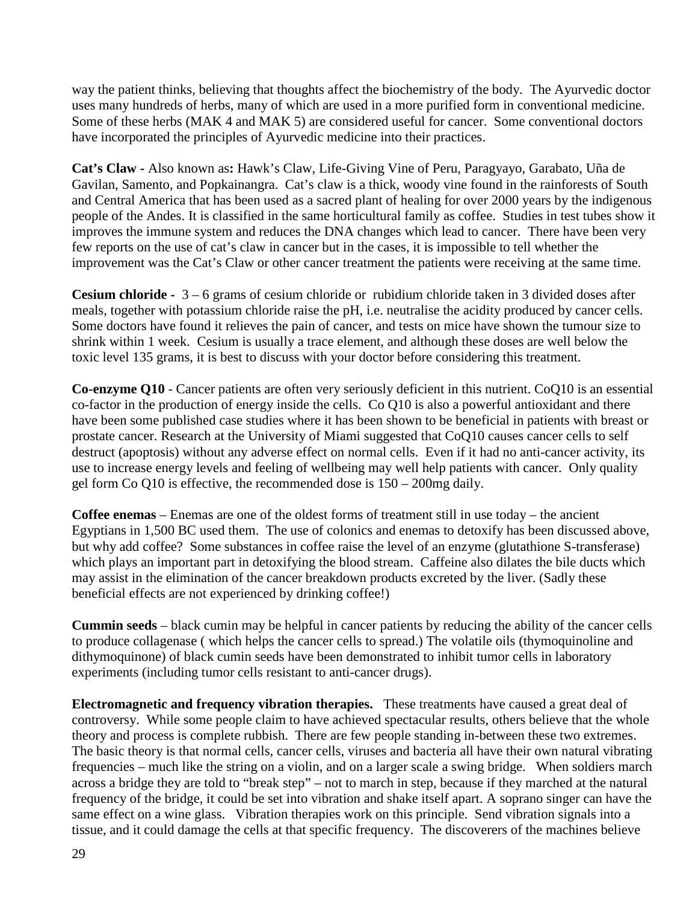way the patient thinks, believing that thoughts affect the biochemistry of the body. The Ayurvedic doctor uses many hundreds of herbs, many of which are used in a more purified form in conventional medicine. Some of these herbs (MAK 4 and MAK 5) are considered useful for cancer. Some conventional doctors have incorporated the principles of Ayurvedic medicine into their practices.

**Cat's Claw -** Also known as**:** Hawk's Claw, Life-Giving Vine of Peru, Paragyayo, Garabato, Uña de Gavilan, Samento, and Popkainangra. Cat's claw is a thick, woody vine found in the rainforests of South and Central America that has been used as a sacred plant of healing for over 2000 years by the indigenous people of the Andes. It is classified in the same horticultural family as coffee. Studies in test tubes show it improves the immune system and reduces the DNA changes which lead to cancer. There have been very few reports on the use of cat's claw in cancer but in the cases, it is impossible to tell whether the improvement was the Cat's Claw or other cancer treatment the patients were receiving at the same time.

**Cesium chloride -** 3 – 6 grams of cesium chloride or rubidium chloride taken in 3 divided doses after meals, together with potassium chloride raise the pH, i.e. neutralise the acidity produced by cancer cells. Some doctors have found it relieves the pain of cancer, and tests on mice have shown the tumour size to shrink within 1 week. Cesium is usually a trace element, and although these doses are well below the toxic level 135 grams, it is best to discuss with your doctor before considering this treatment.

**Co-enzyme Q10** - Cancer patients are often very seriously deficient in this nutrient. CoQ10 is an essential co-factor in the production of energy inside the cells. Co Q10 is also a powerful antioxidant and there have been some published case studies where it has been shown to be beneficial in patients with breast or prostate cancer. Research at the University of Miami suggested that CoQ10 causes cancer cells to self destruct (apoptosis) without any adverse effect on normal cells. Even if it had no anti-cancer activity, its use to increase energy levels and feeling of wellbeing may well help patients with cancer. Only quality gel form Co Q10 is effective, the recommended dose is 150 – 200mg daily.

**Coffee enemas** – Enemas are one of the oldest forms of treatment still in use today – the ancient Egyptians in 1,500 BC used them. The use of colonics and enemas to detoxify has been discussed above, but why add coffee? Some substances in coffee raise the level of an enzyme (glutathione S-transferase) which plays an important part in detoxifying the blood stream. Caffeine also dilates the bile ducts which may assist in the elimination of the cancer breakdown products excreted by the liver. (Sadly these beneficial effects are not experienced by drinking coffee!)

**Cummin seeds** – black cumin may be helpful in cancer patients by reducing the ability of the cancer cells to produce collagenase ( which helps the cancer cells to spread.) The volatile oils (thymoquinoline and dithymoquinone) of black cumin seeds have been demonstrated to inhibit tumor cells in laboratory experiments (including tumor cells resistant to anti-cancer drugs).

**Electromagnetic and frequency vibration therapies.** These treatments have caused a great deal of controversy. While some people claim to have achieved spectacular results, others believe that the whole theory and process is complete rubbish. There are few people standing in-between these two extremes. The basic theory is that normal cells, cancer cells, viruses and bacteria all have their own natural vibrating frequencies – much like the string on a violin, and on a larger scale a swing bridge. When soldiers march across a bridge they are told to "break step" – not to march in step, because if they marched at the natural frequency of the bridge, it could be set into vibration and shake itself apart. A soprano singer can have the same effect on a wine glass. Vibration therapies work on this principle. Send vibration signals into a tissue, and it could damage the cells at that specific frequency. The discoverers of the machines believe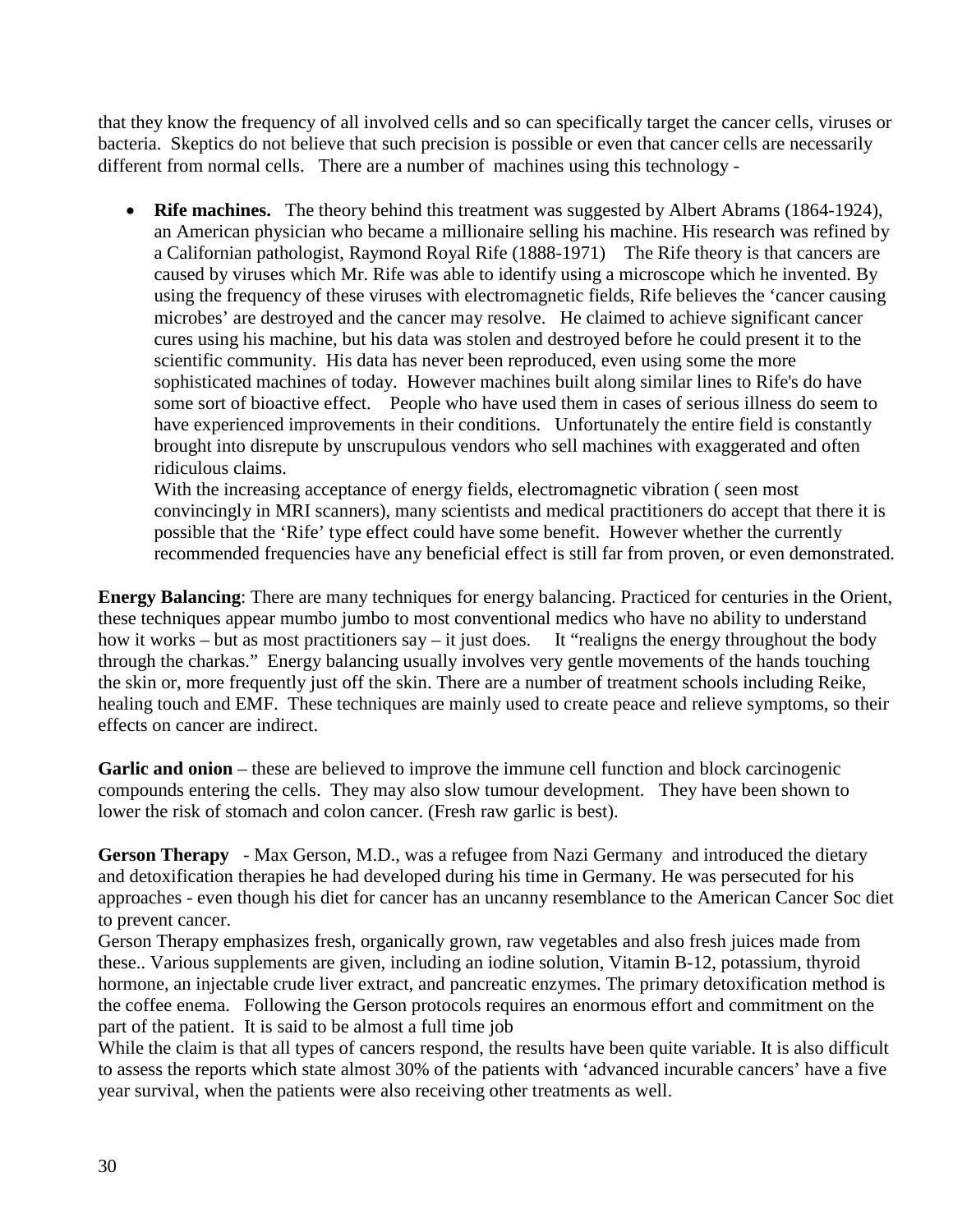that they know the frequency of all involved cells and so can specifically target the cancer cells, viruses or bacteria. Skeptics do not believe that such precision is possible or even that cancer cells are necessarily different from normal cells. There are a number of machines using this technology -

- **Rife machines.** The theory behind this treatment was suggested by Albert Abrams (1864-1924), an American physician who became a millionaire selling his machine. His research was refined by a Californian pathologist, Raymond Royal Rife (1888-1971) The Rife theory is that cancers are caused by viruses which Mr. Rife was able to identify using a microscope which he invented. By using the frequency of these viruses with electromagnetic fields, Rife believes the 'cancer causing microbes' are destroyed and the cancer may resolve. He claimed to achieve significant cancer cures using his machine, but his data was stolen and destroyed before he could present it to the scientific community. His data has never been reproduced, even using some the more sophisticated machines of today. However machines built along similar lines to Rife's do have some sort of bioactive effect. People who have used them in cases of serious illness do seem to have experienced improvements in their conditions. Unfortunately the entire field is constantly brought into disrepute by unscrupulous vendors who sell machines with exaggerated and often ridiculous claims.
  With the increasing acceptance of energy fields, electromagnetic vibration ( seen most convincingly in MRI scanners), many scientists and medical practitioners do accept that there it is possible that the 'Rife' type effect could have some benefit. However whether the currently recommended frequencies have any beneficial effect is still far from proven, or even demonstrated.

**Energy Balancing**: There are many techniques for energy balancing. Practiced for centuries in the Orient, these techniques appear mumbo jumbo to most conventional medics who have no ability to understand how it works – but as most practitioners say – it just does. It "realigns the energy throughout the body through the charkas." Energy balancing usually involves very gentle movements of the hands touching the skin or, more frequently just off the skin. There are a number of treatment schools including Reike, healing touch and EMF. These techniques are mainly used to create peace and relieve symptoms, so their effects on cancer are indirect.

**Garlic and onion** – these are believed to improve the immune cell function and block carcinogenic compounds entering the cells. They may also slow tumour development. They have been shown to lower the risk of stomach and colon cancer. (Fresh raw garlic is best).

**Gerson Therapy** - Max Gerson, M.D., was a refugee from Nazi Germany and introduced the dietary and detoxification therapies he had developed during his time in Germany. He was persecuted for his approaches - even though his diet for cancer has an uncanny resemblance to the American Cancer Soc diet to prevent cancer.
Gerson Therapy emphasizes fresh, organically grown, raw vegetables and also fresh juices made from these.. Various supplements are given, including an iodine solution, Vitamin B-12, potassium, thyroid hormone, an injectable crude liver extract, and pancreatic enzymes. The primary detoxification method is the coffee enema. Following the Gerson protocols requires an enormous effort and commitment on the part of the patient. It is said to be almost a full time job
While the claim is that all types of cancers respond, the results have been quite variable. It is also difficult to assess the reports which state almost 30% of the patients with 'advanced incurable cancers' have a five year survival, when the patients were also receiving other treatments as well.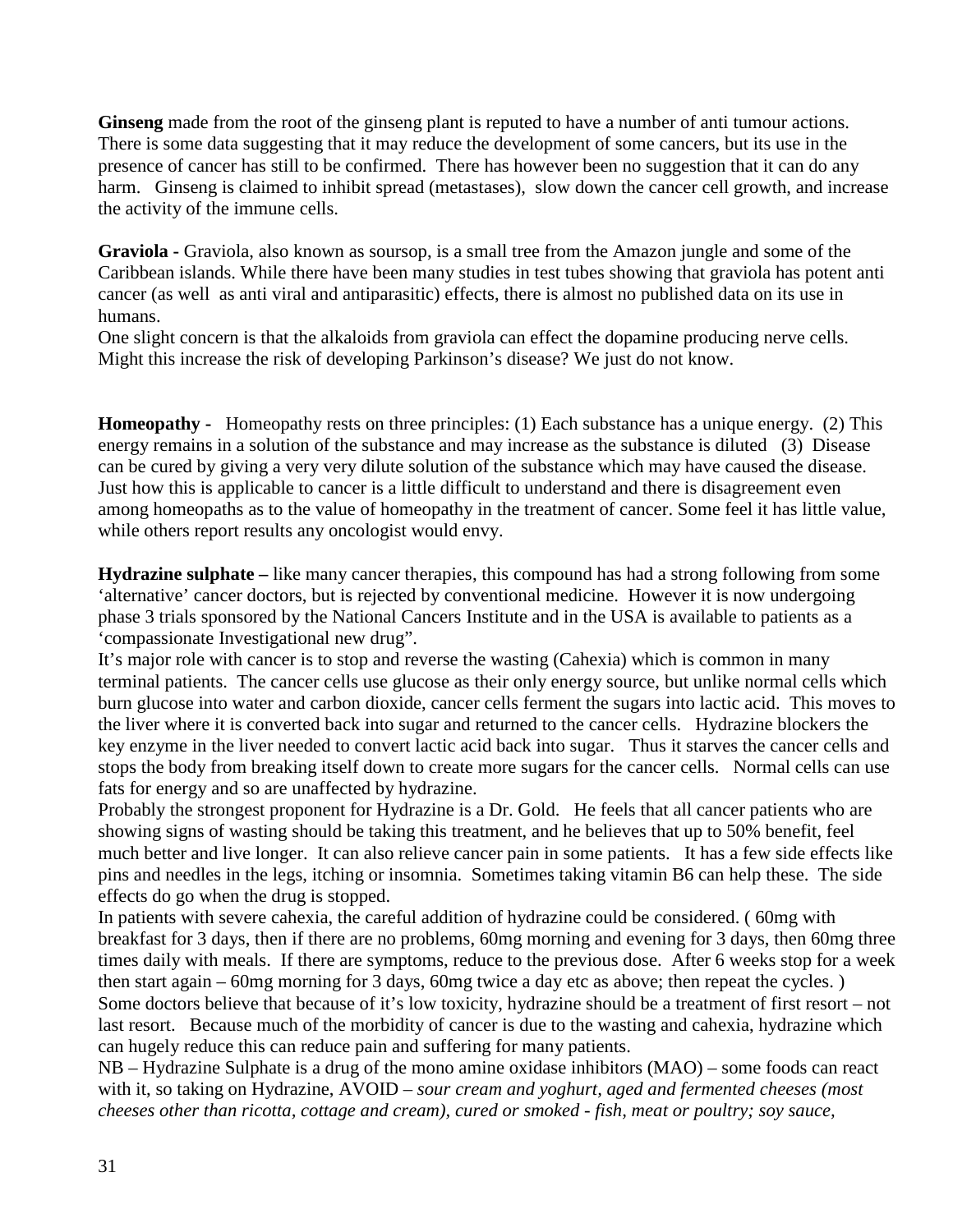**Ginseng** made from the root of the ginseng plant is reputed to have a number of anti tumour actions. There is some data suggesting that it may reduce the development of some cancers, but its use in the presence of cancer has still to be confirmed. There has however been no suggestion that it can do any harm. Ginseng is claimed to inhibit spread (metastases), slow down the cancer cell growth, and increase the activity of the immune cells.

**Graviola -** Graviola, also known as soursop, is a small tree from the Amazon jungle and some of the Caribbean islands. While there have been many studies in test tubes showing that graviola has potent anti cancer (as well as anti viral and antiparasitic) effects, there is almost no published data on its use in humans.
One slight concern is that the alkaloids from graviola can effect the dopamine producing nerve cells. Might this increase the risk of developing Parkinson's disease? We just do not know.

**Homeopathy -** Homeopathy rests on three principles: (1) Each substance has a unique energy. (2) This energy remains in a solution of the substance and may increase as the substance is diluted (3) Disease can be cured by giving a very very dilute solution of the substance which may have caused the disease. Just how this is applicable to cancer is a little difficult to understand and there is disagreement even among homeopaths as to the value of homeopathy in the treatment of cancer. Some feel it has little value, while others report results any oncologist would envy.

**Hydrazine sulphate –** like many cancer therapies, this compound has had a strong following from some 'alternative' cancer doctors, but is rejected by conventional medicine. However it is now undergoing phase 3 trials sponsored by the National Cancers Institute and in the USA is available to patients as a 'compassionate Investigational new drug".
It's major role with cancer is to stop and reverse the wasting (Cahexia) which is common in many terminal patients. The cancer cells use glucose as their only energy source, but unlike normal cells which burn glucose into water and carbon dioxide, cancer cells ferment the sugars into lactic acid. This moves to the liver where it is converted back into sugar and returned to the cancer cells. Hydrazine blockers the key enzyme in the liver needed to convert lactic acid back into sugar. Thus it starves the cancer cells and stops the body from breaking itself down to create more sugars for the cancer cells. Normal cells can use fats for energy and so are unaffected by hydrazine.
Probably the strongest proponent for Hydrazine is a Dr. Gold. He feels that all cancer patients who are showing signs of wasting should be taking this treatment, and he believes that up to 50% benefit, feel much better and live longer. It can also relieve cancer pain in some patients. It has a few side effects like pins and needles in the legs, itching or insomnia. Sometimes taking vitamin B6 can help these. The side effects do go when the drug is stopped.
In patients with severe cahexia, the careful addition of hydrazine could be considered. ( 60mg with breakfast for 3 days, then if there are no problems, 60mg morning and evening for 3 days, then 60mg three times daily with meals. If there are symptoms, reduce to the previous dose. After 6 weeks stop for a week then start again – 60mg morning for 3 days, 60mg twice a day etc as above; then repeat the cycles. )
Some doctors believe that because of it's low toxicity, hydrazine should be a treatment of first resort – not last resort. Because much of the morbidity of cancer is due to the wasting and cahexia, hydrazine which can hugely reduce this can reduce pain and suffering for many patients.
NB – Hydrazine Sulphate is a drug of the mono amine oxidase inhibitors (MAO) – some foods can react with it, so taking on Hydrazine, AVOID – *sour cream and yoghurt, aged and fermented cheeses (most cheeses other than ricotta, cottage and cream), cured or smoked - fish, meat or poultry; soy sauce,*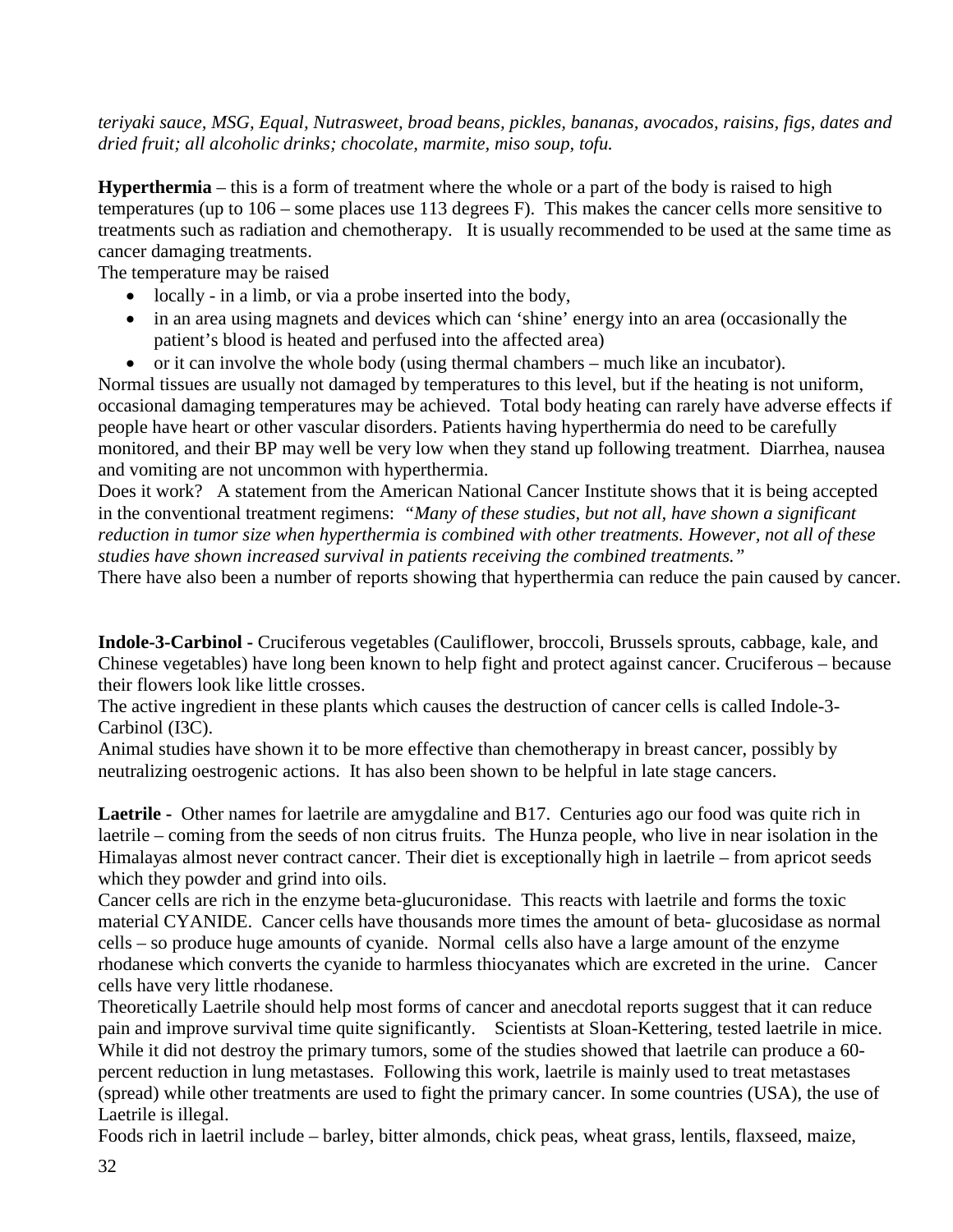*teriyaki sauce, MSG, Equal, Nutrasweet, broad beans, pickles, bananas, avocados, raisins, figs, dates and dried fruit; all alcoholic drinks; chocolate, marmite, miso soup, tofu.*

**Hyperthermia** – this is a form of treatment where the whole or a part of the body is raised to high temperatures (up to 106 – some places use 113 degrees F). This makes the cancer cells more sensitive to treatments such as radiation and chemotherapy. It is usually recommended to be used at the same time as cancer damaging treatments.

The temperature may be raised

- locally - in a limb, or via a probe inserted into the body,
- in an area using magnets and devices which can 'shine' energy into an area (occasionally the patient's blood is heated and perfused into the affected area)
- or it can involve the whole body (using thermal chambers – much like an incubator).

Normal tissues are usually not damaged by temperatures to this level, but if the heating is not uniform, occasional damaging temperatures may be achieved. Total body heating can rarely have adverse effects if people have heart or other vascular disorders. Patients having hyperthermia do need to be carefully monitored, and their BP may well be very low when they stand up following treatment. Diarrhea, nausea and vomiting are not uncommon with hyperthermia.

Does it work? A statement from the American National Cancer Institute shows that it is being accepted in the conventional treatment regimens: *"Many of these studies, but not all, have shown a significant reduction in tumor size when hyperthermia is combined with other treatments. However, not all of these studies have shown increased survival in patients receiving the combined treatments."*

There have also been a number of reports showing that hyperthermia can reduce the pain caused by cancer.

**Indole-3-Carbinol -** Cruciferous vegetables (Cauliflower, broccoli, Brussels sprouts, cabbage, kale, and Chinese vegetables) have long been known to help fight and protect against cancer. Cruciferous – because their flowers look like little crosses.

The active ingredient in these plants which causes the destruction of cancer cells is called Indole-3-Carbinol (I3C).

Animal studies have shown it to be more effective than chemotherapy in breast cancer, possibly by neutralizing oestrogenic actions. It has also been shown to be helpful in late stage cancers.

**Laetrile -** Other names for laetrile are amygdaline and B17. Centuries ago our food was quite rich in laetrile – coming from the seeds of non citrus fruits. The Hunza people, who live in near isolation in the Himalayas almost never contract cancer. Their diet is exceptionally high in laetrile – from apricot seeds which they powder and grind into oils.

Cancer cells are rich in the enzyme beta-glucuronidase. This reacts with laetrile and forms the toxic material CYANIDE. Cancer cells have thousands more times the amount of beta- glucosidase as normal cells – so produce huge amounts of cyanide. Normal cells also have a large amount of the enzyme rhodanese which converts the cyanide to harmless thiocyanates which are excreted in the urine. Cancer cells have very little rhodanese.

Theoretically Laetrile should help most forms of cancer and anecdotal reports suggest that it can reduce pain and improve survival time quite significantly. Scientists at Sloan-Kettering, tested laetrile in mice. While it did not destroy the primary tumors, some of the studies showed that laetrile can produce a 60-percent reduction in lung metastases. Following this work, laetrile is mainly used to treat metastases (spread) while other treatments are used to fight the primary cancer. In some countries (USA), the use of Laetrile is illegal.

Foods rich in laetril include – barley, bitter almonds, chick peas, wheat grass, lentils, flaxseed, maize,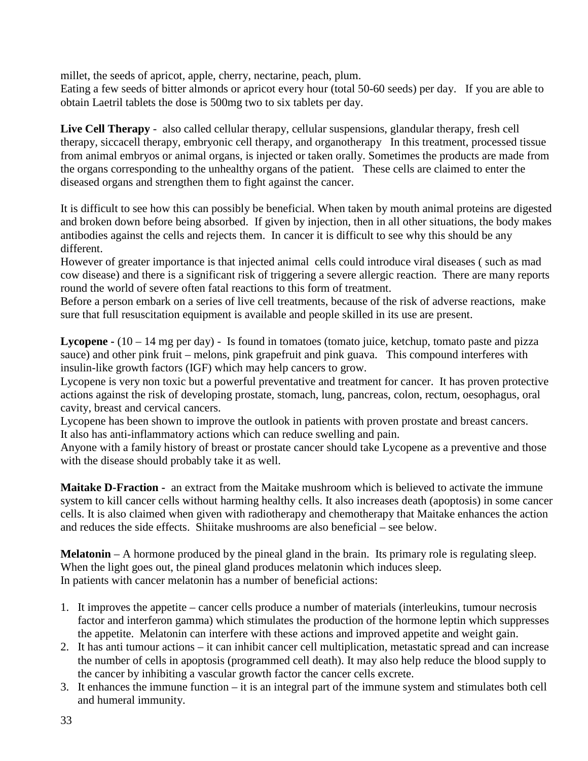millet, the seeds of apricot, apple, cherry, nectarine, peach, plum.
Eating a few seeds of bitter almonds or apricot every hour (total 50-60 seeds) per day. If you are able to obtain Laetril tablets the dose is 500mg two to six tablets per day.

**Live Cell Therapy** - also called cellular therapy, cellular suspensions, glandular therapy, fresh cell therapy, siccacell therapy, embryonic cell therapy, and organotherapy In this treatment, processed tissue from animal embryos or animal organs, is injected or taken orally. Sometimes the products are made from the organs corresponding to the unhealthy organs of the patient. These cells are claimed to enter the diseased organs and strengthen them to fight against the cancer.

It is difficult to see how this can possibly be beneficial. When taken by mouth animal proteins are digested and broken down before being absorbed. If given by injection, then in all other situations, the body makes antibodies against the cells and rejects them. In cancer it is difficult to see why this should be any different.
However of greater importance is that injected animal cells could introduce viral diseases ( such as mad cow disease) and there is a significant risk of triggering a severe allergic reaction. There are many reports round the world of severe often fatal reactions to this form of treatment.
Before a person embark on a series of live cell treatments, because of the risk of adverse reactions, make sure that full resuscitation equipment is available and people skilled in its use are present.

**Lycopene -** (10 – 14 mg per day) - Is found in tomatoes (tomato juice, ketchup, tomato paste and pizza sauce) and other pink fruit – melons, pink grapefruit and pink guava. This compound interferes with insulin-like growth factors (IGF) which may help cancers to grow.
Lycopene is very non toxic but a powerful preventative and treatment for cancer. It has proven protective actions against the risk of developing prostate, stomach, lung, pancreas, colon, rectum, oesophagus, oral cavity, breast and cervical cancers.
Lycopene has been shown to improve the outlook in patients with proven prostate and breast cancers.
It also has anti-inflammatory actions which can reduce swelling and pain.
Anyone with a family history of breast or prostate cancer should take Lycopene as a preventive and those with the disease should probably take it as well.

**Maitake D-Fraction -** an extract from the Maitake mushroom which is believed to activate the immune system to kill cancer cells without harming healthy cells. It also increases death (apoptosis) in some cancer cells. It is also claimed when given with radiotherapy and chemotherapy that Maitake enhances the action and reduces the side effects. Shiitake mushrooms are also beneficial – see below.

**Melatonin** – A hormone produced by the pineal gland in the brain. Its primary role is regulating sleep. When the light goes out, the pineal gland produces melatonin which induces sleep.
In patients with cancer melatonin has a number of beneficial actions:

1. It improves the appetite – cancer cells produce a number of materials (interleukins, tumour necrosis factor and interferon gamma) which stimulates the production of the hormone leptin which suppresses the appetite. Melatonin can interfere with these actions and improved appetite and weight gain.
2. It has anti tumour actions – it can inhibit cancer cell multiplication, metastatic spread and can increase the number of cells in apoptosis (programmed cell death). It may also help reduce the blood supply to the cancer by inhibiting a vascular growth factor the cancer cells excrete.
3. It enhances the immune function – it is an integral part of the immune system and stimulates both cell and humeral immunity.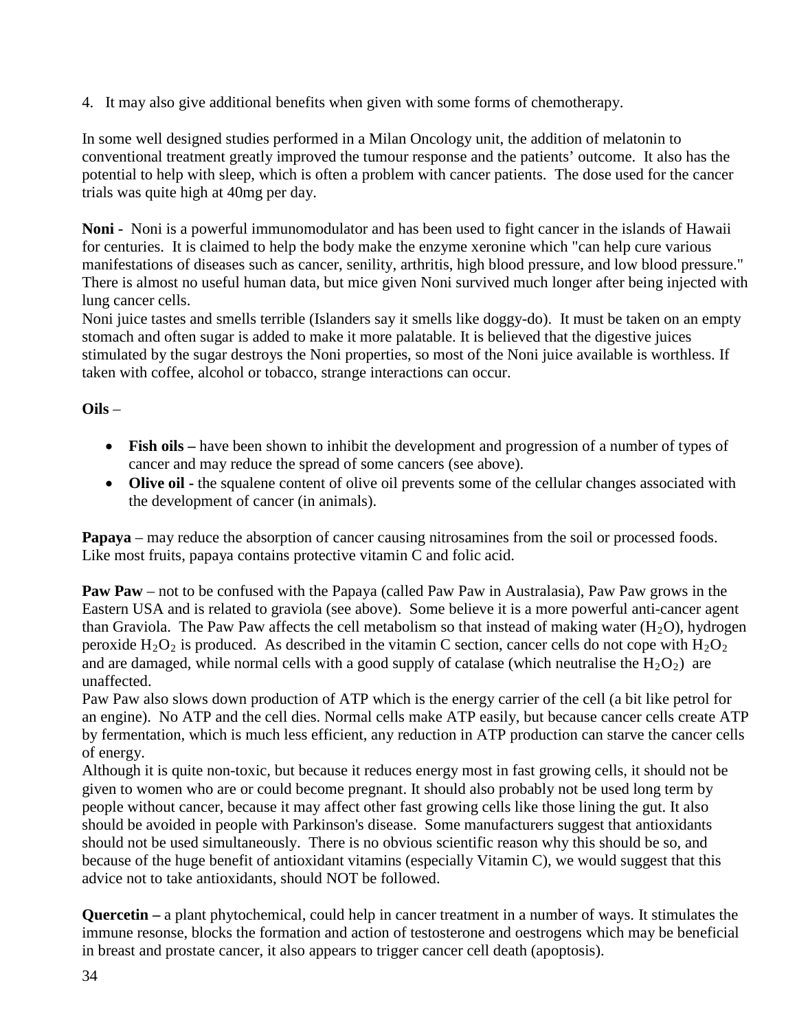4. It may also give additional benefits when given with some forms of chemotherapy.

In some well designed studies performed in a Milan Oncology unit, the addition of melatonin to conventional treatment greatly improved the tumour response and the patients' outcome. It also has the potential to help with sleep, which is often a problem with cancer patients. The dose used for the cancer trials was quite high at 40mg per day.

**Noni -** Noni is a powerful immunomodulator and has been used to fight cancer in the islands of Hawaii for centuries. It is claimed to help the body make the enzyme xeronine which "can help cure various manifestations of diseases such as cancer, senility, arthritis, high blood pressure, and low blood pressure." There is almost no useful human data, but mice given Noni survived much longer after being injected with lung cancer cells.
Noni juice tastes and smells terrible (Islanders say it smells like doggy-do). It must be taken on an empty stomach and often sugar is added to make it more palatable. It is believed that the digestive juices stimulated by the sugar destroys the Noni properties, so most of the Noni juice available is worthless. If taken with coffee, alcohol or tobacco, strange interactions can occur.

**Oils** –

- **Fish oils –** have been shown to inhibit the development and progression of a number of types of cancer and may reduce the spread of some cancers (see above).
- **Olive oil -** the squalene content of olive oil prevents some of the cellular changes associated with the development of cancer (in animals).

**Papaya** – may reduce the absorption of cancer causing nitrosamines from the soil or processed foods. Like most fruits, papaya contains protective vitamin C and folic acid.

**Paw Paw** – not to be confused with the Papaya (called Paw Paw in Australasia), Paw Paw grows in the Eastern USA and is related to graviola (see above). Some believe it is a more powerful anti-cancer agent than Graviola. The Paw Paw affects the cell metabolism so that instead of making water ($H_2O$), hydrogen peroxide $H_2O_2$ is produced. As described in the vitamin C section, cancer cells do not cope with $H_2O_2$ and are damaged, while normal cells with a good supply of catalase (which neutralise the $H_2O_2$) are unaffected.
Paw Paw also slows down production of ATP which is the energy carrier of the cell (a bit like petrol for an engine). No ATP and the cell dies. Normal cells make ATP easily, but because cancer cells create ATP by fermentation, which is much less efficient, any reduction in ATP production can starve the cancer cells of energy.
Although it is quite non-toxic, but because it reduces energy most in fast growing cells, it should not be given to women who are or could become pregnant. It should also probably not be used long term by people without cancer, because it may affect other fast growing cells like those lining the gut. It also should be avoided in people with Parkinson's disease. Some manufacturers suggest that antioxidants should not be used simultaneously. There is no obvious scientific reason why this should be so, and because of the huge benefit of antioxidant vitamins (especially Vitamin C), we would suggest that this advice not to take antioxidants, should NOT be followed.

**Quercetin –** a plant phytochemical, could help in cancer treatment in a number of ways. It stimulates the immune resonse, blocks the formation and action of testosterone and oestrogens which may be beneficial in breast and prostate cancer, it also appears to trigger cancer cell death (apoptosis).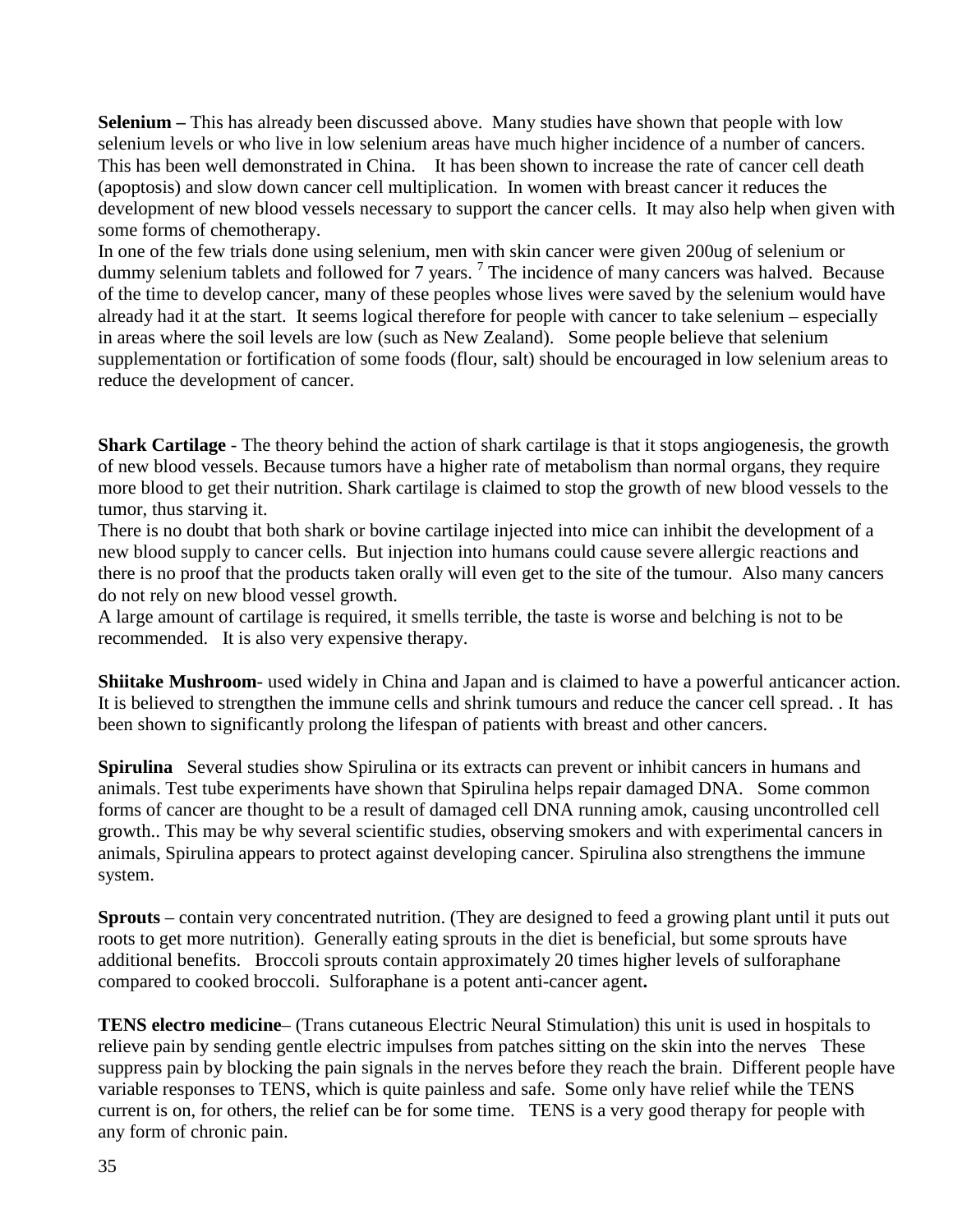**Selenium –** This has already been discussed above. Many studies have shown that people with low selenium levels or who live in low selenium areas have much higher incidence of a number of cancers. This has been well demonstrated in China. It has been shown to increase the rate of cancer cell death (apoptosis) and slow down cancer cell multiplication. In women with breast cancer it reduces the development of new blood vessels necessary to support the cancer cells. It may also help when given with some forms of chemotherapy.

In one of the few trials done using selenium, men with skin cancer were given 200ug of selenium or dummy selenium tablets and followed for 7 years. [7] The incidence of many cancers was halved. Because of the time to develop cancer, many of these peoples whose lives were saved by the selenium would have already had it at the start. It seems logical therefore for people with cancer to take selenium – especially in areas where the soil levels are low (such as New Zealand). Some people believe that selenium supplementation or fortification of some foods (flour, salt) should be encouraged in low selenium areas to reduce the development of cancer.

**Shark Cartilage** - The theory behind the action of shark cartilage is that it stops angiogenesis, the growth of new blood vessels. Because tumors have a higher rate of metabolism than normal organs, they require more blood to get their nutrition. Shark cartilage is claimed to stop the growth of new blood vessels to the tumor, thus starving it.

There is no doubt that both shark or bovine cartilage injected into mice can inhibit the development of a new blood supply to cancer cells. But injection into humans could cause severe allergic reactions and there is no proof that the products taken orally will even get to the site of the tumour. Also many cancers do not rely on new blood vessel growth.

A large amount of cartilage is required, it smells terrible, the taste is worse and belching is not to be recommended. It is also very expensive therapy.

**Shiitake Mushroom**- used widely in China and Japan and is claimed to have a powerful anticancer action. It is believed to strengthen the immune cells and shrink tumours and reduce the cancer cell spread. . It has been shown to significantly prolong the lifespan of patients with breast and other cancers.

**Spirulina** Several studies show Spirulina or its extracts can prevent or inhibit cancers in humans and animals. Test tube experiments have shown that Spirulina helps repair damaged DNA. Some common forms of cancer are thought to be a result of damaged cell DNA running amok, causing uncontrolled cell growth.. This may be why several scientific studies, observing smokers and with experimental cancers in animals, Spirulina appears to protect against developing cancer. Spirulina also strengthens the immune system.

**Sprouts** – contain very concentrated nutrition. (They are designed to feed a growing plant until it puts out roots to get more nutrition). Generally eating sprouts in the diet is beneficial, but some sprouts have additional benefits. Broccoli sprouts contain approximately 20 times higher levels of sulforaphane compared to cooked broccoli. Sulforaphane is a potent anti-cancer agent**.**

**TENS electro medicine**– (Trans cutaneous Electric Neural Stimulation) this unit is used in hospitals to relieve pain by sending gentle electric impulses from patches sitting on the skin into the nerves These suppress pain by blocking the pain signals in the nerves before they reach the brain. Different people have variable responses to TENS, which is quite painless and safe. Some only have relief while the TENS current is on, for others, the relief can be for some time. TENS is a very good therapy for people with any form of chronic pain.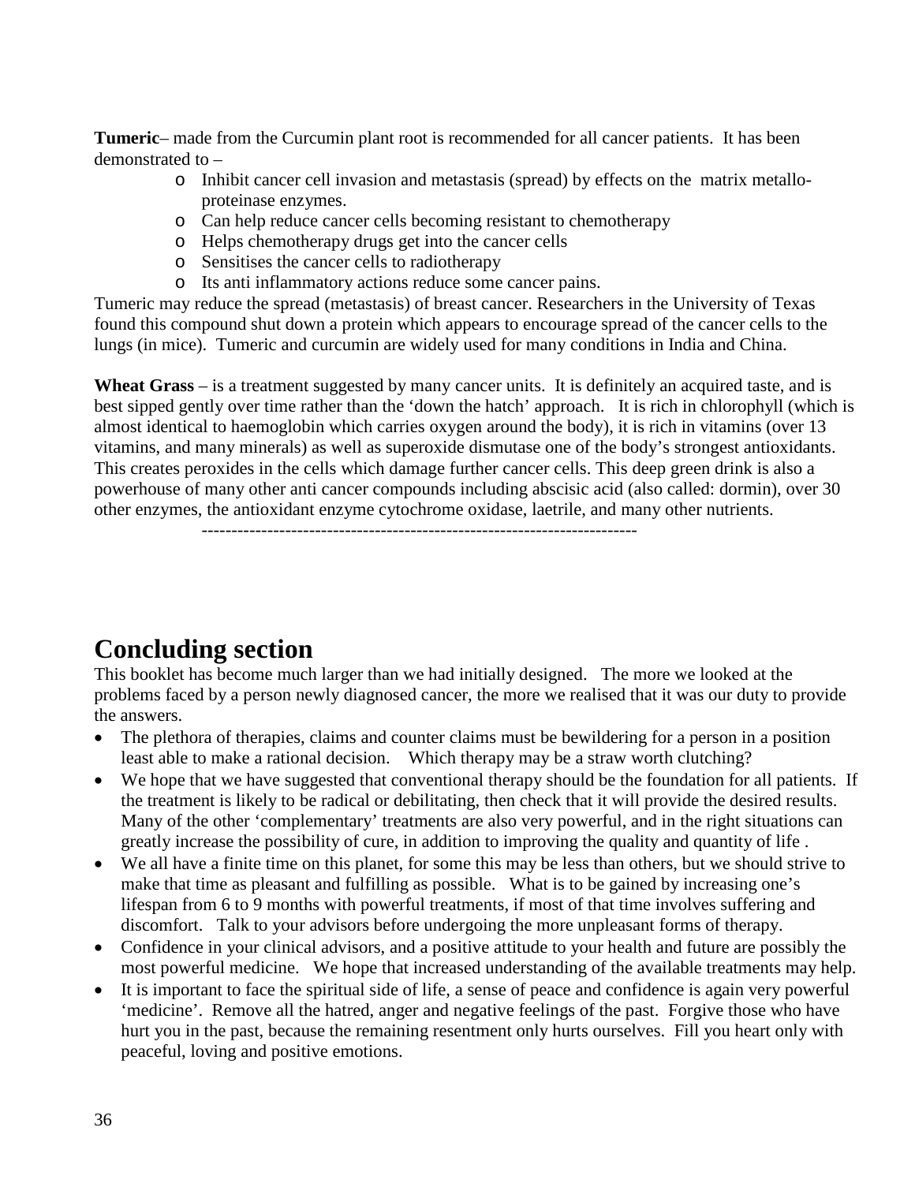**Tumeric**– made from the Curcumin plant root is recommended for all cancer patients. It has been demonstrated to –

- Inhibit cancer cell invasion and metastasis (spread) by effects on the matrix metallo-proteinase enzymes.
- Can help reduce cancer cells becoming resistant to chemotherapy
- Helps chemotherapy drugs get into the cancer cells
- Sensitises the cancer cells to radiotherapy
- Its anti inflammatory actions reduce some cancer pains.

Tumeric may reduce the spread (metastasis) of breast cancer. Researchers in the University of Texas found this compound shut down a protein which appears to encourage spread of the cancer cells to the lungs (in mice). Tumeric and curcumin are widely used for many conditions in India and China.

**Wheat Grass** – is a treatment suggested by many cancer units. It is definitely an acquired taste, and is best sipped gently over time rather than the 'down the hatch' approach. It is rich in chlorophyll (which is almost identical to haemoglobin which carries oxygen around the body), it is rich in vitamins (over 13 vitamins, and many minerals) as well as superoxide dismutase one of the body's strongest antioxidants. This creates peroxides in the cells which damage further cancer cells. This deep green drink is also a powerhouse of many other anti cancer compounds including abscisic acid (also called: dormin), over 30 other enzymes, the antioxidant enzyme cytochrome oxidase, laetrile, and many other nutrients.

---

# Concluding section

This booklet has become much larger than we had initially designed. The more we looked at the problems faced by a person newly diagnosed cancer, the more we realised that it was our duty to provide the answers.

- The plethora of therapies, claims and counter claims must be bewildering for a person in a position least able to make a rational decision. Which therapy may be a straw worth clutching?
- We hope that we have suggested that conventional therapy should be the foundation for all patients. If the treatment is likely to be radical or debilitating, then check that it will provide the desired results. Many of the other 'complementary' treatments are also very powerful, and in the right situations can greatly increase the possibility of cure, in addition to improving the quality and quantity of life .
- We all have a finite time on this planet, for some this may be less than others, but we should strive to make that time as pleasant and fulfilling as possible. What is to be gained by increasing one's lifespan from 6 to 9 months with powerful treatments, if most of that time involves suffering and discomfort. Talk to your advisors before undergoing the more unpleasant forms of therapy.
- Confidence in your clinical advisors, and a positive attitude to your health and future are possibly the most powerful medicine. We hope that increased understanding of the available treatments may help.
- It is important to face the spiritual side of life, a sense of peace and confidence is again very powerful 'medicine'. Remove all the hatred, anger and negative feelings of the past. Forgive those who have hurt you in the past, because the remaining resentment only hurts ourselves. Fill you heart only with peaceful, loving and positive emotions.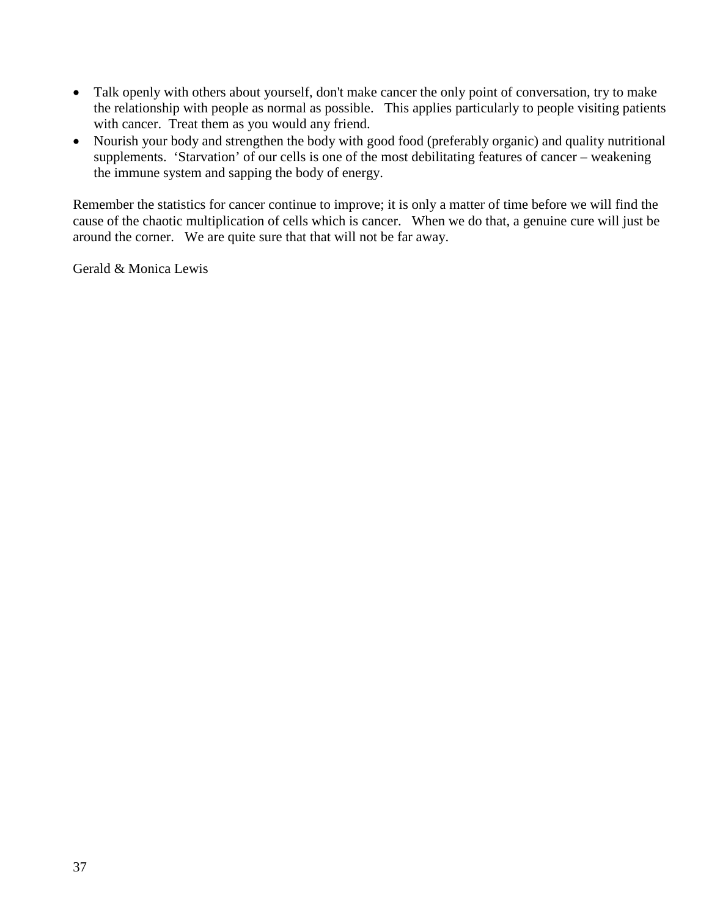- Talk openly with others about yourself, don't make cancer the only point of conversation, try to make the relationship with people as normal as possible. This applies particularly to people visiting patients with cancer. Treat them as you would any friend.
- Nourish your body and strengthen the body with good food (preferably organic) and quality nutritional supplements. 'Starvation' of our cells is one of the most debilitating features of cancer – weakening the immune system and sapping the body of energy.

Remember the statistics for cancer continue to improve; it is only a matter of time before we will find the cause of the chaotic multiplication of cells which is cancer. When we do that, a genuine cure will just be around the corner. We are quite sure that that will not be far away.

Gerald & Monica Lewis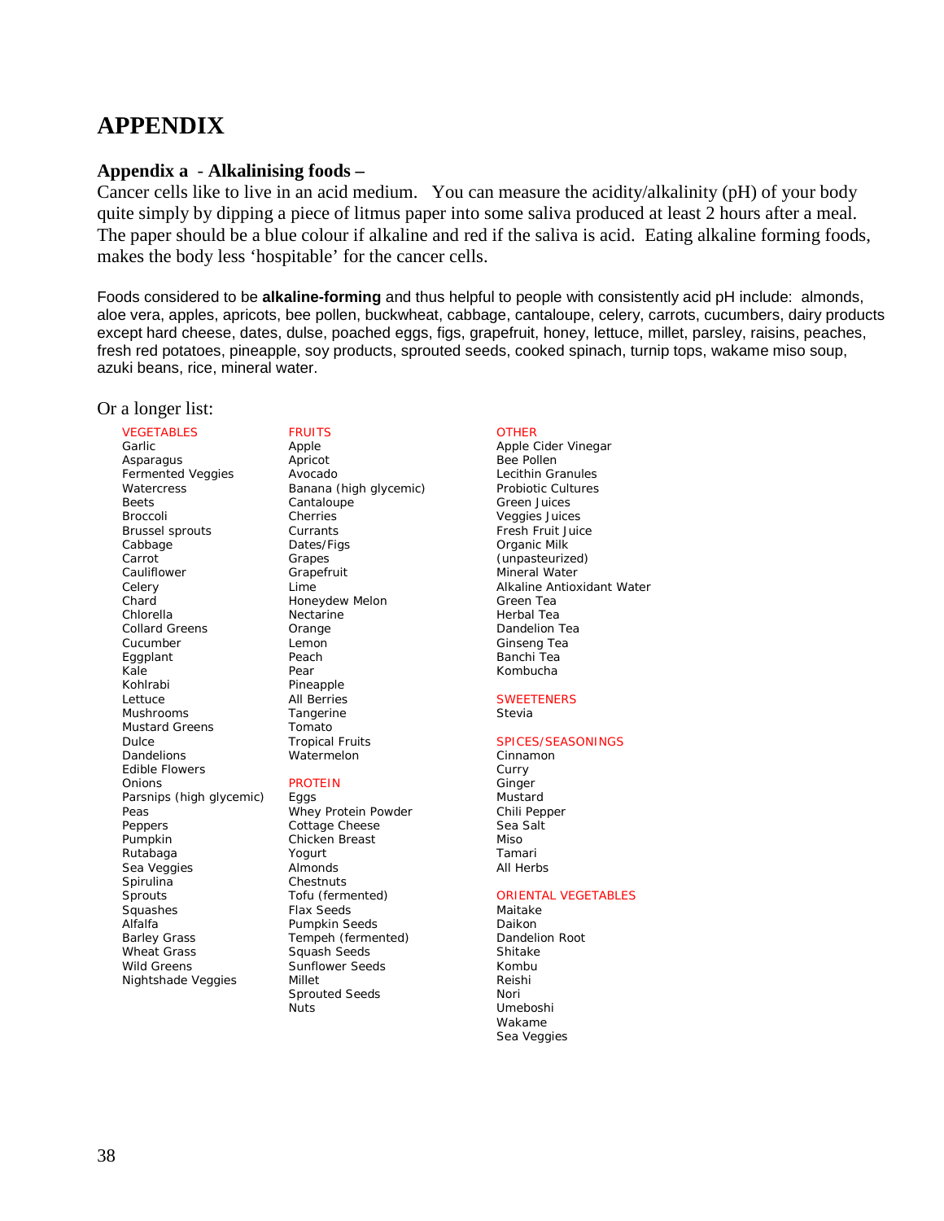# APPENDIX

### Appendix a - Alkalinising foods –

Cancer cells like to live in an acid medium. You can measure the acidity/alkalinity (pH) of your body quite simply by dipping a piece of litmus paper into some saliva produced at least 2 hours after a meal. The paper should be a blue colour if alkaline and red if the saliva is acid. Eating alkaline forming foods, makes the body less 'hospitable' for the cancer cells.

Foods considered to be **alkaline-forming** and thus helpful to people with consistently acid pH include: almonds, aloe vera, apples, apricots, bee pollen, buckwheat, cabbage, cantaloupe, celery, carrots, cucumbers, dairy products except hard cheese, dates, dulse, poached eggs, figs, grapefruit, honey, lettuce, millet, parsley, raisins, peaches, fresh red potatoes, pineapple, soy products, sprouted seeds, cooked spinach, turnip tops, wakame miso soup, azuki beans, rice, mineral water.

Or a longer list:

VEGETABLES
Garlic
Asparagus
Fermented Veggies
Watercress
Beets
Broccoli
Brussel sprouts
Cabbage
Carrot
Cauliflower
Celery
Chard
Chlorella
Collard Greens
Cucumber
Eggplant
Kale
Kohlrabi
Lettuce
Mushrooms
Mustard Greens
Dulce
Dandelions
Edible Flowers
Onions
Parsnips (high glycemic)
Peas
Peppers
Pumpkin
Rutabaga
Sea Veggies
Spirulina
Sprouts
Squashes
Alfalfa
Barley Grass
Wheat Grass
Wild Greens
Nightshade Veggies

FRUITS
Apple
Apricot
Avocado
Banana (high glycemic)
Cantaloupe
Cherries
Currants
Dates/Figs
Grapes
Grapefruit
Lime
Honeydew Melon
Nectarine
Orange
Lemon
Peach
Pear
Pineapple
All Berries
Tangerine
Tomato
Tropical Fruits
Watermelon

PROTEIN
Eggs
Whey Protein Powder
Cottage Cheese
Chicken Breast
Yogurt
Almonds
Chestnuts
Tofu (fermented)
Flax Seeds
Pumpkin Seeds
Tempeh (fermented)
Squash Seeds
Sunflower Seeds
Millet
Sprouted Seeds
Nuts

OTHER
Apple Cider Vinegar
Bee Pollen
Lecithin Granules
Probiotic Cultures
Green Juices
Veggies Juices
Fresh Fruit Juice
Organic Milk (unpasteurized)
Mineral Water
Alkaline Antioxidant Water
Green Tea
Herbal Tea
Dandelion Tea
Ginseng Tea
Banchi Tea
Kombucha

SWEETENERS
Stevia

SPICES/SEASONINGS
Cinnamon
Curry
Ginger
Mustard
Chili Pepper
Sea Salt
Miso
Tamari
All Herbs

ORIENTAL VEGETABLES
Maitake
Daikon
Dandelion Root
Shitake
Kombu
Reishi
Nori
Umeboshi
Wakame
Sea Veggies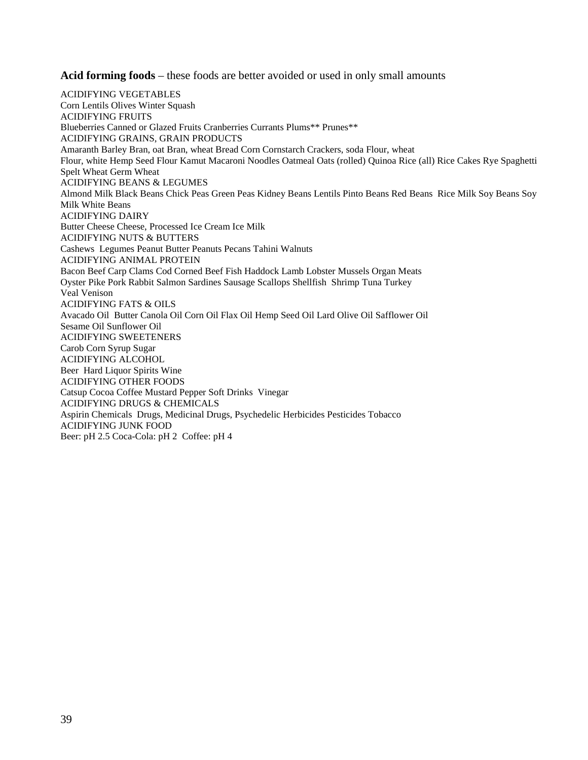**Acid forming foods** – these foods are better avoided or used in only small amounts

ACIDIFYING VEGETABLES
Corn Lentils Olives Winter Squash
ACIDIFYING FRUITS
Blueberries Canned or Glazed Fruits Cranberries Currants Plums** Prunes**
ACIDIFYING GRAINS, GRAIN PRODUCTS
Amaranth Barley Bran, oat Bran, wheat Bread Corn Cornstarch Crackers, soda Flour, wheat
Flour, white Hemp Seed Flour Kamut Macaroni Noodles Oatmeal Oats (rolled) Quinoa Rice (all) Rice Cakes Rye Spaghetti Spelt Wheat Germ Wheat
ACIDIFYING BEANS & LEGUMES
Almond Milk Black Beans Chick Peas Green Peas Kidney Beans Lentils Pinto Beans Red Beans Rice Milk Soy Beans Soy Milk White Beans
ACIDIFYING DAIRY
Butter Cheese Cheese, Processed Ice Cream Ice Milk
ACIDIFYING NUTS & BUTTERS
Cashews Legumes Peanut Butter Peanuts Pecans Tahini Walnuts
ACIDIFYING ANIMAL PROTEIN
Bacon Beef Carp Clams Cod Corned Beef Fish Haddock Lamb Lobster Mussels Organ Meats
Oyster Pike Pork Rabbit Salmon Sardines Sausage Scallops Shellfish Shrimp Tuna Turkey
Veal Venison
ACIDIFYING FATS & OILS
Avacado Oil Butter Canola Oil Corn Oil Flax Oil Hemp Seed Oil Lard Olive Oil Safflower Oil
Sesame Oil Sunflower Oil
ACIDIFYING SWEETENERS
Carob Corn Syrup Sugar
ACIDIFYING ALCOHOL
Beer Hard Liquor Spirits Wine
ACIDIFYING OTHER FOODS
Catsup Cocoa Coffee Mustard Pepper Soft Drinks Vinegar
ACIDIFYING DRUGS & CHEMICALS
Aspirin Chemicals Drugs, Medicinal Drugs, Psychedelic Herbicides Pesticides Tobacco
ACIDIFYING JUNK FOOD
Beer: pH 2.5 Coca-Cola: pH 2 Coffee: pH 4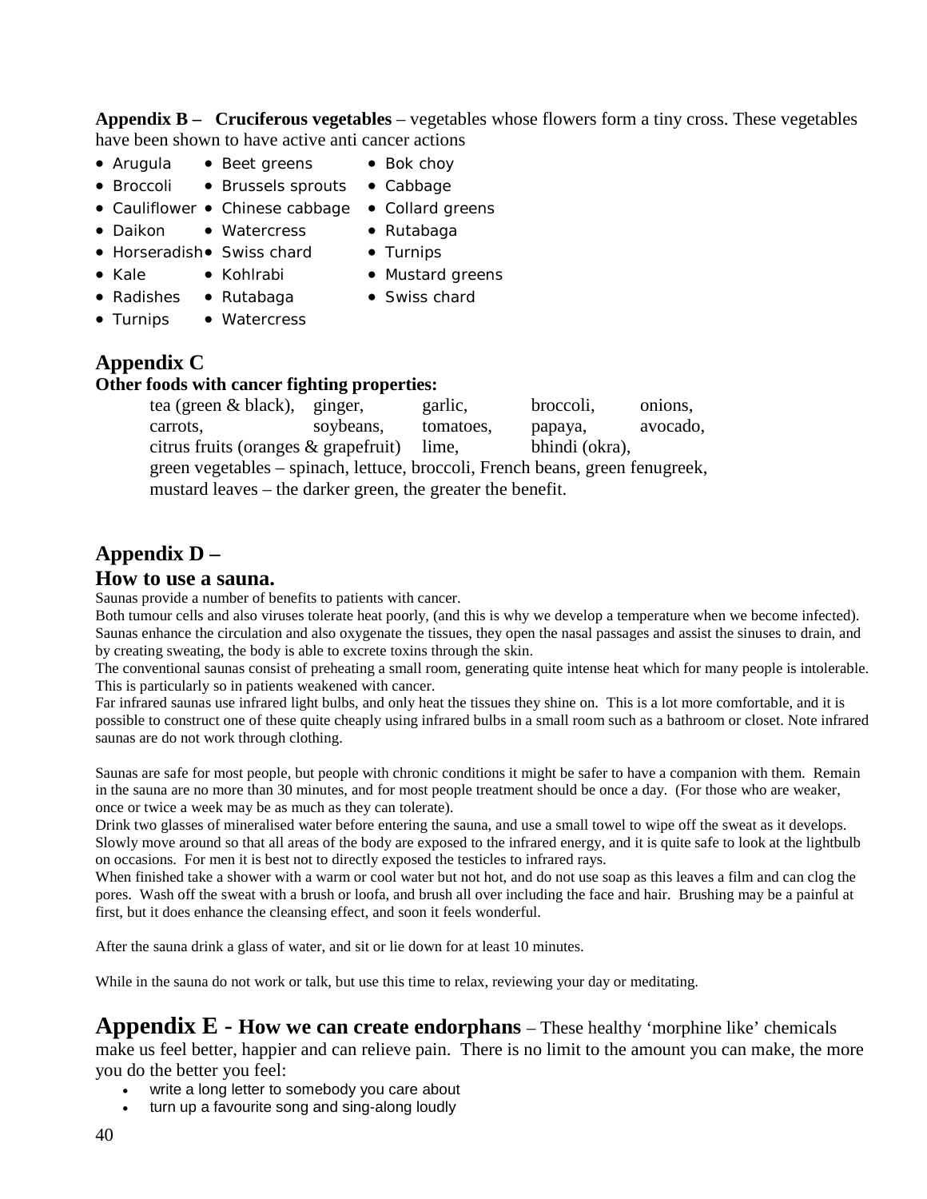**Appendix B – Cruciferous vegetables** – vegetables whose flowers form a tiny cross. These vegetables have been shown to have active anti cancer actions

- Arugula
- Beet greens
- Bok choy
- Broccoli
- Brussels sprouts
- Cabbage
- Cauliflower
- Chinese cabbage
- Collard greens
- Daikon
- Watercress
- Rutabaga
- Horseradish
- Swiss chard
- Turnips
- Kale
- Kohlrabi
- Mustard greens
- Radishes
- Rutabaga
- Swiss chard
- Turnips
- Watercress

## Appendix C

**Other foods with cancer fighting properties:**

tea (green & black), ginger, garlic, broccoli, onions, carrots, soybeans, tomatoes, papaya, avocado, citrus fruits (oranges & grapefruit) lime, bhindi (okra), green vegetables – spinach, lettuce, broccoli, French beans, green fenugreek, mustard leaves – the darker green, the greater the benefit.

## Appendix D – How to use a sauna.

Saunas provide a number of benefits to patients with cancer.

Both tumour cells and also viruses tolerate heat poorly, (and this is why we develop a temperature when we become infected). Saunas enhance the circulation and also oxygenate the tissues, they open the nasal passages and assist the sinuses to drain, and by creating sweating, the body is able to excrete toxins through the skin.

The conventional saunas consist of preheating a small room, generating quite intense heat which for many people is intolerable. This is particularly so in patients weakened with cancer.

Far infrared saunas use infrared light bulbs, and only heat the tissues they shine on. This is a lot more comfortable, and it is possible to construct one of these quite cheaply using infrared bulbs in a small room such as a bathroom or closet. Note infrared saunas are do not work through clothing.

Saunas are safe for most people, but people with chronic conditions it might be safer to have a companion with them. Remain in the sauna are no more than 30 minutes, and for most people treatment should be once a day. (For those who are weaker, once or twice a week may be as much as they can tolerate).

Drink two glasses of mineralised water before entering the sauna, and use a small towel to wipe off the sweat as it develops. Slowly move around so that all areas of the body are exposed to the infrared energy, and it is quite safe to look at the lightbulb on occasions. For men it is best not to directly exposed the testicles to infrared rays.

When finished take a shower with a warm or cool water but not hot, and do not use soap as this leaves a film and can clog the pores. Wash off the sweat with a brush or loofa, and brush all over including the face and hair. Brushing may be a painful at first, but it does enhance the cleansing effect, and soon it feels wonderful.

After the sauna drink a glass of water, and sit or lie down for at least 10 minutes.

While in the sauna do not work or talk, but use this time to relax, reviewing your day or meditating.

## Appendix E - How we can create endorphans

– These healthy 'morphine like' chemicals make us feel better, happier and can relieve pain. There is no limit to the amount you can make, the more you do the better you feel:

- write a long letter to somebody you care about
- turn up a favourite song and sing-along loudly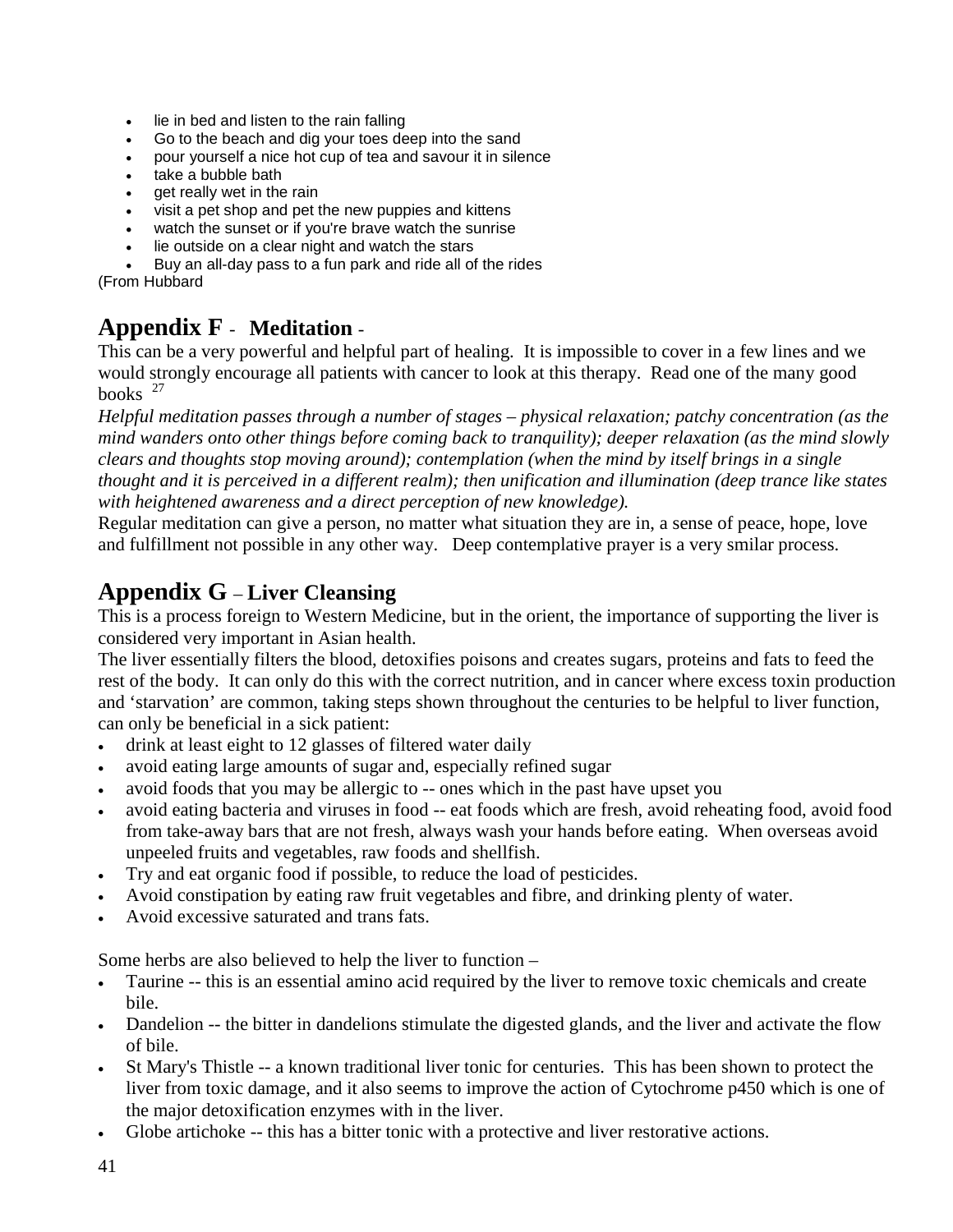- lie in bed and listen to the rain falling
- Go to the beach and dig your toes deep into the sand
- pour yourself a nice hot cup of tea and savour it in silence
- take a bubble bath
- get really wet in the rain
- visit a pet shop and pet the new puppies and kittens
- watch the sunset or if you're brave watch the sunrise
- lie outside on a clear night and watch the stars
- Buy an all-day pass to a fun park and ride all of the rides

(From Hubbard

## Appendix F - Meditation -

This can be a very powerful and helpful part of healing. It is impossible to cover in a few lines and we would strongly encourage all patients with cancer to look at this therapy. Read one of the many good books [27]

*Helpful meditation passes through a number of stages – physical relaxation; patchy concentration (as the mind wanders onto other things before coming back to tranquility); deeper relaxation (as the mind slowly clears and thoughts stop moving around); contemplation (when the mind by itself brings in a single thought and it is perceived in a different realm); then unification and illumination (deep trance like states with heightened awareness and a direct perception of new knowledge).*

Regular meditation can give a person, no matter what situation they are in, a sense of peace, hope, love and fulfillment not possible in any other way. Deep contemplative prayer is a very smilar process.

## Appendix G – Liver Cleansing

This is a process foreign to Western Medicine, but in the orient, the importance of supporting the liver is considered very important in Asian health.

The liver essentially filters the blood, detoxifies poisons and creates sugars, proteins and fats to feed the rest of the body. It can only do this with the correct nutrition, and in cancer where excess toxin production and 'starvation' are common, taking steps shown throughout the centuries to be helpful to liver function, can only be beneficial in a sick patient:

- drink at least eight to 12 glasses of filtered water daily
- avoid eating large amounts of sugar and, especially refined sugar
- avoid foods that you may be allergic to -- ones which in the past have upset you
- avoid eating bacteria and viruses in food -- eat foods which are fresh, avoid reheating food, avoid food from take-away bars that are not fresh, always wash your hands before eating. When overseas avoid unpeeled fruits and vegetables, raw foods and shellfish.
- Try and eat organic food if possible, to reduce the load of pesticides.
- Avoid constipation by eating raw fruit vegetables and fibre, and drinking plenty of water.
- Avoid excessive saturated and trans fats.

Some herbs are also believed to help the liver to function –

- Taurine -- this is an essential amino acid required by the liver to remove toxic chemicals and create bile.
- Dandelion -- the bitter in dandelions stimulate the digested glands, and the liver and activate the flow of bile.
- St Mary's Thistle -- a known traditional liver tonic for centuries. This has been shown to protect the liver from toxic damage, and it also seems to improve the action of Cytochrome p450 which is one of the major detoxification enzymes with in the liver.
- Globe artichoke -- this has a bitter tonic with a protective and liver restorative actions.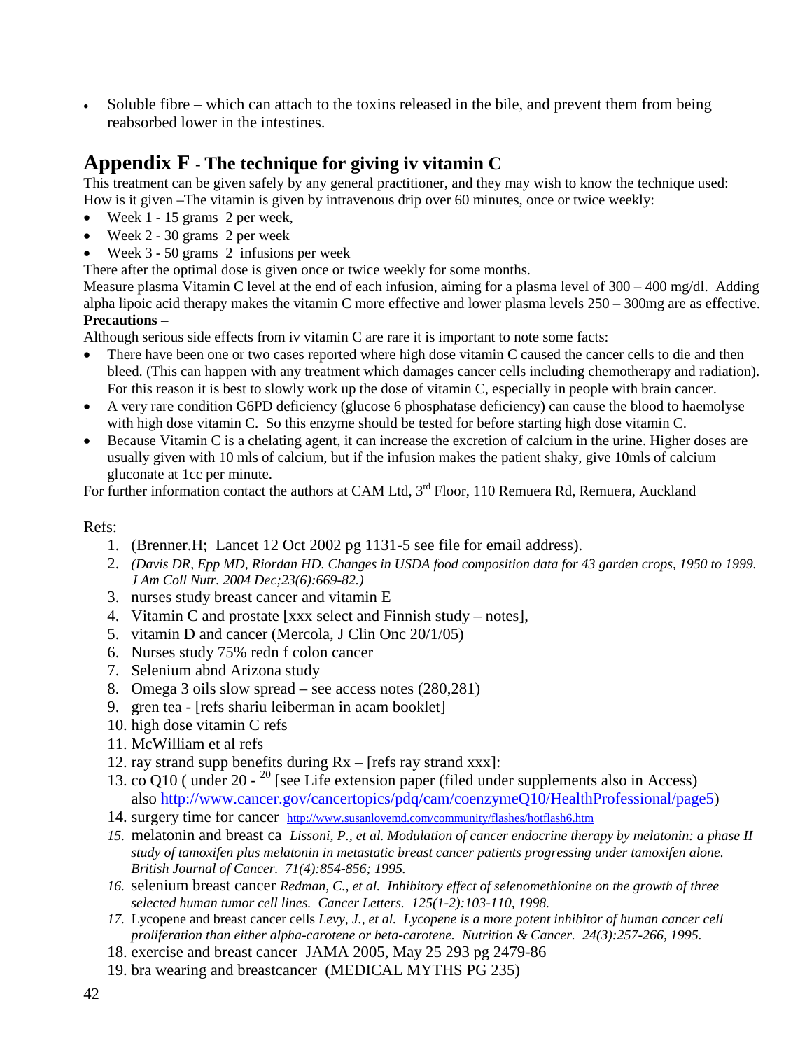- Soluble fibre – which can attach to the toxins released in the bile, and prevent them from being reabsorbed lower in the intestines.

## Appendix F - The technique for giving iv vitamin C

This treatment can be given safely by any general practitioner, and they may wish to know the technique used:
How is it given –The vitamin is given by intravenous drip over 60 minutes, once or twice weekly:

- Week 1 - 15 grams 2 per week,
- Week 2 - 30 grams 2 per week
- Week 3 - 50 grams 2 infusions per week

There after the optimal dose is given once or twice weekly for some months.
Measure plasma Vitamin C level at the end of each infusion, aiming for a plasma level of 300 – 400 mg/dl. Adding alpha lipoic acid therapy makes the vitamin C more effective and lower plasma levels 250 – 300mg are as effective.

**Precautions –**

Although serious side effects from iv vitamin C are rare it is important to note some facts:

- There have been one or two cases reported where high dose vitamin C caused the cancer cells to die and then bleed. (This can happen with any treatment which damages cancer cells including chemotherapy and radiation). For this reason it is best to slowly work up the dose of vitamin C, especially in people with brain cancer.
- A very rare condition G6PD deficiency (glucose 6 phosphatase deficiency) can cause the blood to haemolyse with high dose vitamin C. So this enzyme should be tested for before starting high dose vitamin C.
- Because Vitamin C is a chelating agent, it can increase the excretion of calcium in the urine. Higher doses are usually given with 10 mls of calcium, but if the infusion makes the patient shaky, give 10mls of calcium gluconate at 1cc per minute.

For further information contact the authors at CAM Ltd, 3rd Floor, 110 Remuera Rd, Remuera, Auckland

Refs:

1. (Brenner.H; Lancet 12 Oct 2002 pg 1131-5 see file for email address).
2. *(Davis DR, Epp MD, Riordan HD. Changes in USDA food composition data for 43 garden crops, 1950 to 1999. J Am Coll Nutr. 2004 Dec;23(6):669-82.)*
3. nurses study breast cancer and vitamin E
4. Vitamin C and prostate [xxx select and Finnish study – notes],
5. vitamin D and cancer (Mercola, J Clin Onc 20/1/05)
6. Nurses study 75% redn f colon cancer
7. Selenium abnd Arizona study
8. Omega 3 oils slow spread – see access notes (280,281)
9. gren tea - [refs shariu leiberman in acam booklet]
10. high dose vitamin C refs
11. McWilliam et al refs
12. ray strand supp benefits during Rx – [refs ray strand xxx]:
13. co Q10 ( under 20 - [20] [see Life extension paper (filed under supplements also in Access) also http://www.cancer.gov/cancertopics/pdq/cam/coenzymeQ10/HealthProfessional/page5)
14. surgery time for cancer http://www.susanlovemd.com/community/flashes/hotflash6.htm
15. melatonin and breast ca *Lissoni, P., et al. Modulation of cancer endocrine therapy by melatonin: a phase II study of tamoxifen plus melatonin in metastatic breast cancer patients progressing under tamoxifen alone. British Journal of Cancer. 71(4):854-856; 1995.*
16. selenium breast cancer *Redman, C., et al. Inhibitory effect of selenomethionine on the growth of three selected human tumor cell lines. Cancer Letters. 125(1-2):103-110, 1998.*
17. Lycopene and breast cancer cells *Levy, J., et al. Lycopene is a more potent inhibitor of human cancer cell proliferation than either alpha-carotene or beta-carotene. Nutrition & Cancer. 24(3):257-266, 1995.*
18. exercise and breast cancer JAMA 2005, May 25 293 pg 2479-86
19. bra wearing and breastcancer (MEDICAL MYTHS PG 235)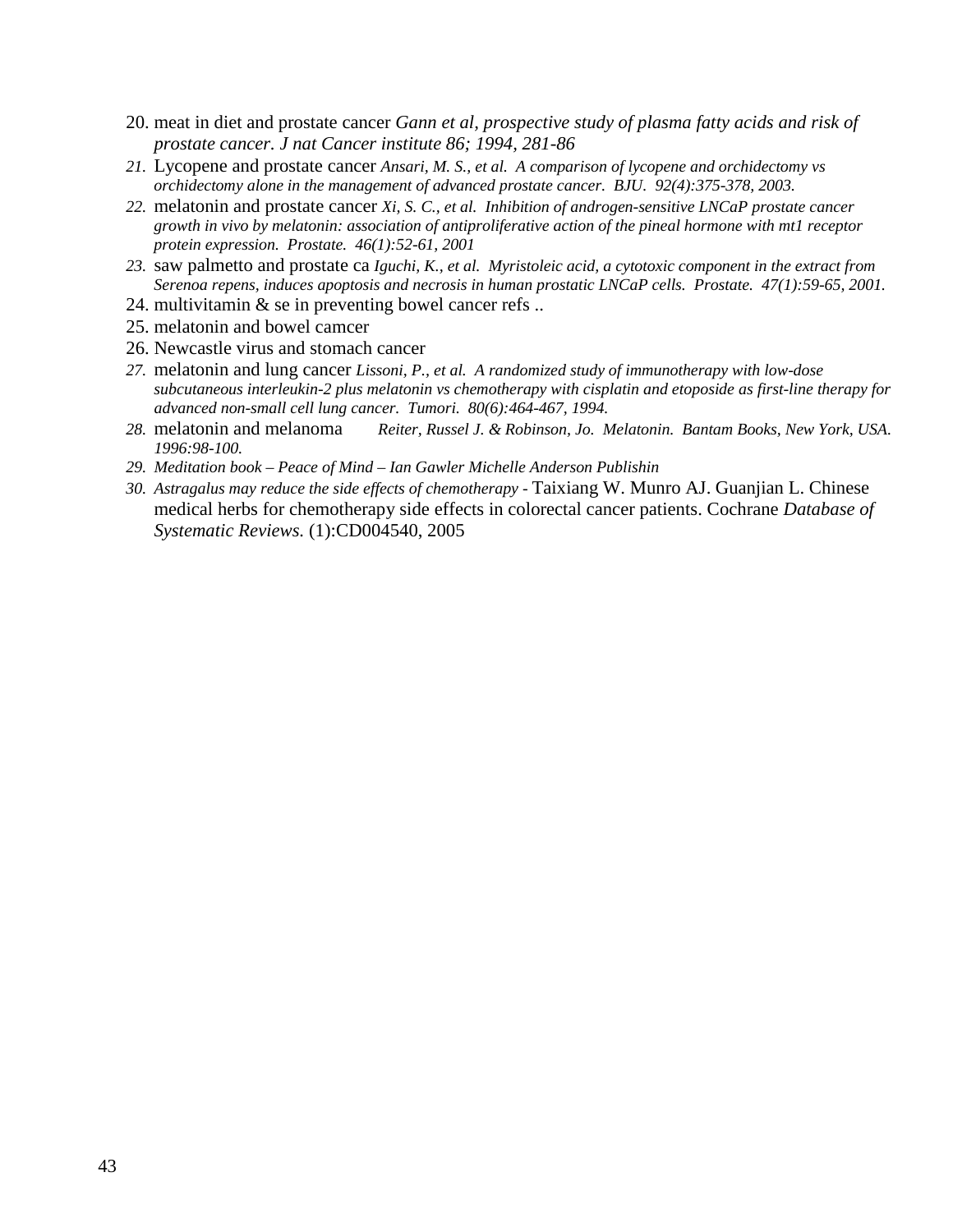20. meat in diet and prostate cancer *Gann et al, prospective study of plasma fatty acids and risk of prostate cancer. J nat Cancer institute 86; 1994, 281-86*
21. Lycopene and prostate cancer *Ansari, M. S., et al. A comparison of lycopene and orchidectomy vs orchidectomy alone in the management of advanced prostate cancer. BJU. 92(4):375-378, 2003.*
22. melatonin and prostate cancer *Xi, S. C., et al. Inhibition of androgen-sensitive LNCaP prostate cancer growth in vivo by melatonin: association of antiproliferative action of the pineal hormone with mt1 receptor protein expression. Prostate. 46(1):52-61, 2001*
23. saw palmetto and prostate ca *Iguchi, K., et al. Myristoleic acid, a cytotoxic component in the extract from Serenoa repens, induces apoptosis and necrosis in human prostatic LNCaP cells. Prostate. 47(1):59-65, 2001.*
24. multivitamin & se in preventing bowel cancer refs ..
25. melatonin and bowel camcer
26. Newcastle virus and stomach cancer
27. melatonin and lung cancer *Lissoni, P., et al. A randomized study of immunotherapy with low-dose subcutaneous interleukin-2 plus melatonin vs chemotherapy with cisplatin and etoposide as first-line therapy for advanced non-small cell lung cancer. Tumori. 80(6):464-467, 1994.*
28. melatonin and melanoma *Reiter, Russel J. & Robinson, Jo. Melatonin. Bantam Books, New York, USA. 1996:98-100.*
29. *Meditation book – Peace of Mind – Ian Gawler Michelle Anderson Publishin*
30. *Astragalus may reduce the side effects of chemotherapy* - Taixiang W. Munro AJ. Guanjian L. Chinese medical herbs for chemotherapy side effects in colorectal cancer patients. Cochrane *Database of Systematic Reviews.* (1):CD004540, 2005